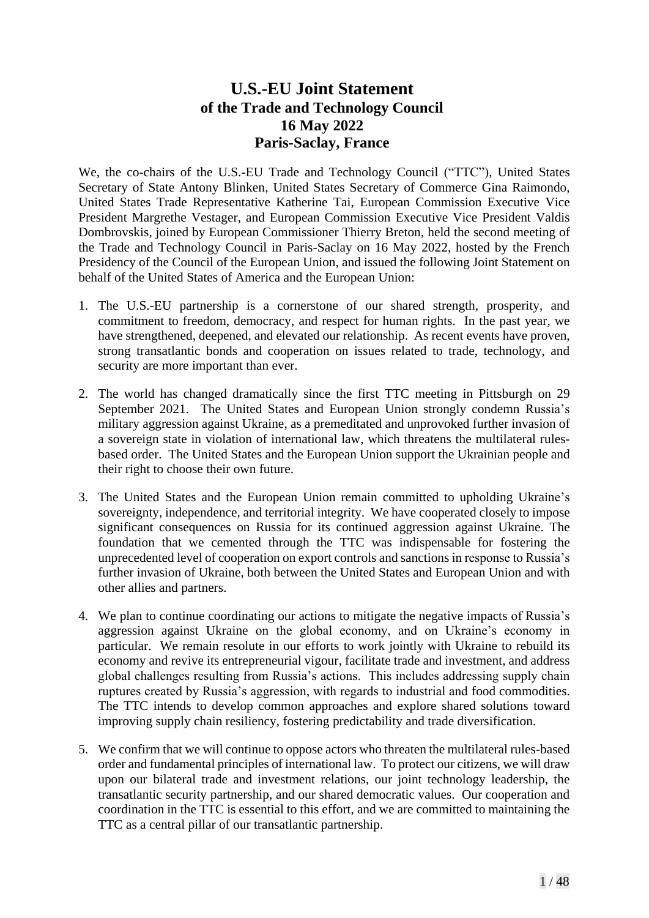# U.S.-EU Joint Statement
## of the Trade and Technology Council
## 16 May 2022
## Paris-Saclay, France

We, the co-chairs of the U.S.-EU Trade and Technology Council ("TTC"), United States Secretary of State Antony Blinken, United States Secretary of Commerce Gina Raimondo, United States Trade Representative Katherine Tai, European Commission Executive Vice President Margrethe Vestager, and European Commission Executive Vice President Valdis Dombrovskis, joined by European Commissioner Thierry Breton, held the second meeting of the Trade and Technology Council in Paris-Saclay on 16 May 2022, hosted by the French Presidency of the Council of the European Union, and issued the following Joint Statement on behalf of the United States of America and the European Union:

1. The U.S.-EU partnership is a cornerstone of our shared strength, prosperity, and commitment to freedom, democracy, and respect for human rights. In the past year, we have strengthened, deepened, and elevated our relationship. As recent events have proven, strong transatlantic bonds and cooperation on issues related to trade, technology, and security are more important than ever.

2. The world has changed dramatically since the first TTC meeting in Pittsburgh on 29 September 2021. The United States and European Union strongly condemn Russia's military aggression against Ukraine, as a premeditated and unprovoked further invasion of a sovereign state in violation of international law, which threatens the multilateral rules-based order. The United States and the European Union support the Ukrainian people and their right to choose their own future.

3. The United States and the European Union remain committed to upholding Ukraine's sovereignty, independence, and territorial integrity. We have cooperated closely to impose significant consequences on Russia for its continued aggression against Ukraine. The foundation that we cemented through the TTC was indispensable for fostering the unprecedented level of cooperation on export controls and sanctions in response to Russia's further invasion of Ukraine, both between the United States and European Union and with other allies and partners.

4. We plan to continue coordinating our actions to mitigate the negative impacts of Russia's aggression against Ukraine on the global economy, and on Ukraine's economy in particular. We remain resolute in our efforts to work jointly with Ukraine to rebuild its economy and revive its entrepreneurial vigour, facilitate trade and investment, and address global challenges resulting from Russia's actions. This includes addressing supply chain ruptures created by Russia's aggression, with regards to industrial and food commodities. The TTC intends to develop common approaches and explore shared solutions toward improving supply chain resiliency, fostering predictability and trade diversification.

5. We confirm that we will continue to oppose actors who threaten the multilateral rules-based order and fundamental principles of international law. To protect our citizens, we will draw upon our bilateral trade and investment relations, our joint technology leadership, the transatlantic security partnership, and our shared democratic values. Our cooperation and coordination in the TTC is essential to this effort, and we are committed to maintaining the TTC as a central pillar of our transatlantic partnership.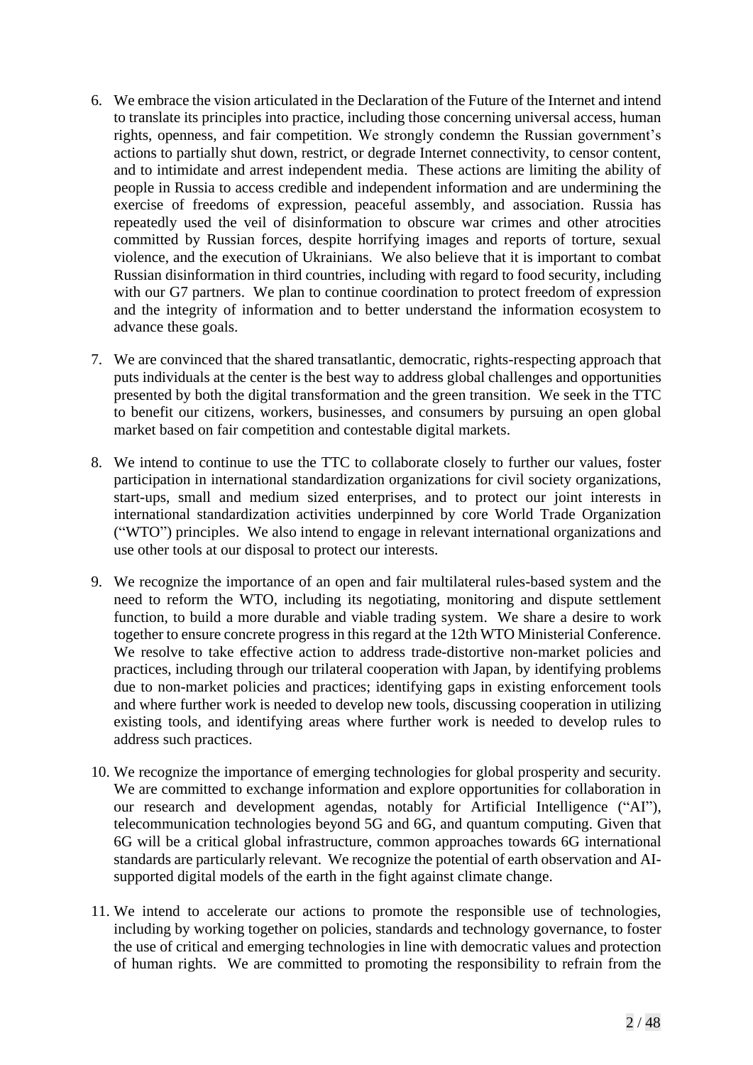6. We embrace the vision articulated in the Declaration of the Future of the Internet and intend to translate its principles into practice, including those concerning universal access, human rights, openness, and fair competition. We strongly condemn the Russian government's actions to partially shut down, restrict, or degrade Internet connectivity, to censor content, and to intimidate and arrest independent media. These actions are limiting the ability of people in Russia to access credible and independent information and are undermining the exercise of freedoms of expression, peaceful assembly, and association. Russia has repeatedly used the veil of disinformation to obscure war crimes and other atrocities committed by Russian forces, despite horrifying images and reports of torture, sexual violence, and the execution of Ukrainians. We also believe that it is important to combat Russian disinformation in third countries, including with regard to food security, including with our G7 partners. We plan to continue coordination to protect freedom of expression and the integrity of information and to better understand the information ecosystem to advance these goals.

7. We are convinced that the shared transatlantic, democratic, rights-respecting approach that puts individuals at the center is the best way to address global challenges and opportunities presented by both the digital transformation and the green transition. We seek in the TTC to benefit our citizens, workers, businesses, and consumers by pursuing an open global market based on fair competition and contestable digital markets.

8. We intend to continue to use the TTC to collaborate closely to further our values, foster participation in international standardization organizations for civil society organizations, start-ups, small and medium sized enterprises, and to protect our joint interests in international standardization activities underpinned by core World Trade Organization ("WTO") principles. We also intend to engage in relevant international organizations and use other tools at our disposal to protect our interests.

9. We recognize the importance of an open and fair multilateral rules-based system and the need to reform the WTO, including its negotiating, monitoring and dispute settlement function, to build a more durable and viable trading system. We share a desire to work together to ensure concrete progress in this regard at the 12th WTO Ministerial Conference. We resolve to take effective action to address trade-distortive non-market policies and practices, including through our trilateral cooperation with Japan, by identifying problems due to non-market policies and practices; identifying gaps in existing enforcement tools and where further work is needed to develop new tools, discussing cooperation in utilizing existing tools, and identifying areas where further work is needed to develop rules to address such practices.

10. We recognize the importance of emerging technologies for global prosperity and security. We are committed to exchange information and explore opportunities for collaboration in our research and development agendas, notably for Artificial Intelligence ("AI"), telecommunication technologies beyond 5G and 6G, and quantum computing. Given that 6G will be a critical global infrastructure, common approaches towards 6G international standards are particularly relevant. We recognize the potential of earth observation and AI-supported digital models of the earth in the fight against climate change.

11. We intend to accelerate our actions to promote the responsible use of technologies, including by working together on policies, standards and technology governance, to foster the use of critical and emerging technologies in line with democratic values and protection of human rights. We are committed to promoting the responsibility to refrain from the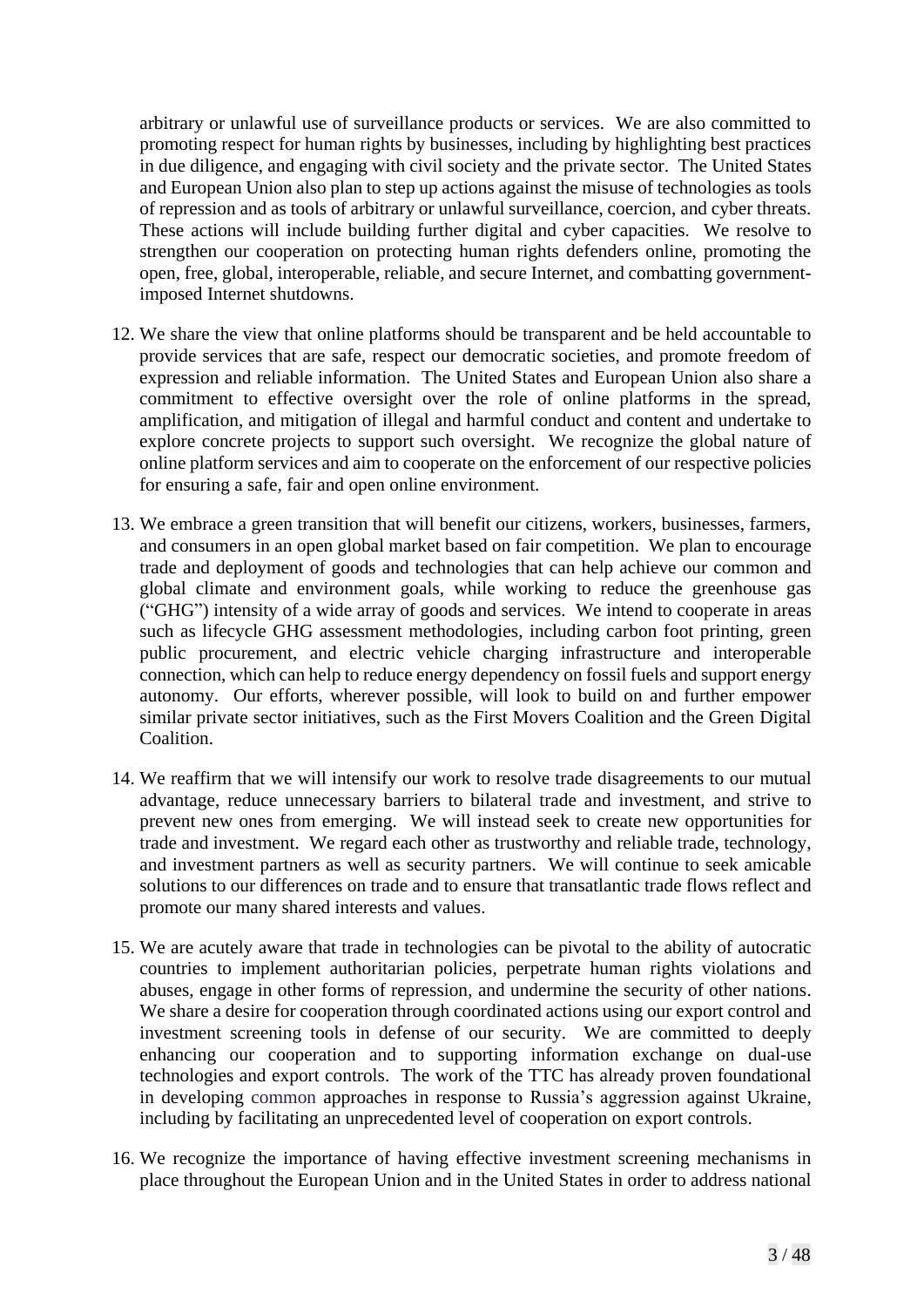arbitrary or unlawful use of surveillance products or services. We are also committed to promoting respect for human rights by businesses, including by highlighting best practices in due diligence, and engaging with civil society and the private sector. The United States and European Union also plan to step up actions against the misuse of technologies as tools of repression and as tools of arbitrary or unlawful surveillance, coercion, and cyber threats. These actions will include building further digital and cyber capacities. We resolve to strengthen our cooperation on protecting human rights defenders online, promoting the open, free, global, interoperable, reliable, and secure Internet, and combatting government-imposed Internet shutdowns.

12. We share the view that online platforms should be transparent and be held accountable to provide services that are safe, respect our democratic societies, and promote freedom of expression and reliable information. The United States and European Union also share a commitment to effective oversight over the role of online platforms in the spread, amplification, and mitigation of illegal and harmful conduct and content and undertake to explore concrete projects to support such oversight. We recognize the global nature of online platform services and aim to cooperate on the enforcement of our respective policies for ensuring a safe, fair and open online environment.

13. We embrace a green transition that will benefit our citizens, workers, businesses, farmers, and consumers in an open global market based on fair competition. We plan to encourage trade and deployment of goods and technologies that can help achieve our common and global climate and environment goals, while working to reduce the greenhouse gas ("GHG") intensity of a wide array of goods and services. We intend to cooperate in areas such as lifecycle GHG assessment methodologies, including carbon foot printing, green public procurement, and electric vehicle charging infrastructure and interoperable connection, which can help to reduce energy dependency on fossil fuels and support energy autonomy. Our efforts, wherever possible, will look to build on and further empower similar private sector initiatives, such as the First Movers Coalition and the Green Digital Coalition.

14. We reaffirm that we will intensify our work to resolve trade disagreements to our mutual advantage, reduce unnecessary barriers to bilateral trade and investment, and strive to prevent new ones from emerging. We will instead seek to create new opportunities for trade and investment. We regard each other as trustworthy and reliable trade, technology, and investment partners as well as security partners. We will continue to seek amicable solutions to our differences on trade and to ensure that transatlantic trade flows reflect and promote our many shared interests and values.

15. We are acutely aware that trade in technologies can be pivotal to the ability of autocratic countries to implement authoritarian policies, perpetrate human rights violations and abuses, engage in other forms of repression, and undermine the security of other nations. We share a desire for cooperation through coordinated actions using our export control and investment screening tools in defense of our security. We are committed to deeply enhancing our cooperation and to supporting information exchange on dual-use technologies and export controls. The work of the TTC has already proven foundational in developing common approaches in response to Russia's aggression against Ukraine, including by facilitating an unprecedented level of cooperation on export controls.

16. We recognize the importance of having effective investment screening mechanisms in place throughout the European Union and in the United States in order to address national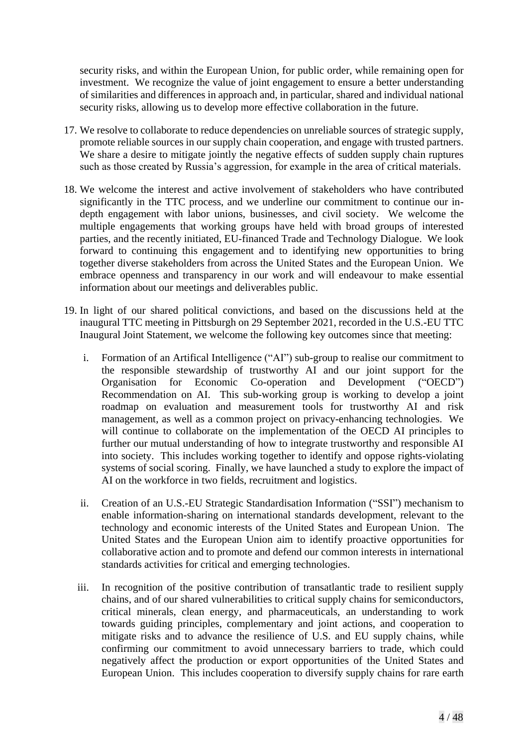security risks, and within the European Union, for public order, while remaining open for investment. We recognize the value of joint engagement to ensure a better understanding of similarities and differences in approach and, in particular, shared and individual national security risks, allowing us to develop more effective collaboration in the future.

17. We resolve to collaborate to reduce dependencies on unreliable sources of strategic supply, promote reliable sources in our supply chain cooperation, and engage with trusted partners. We share a desire to mitigate jointly the negative effects of sudden supply chain ruptures such as those created by Russia's aggression, for example in the area of critical materials.

18. We welcome the interest and active involvement of stakeholders who have contributed significantly in the TTC process, and we underline our commitment to continue our in-depth engagement with labor unions, businesses, and civil society. We welcome the multiple engagements that working groups have held with broad groups of interested parties, and the recently initiated, EU-financed Trade and Technology Dialogue. We look forward to continuing this engagement and to identifying new opportunities to bring together diverse stakeholders from across the United States and the European Union. We embrace openness and transparency in our work and will endeavour to make essential information about our meetings and deliverables public.

19. In light of our shared political convictions, and based on the discussions held at the inaugural TTC meeting in Pittsburgh on 29 September 2021, recorded in the U.S.-EU TTC Inaugural Joint Statement, we welcome the following key outcomes since that meeting:

    i. Formation of an Artifical Intelligence ("AI") sub-group to realise our commitment to the responsible stewardship of trustworthy AI and our joint support for the Organisation for Economic Co-operation and Development ("OECD") Recommendation on AI. This sub-working group is working to develop a joint roadmap on evaluation and measurement tools for trustworthy AI and risk management, as well as a common project on privacy-enhancing technologies. We will continue to collaborate on the implementation of the OECD AI principles to further our mutual understanding of how to integrate trustworthy and responsible AI into society. This includes working together to identify and oppose rights-violating systems of social scoring. Finally, we have launched a study to explore the impact of AI on the workforce in two fields, recruitment and logistics.

    ii. Creation of an U.S.-EU Strategic Standardisation Information ("SSI") mechanism to enable information-sharing on international standards development, relevant to the technology and economic interests of the United States and European Union. The United States and the European Union aim to identify proactive opportunities for collaborative action and to promote and defend our common interests in international standards activities for critical and emerging technologies.

    iii. In recognition of the positive contribution of transatlantic trade to resilient supply chains, and of our shared vulnerabilities to critical supply chains for semiconductors, critical minerals, clean energy, and pharmaceuticals, an understanding to work towards guiding principles, complementary and joint actions, and cooperation to mitigate risks and to advance the resilience of U.S. and EU supply chains, while confirming our commitment to avoid unnecessary barriers to trade, which could negatively affect the production or export opportunities of the United States and European Union. This includes cooperation to diversify supply chains for rare earth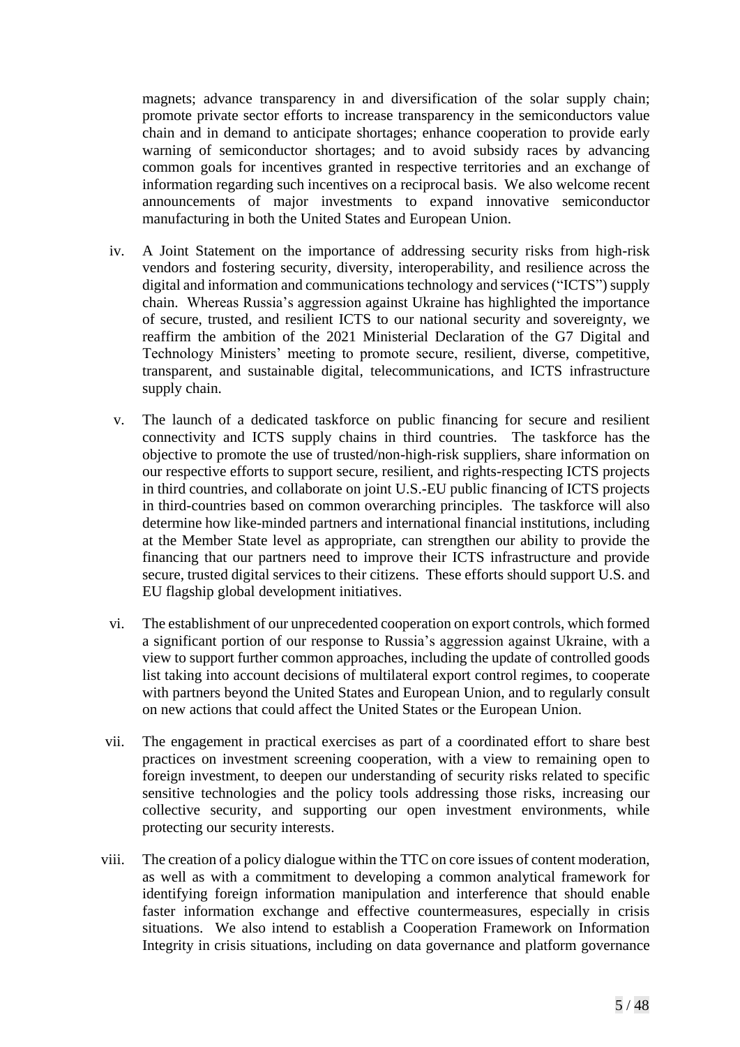magnets; advance transparency in and diversification of the solar supply chain; promote private sector efforts to increase transparency in the semiconductors value chain and in demand to anticipate shortages; enhance cooperation to provide early warning of semiconductor shortages; and to avoid subsidy races by advancing common goals for incentives granted in respective territories and an exchange of information regarding such incentives on a reciprocal basis. We also welcome recent announcements of major investments to expand innovative semiconductor manufacturing in both the United States and European Union.

iv. A Joint Statement on the importance of addressing security risks from high-risk vendors and fostering security, diversity, interoperability, and resilience across the digital and information and communications technology and services ("ICTS") supply chain. Whereas Russia's aggression against Ukraine has highlighted the importance of secure, trusted, and resilient ICTS to our national security and sovereignty, we reaffirm the ambition of the 2021 Ministerial Declaration of the G7 Digital and Technology Ministers' meeting to promote secure, resilient, diverse, competitive, transparent, and sustainable digital, telecommunications, and ICTS infrastructure supply chain.

v. The launch of a dedicated taskforce on public financing for secure and resilient connectivity and ICTS supply chains in third countries. The taskforce has the objective to promote the use of trusted/non-high-risk suppliers, share information on our respective efforts to support secure, resilient, and rights-respecting ICTS projects in third countries, and collaborate on joint U.S.-EU public financing of ICTS projects in third-countries based on common overarching principles. The taskforce will also determine how like-minded partners and international financial institutions, including at the Member State level as appropriate, can strengthen our ability to provide the financing that our partners need to improve their ICTS infrastructure and provide secure, trusted digital services to their citizens. These efforts should support U.S. and EU flagship global development initiatives.

vi. The establishment of our unprecedented cooperation on export controls, which formed a significant portion of our response to Russia's aggression against Ukraine, with a view to support further common approaches, including the update of controlled goods list taking into account decisions of multilateral export control regimes, to cooperate with partners beyond the United States and European Union, and to regularly consult on new actions that could affect the United States or the European Union.

vii. The engagement in practical exercises as part of a coordinated effort to share best practices on investment screening cooperation, with a view to remaining open to foreign investment, to deepen our understanding of security risks related to specific sensitive technologies and the policy tools addressing those risks, increasing our collective security, and supporting our open investment environments, while protecting our security interests.

viii. The creation of a policy dialogue within the TTC on core issues of content moderation, as well as with a commitment to developing a common analytical framework for identifying foreign information manipulation and interference that should enable faster information exchange and effective countermeasures, especially in crisis situations. We also intend to establish a Cooperation Framework on Information Integrity in crisis situations, including on data governance and platform governance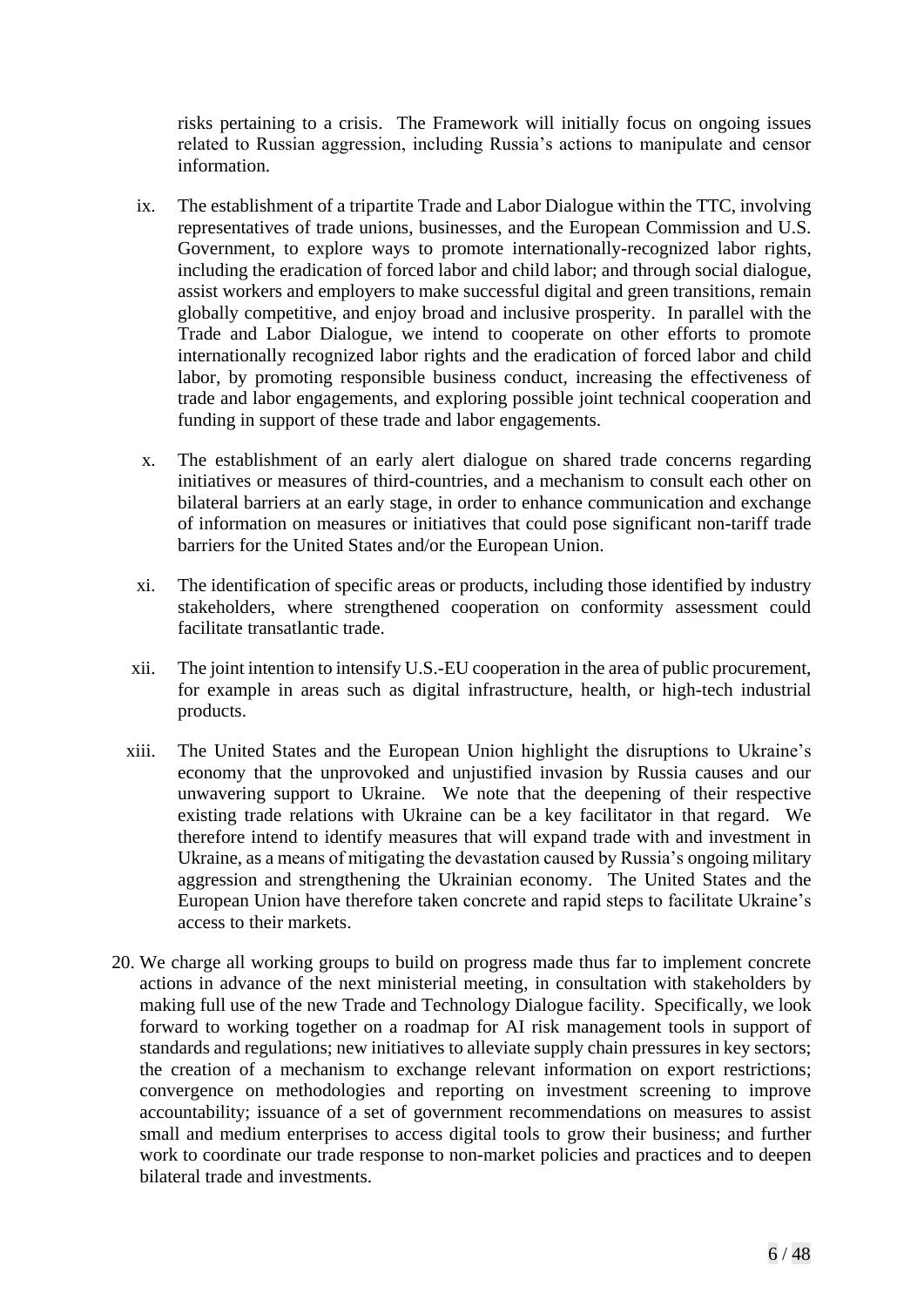risks pertaining to a crisis. The Framework will initially focus on ongoing issues related to Russian aggression, including Russia's actions to manipulate and censor information.

ix. The establishment of a tripartite Trade and Labor Dialogue within the TTC, involving representatives of trade unions, businesses, and the European Commission and U.S. Government, to explore ways to promote internationally-recognized labor rights, including the eradication of forced labor and child labor; and through social dialogue, assist workers and employers to make successful digital and green transitions, remain globally competitive, and enjoy broad and inclusive prosperity. In parallel with the Trade and Labor Dialogue, we intend to cooperate on other efforts to promote internationally recognized labor rights and the eradication of forced labor and child labor, by promoting responsible business conduct, increasing the effectiveness of trade and labor engagements, and exploring possible joint technical cooperation and funding in support of these trade and labor engagements.

x. The establishment of an early alert dialogue on shared trade concerns regarding initiatives or measures of third-countries, and a mechanism to consult each other on bilateral barriers at an early stage, in order to enhance communication and exchange of information on measures or initiatives that could pose significant non-tariff trade barriers for the United States and/or the European Union.

xi. The identification of specific areas or products, including those identified by industry stakeholders, where strengthened cooperation on conformity assessment could facilitate transatlantic trade.

xii. The joint intention to intensify U.S.-EU cooperation in the area of public procurement, for example in areas such as digital infrastructure, health, or high-tech industrial products.

xiii. The United States and the European Union highlight the disruptions to Ukraine's economy that the unprovoked and unjustified invasion by Russia causes and our unwavering support to Ukraine. We note that the deepening of their respective existing trade relations with Ukraine can be a key facilitator in that regard. We therefore intend to identify measures that will expand trade with and investment in Ukraine, as a means of mitigating the devastation caused by Russia's ongoing military aggression and strengthening the Ukrainian economy. The United States and the European Union have therefore taken concrete and rapid steps to facilitate Ukraine's access to their markets.

20. We charge all working groups to build on progress made thus far to implement concrete actions in advance of the next ministerial meeting, in consultation with stakeholders by making full use of the new Trade and Technology Dialogue facility. Specifically, we look forward to working together on a roadmap for AI risk management tools in support of standards and regulations; new initiatives to alleviate supply chain pressures in key sectors; the creation of a mechanism to exchange relevant information on export restrictions; convergence on methodologies and reporting on investment screening to improve accountability; issuance of a set of government recommendations on measures to assist small and medium enterprises to access digital tools to grow their business; and further work to coordinate our trade response to non-market policies and practices and to deepen bilateral trade and investments.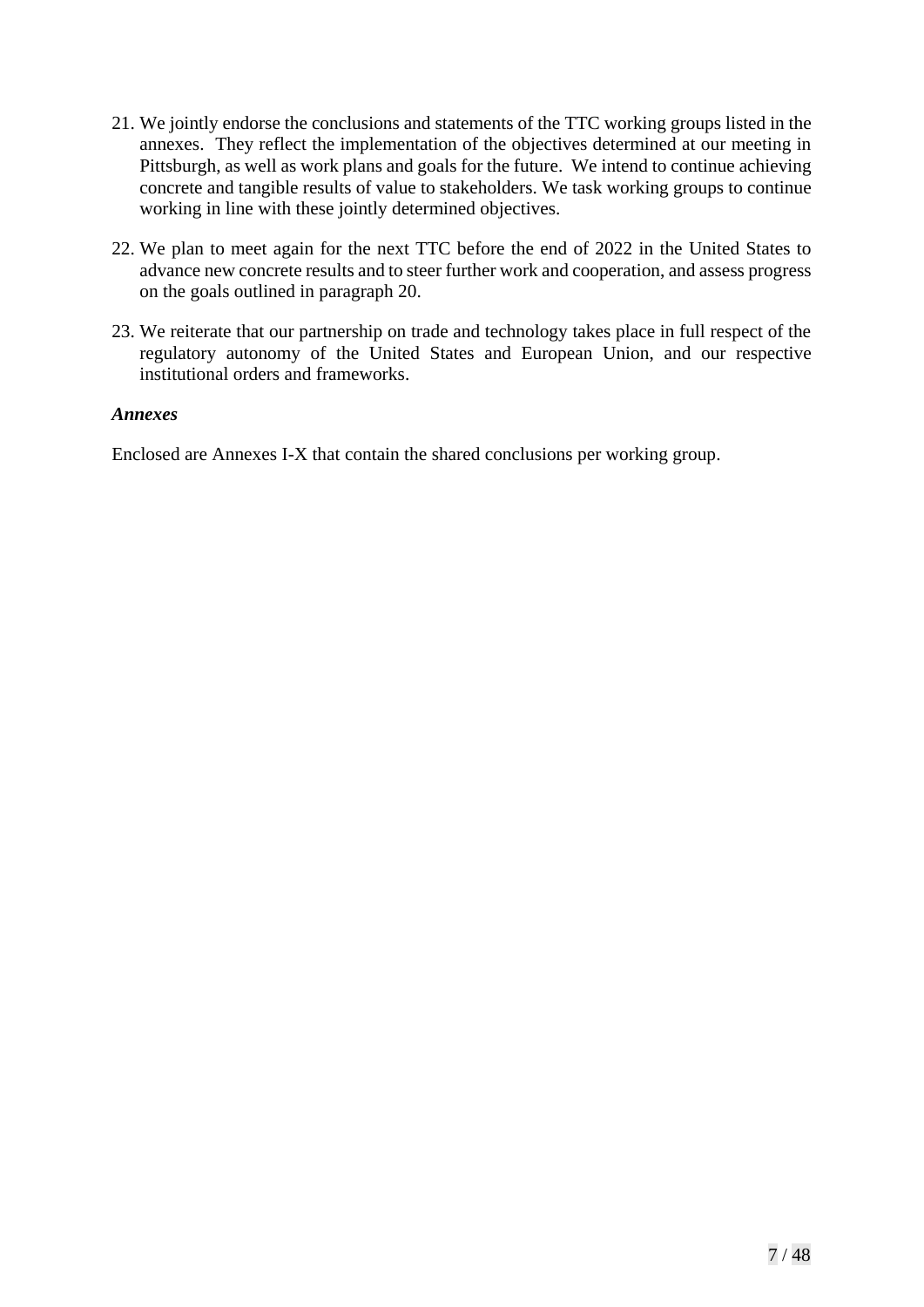21. We jointly endorse the conclusions and statements of the TTC working groups listed in the annexes. They reflect the implementation of the objectives determined at our meeting in Pittsburgh, as well as work plans and goals for the future. We intend to continue achieving concrete and tangible results of value to stakeholders. We task working groups to continue working in line with these jointly determined objectives.

22. We plan to meet again for the next TTC before the end of 2022 in the United States to advance new concrete results and to steer further work and cooperation, and assess progress on the goals outlined in paragraph 20.

23. We reiterate that our partnership on trade and technology takes place in full respect of the regulatory autonomy of the United States and European Union, and our respective institutional orders and frameworks.

***Annexes***

Enclosed are Annexes I-X that contain the shared conclusions per working group.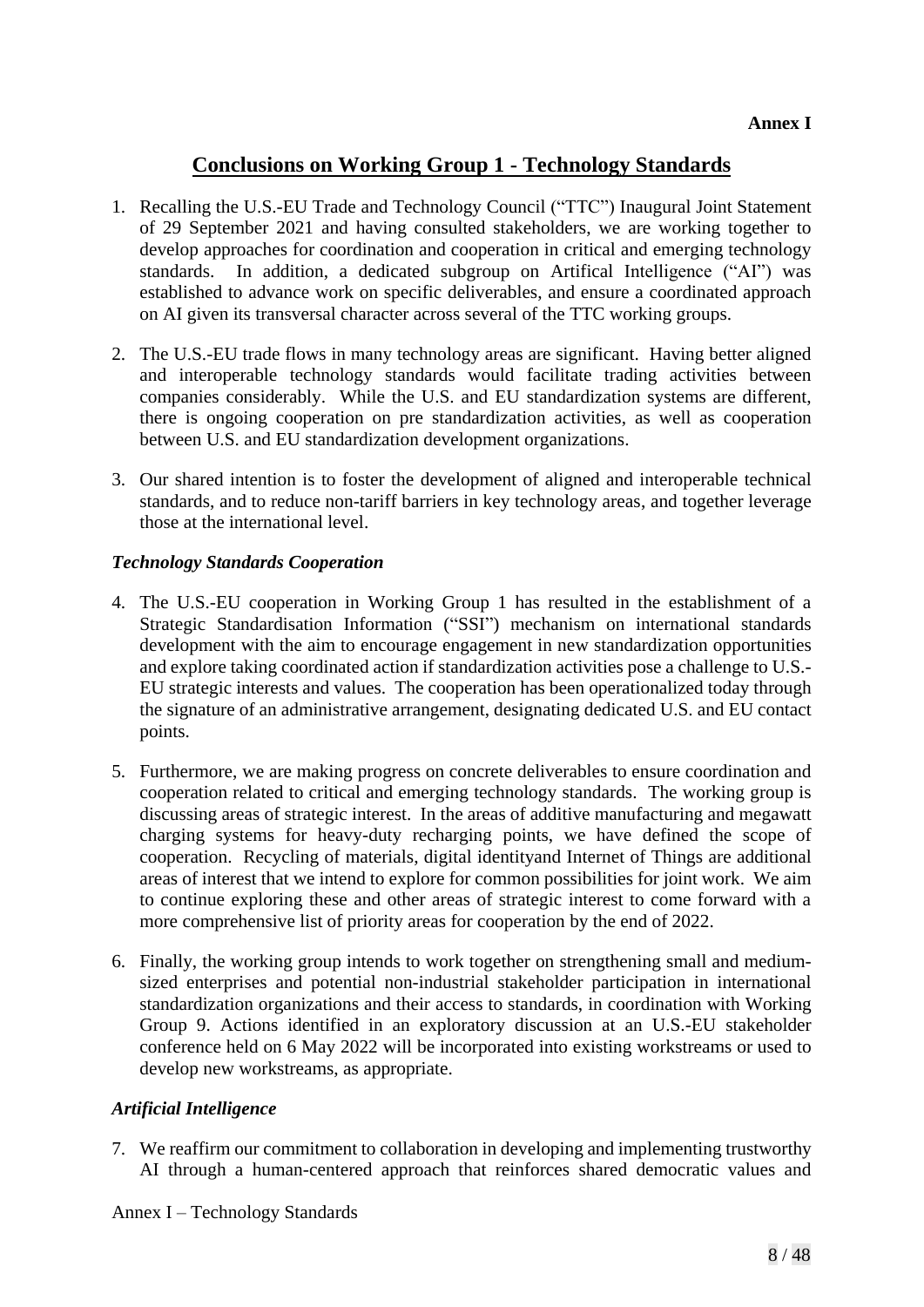**Annex I**

## Conclusions on Working Group 1 - Technology Standards

1. Recalling the U.S.-EU Trade and Technology Council ("TTC") Inaugural Joint Statement of 29 September 2021 and having consulted stakeholders, we are working together to develop approaches for coordination and cooperation in critical and emerging technology standards. In addition, a dedicated subgroup on Artifical Intelligence ("AI") was established to advance work on specific deliverables, and ensure a coordinated approach on AI given its transversal character across several of the TTC working groups.

2. The U.S.-EU trade flows in many technology areas are significant. Having better aligned and interoperable technology standards would facilitate trading activities between companies considerably. While the U.S. and EU standardization systems are different, there is ongoing cooperation on pre standardization activities, as well as cooperation between U.S. and EU standardization development organizations.

3. Our shared intention is to foster the development of aligned and interoperable technical standards, and to reduce non-tariff barriers in key technology areas, and together leverage those at the international level.

### *Technology Standards Cooperation*

4. The U.S.-EU cooperation in Working Group 1 has resulted in the establishment of a Strategic Standardisation Information ("SSI") mechanism on international standards development with the aim to encourage engagement in new standardization opportunities and explore taking coordinated action if standardization activities pose a challenge to U.S.-EU strategic interests and values. The cooperation has been operationalized today through the signature of an administrative arrangement, designating dedicated U.S. and EU contact points.

5. Furthermore, we are making progress on concrete deliverables to ensure coordination and cooperation related to critical and emerging technology standards. The working group is discussing areas of strategic interest. In the areas of additive manufacturing and megawatt charging systems for heavy-duty recharging points, we have defined the scope of cooperation. Recycling of materials, digital identityand Internet of Things are additional areas of interest that we intend to explore for common possibilities for joint work. We aim to continue exploring these and other areas of strategic interest to come forward with a more comprehensive list of priority areas for cooperation by the end of 2022.

6. Finally, the working group intends to work together on strengthening small and medium-sized enterprises and potential non-industrial stakeholder participation in international standardization organizations and their access to standards, in coordination with Working Group 9. Actions identified in an exploratory discussion at an U.S.-EU stakeholder conference held on 6 May 2022 will be incorporated into existing workstreams or used to develop new workstreams, as appropriate.

### *Artificial Intelligence*

7. We reaffirm our commitment to collaboration in developing and implementing trustworthy AI through a human-centered approach that reinforces shared democratic values and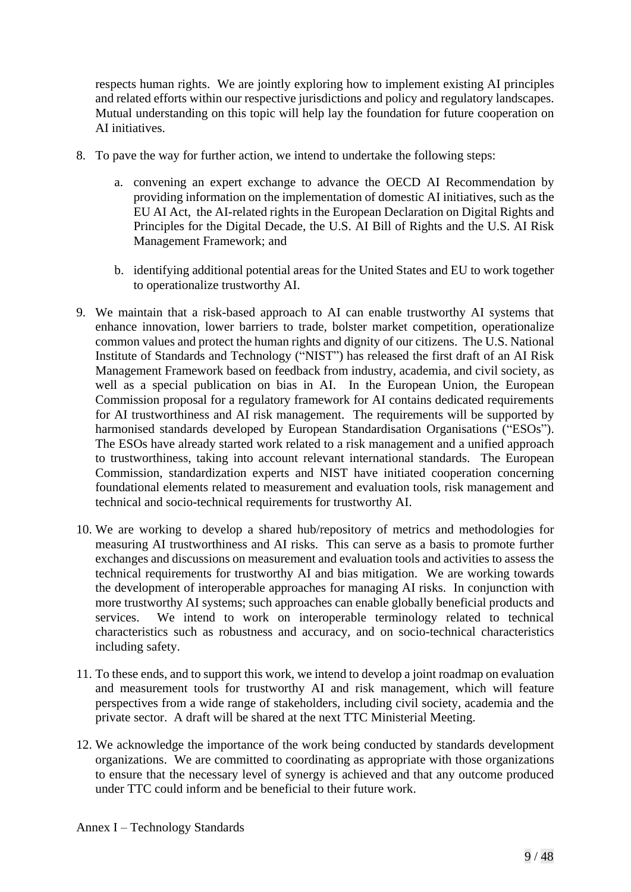respects human rights. We are jointly exploring how to implement existing AI principles and related efforts within our respective jurisdictions and policy and regulatory landscapes. Mutual understanding on this topic will help lay the foundation for future cooperation on AI initiatives.

8. To pave the way for further action, we intend to undertake the following steps:

   a. convening an expert exchange to advance the OECD AI Recommendation by providing information on the implementation of domestic AI initiatives, such as the EU AI Act, the AI-related rights in the European Declaration on Digital Rights and Principles for the Digital Decade, the U.S. AI Bill of Rights and the U.S. AI Risk Management Framework; and

   b. identifying additional potential areas for the United States and EU to work together to operationalize trustworthy AI.

9. We maintain that a risk-based approach to AI can enable trustworthy AI systems that enhance innovation, lower barriers to trade, bolster market competition, operationalize common values and protect the human rights and dignity of our citizens. The U.S. National Institute of Standards and Technology ("NIST") has released the first draft of an AI Risk Management Framework based on feedback from industry, academia, and civil society, as well as a special publication on bias in AI. In the European Union, the European Commission proposal for a regulatory framework for AI contains dedicated requirements for AI trustworthiness and AI risk management. The requirements will be supported by harmonised standards developed by European Standardisation Organisations ("ESOs"). The ESOs have already started work related to a risk management and a unified approach to trustworthiness, taking into account relevant international standards. The European Commission, standardization experts and NIST have initiated cooperation concerning foundational elements related to measurement and evaluation tools, risk management and technical and socio-technical requirements for trustworthy AI.

10. We are working to develop a shared hub/repository of metrics and methodologies for measuring AI trustworthiness and AI risks. This can serve as a basis to promote further exchanges and discussions on measurement and evaluation tools and activities to assess the technical requirements for trustworthy AI and bias mitigation. We are working towards the development of interoperable approaches for managing AI risks. In conjunction with more trustworthy AI systems; such approaches can enable globally beneficial products and services. We intend to work on interoperable terminology related to technical characteristics such as robustness and accuracy, and on socio-technical characteristics including safety.

11. To these ends, and to support this work, we intend to develop a joint roadmap on evaluation and measurement tools for trustworthy AI and risk management, which will feature perspectives from a wide range of stakeholders, including civil society, academia and the private sector. A draft will be shared at the next TTC Ministerial Meeting.

12. We acknowledge the importance of the work being conducted by standards development organizations. We are committed to coordinating as appropriate with those organizations to ensure that the necessary level of synergy is achieved and that any outcome produced under TTC could inform and be beneficial to their future work.

Annex I – Technology Standards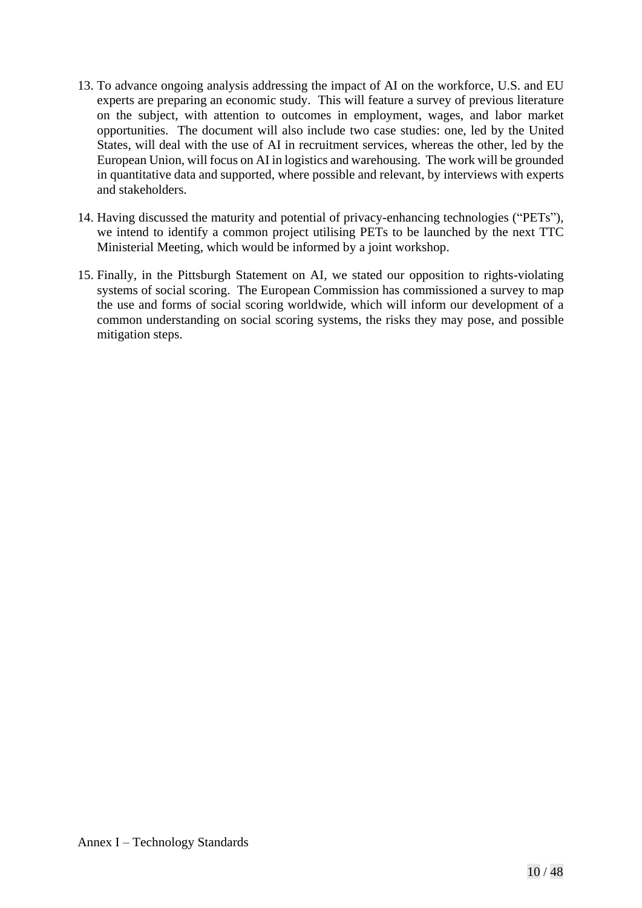13. To advance ongoing analysis addressing the impact of AI on the workforce, U.S. and EU experts are preparing an economic study. This will feature a survey of previous literature on the subject, with attention to outcomes in employment, wages, and labor market opportunities. The document will also include two case studies: one, led by the United States, will deal with the use of AI in recruitment services, whereas the other, led by the European Union, will focus on AI in logistics and warehousing. The work will be grounded in quantitative data and supported, where possible and relevant, by interviews with experts and stakeholders.

14. Having discussed the maturity and potential of privacy-enhancing technologies ("PETs"), we intend to identify a common project utilising PETs to be launched by the next TTC Ministerial Meeting, which would be informed by a joint workshop.

15. Finally, in the Pittsburgh Statement on AI, we stated our opposition to rights-violating systems of social scoring. The European Commission has commissioned a survey to map the use and forms of social scoring worldwide, which will inform our development of a common understanding on social scoring systems, the risks they may pose, and possible mitigation steps.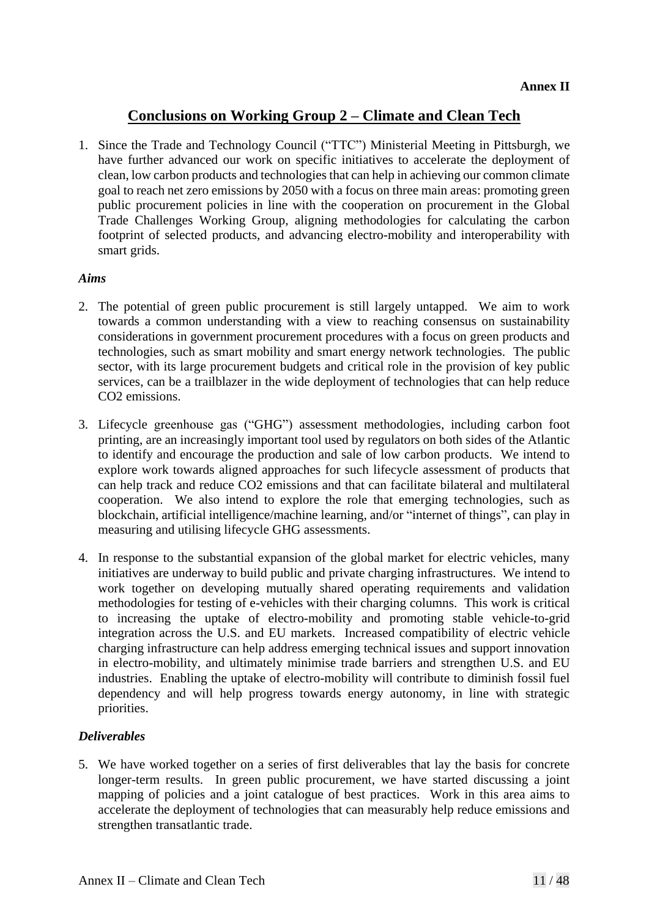**Annex II**

# Conclusions on Working Group 2 – Climate and Clean Tech

1. Since the Trade and Technology Council ("TTC") Ministerial Meeting in Pittsburgh, we have further advanced our work on specific initiatives to accelerate the deployment of clean, low carbon products and technologies that can help in achieving our common climate goal to reach net zero emissions by 2050 with a focus on three main areas: promoting green public procurement policies in line with the cooperation on procurement in the Global Trade Challenges Working Group, aligning methodologies for calculating the carbon footprint of selected products, and advancing electro-mobility and interoperability with smart grids.

### *Aims*

2. The potential of green public procurement is still largely untapped. We aim to work towards a common understanding with a view to reaching consensus on sustainability considerations in government procurement procedures with a focus on green products and technologies, such as smart mobility and smart energy network technologies. The public sector, with its large procurement budgets and critical role in the provision of key public services, can be a trailblazer in the wide deployment of technologies that can help reduce $CO_2$ emissions.

3. Lifecycle greenhouse gas ("GHG") assessment methodologies, including carbon foot printing, are an increasingly important tool used by regulators on both sides of the Atlantic to identify and encourage the production and sale of low carbon products. We intend to explore work towards aligned approaches for such lifecycle assessment of products that can help track and reduce $CO_2$ emissions and that can facilitate bilateral and multilateral cooperation. We also intend to explore the role that emerging technologies, such as blockchain, artificial intelligence/machine learning, and/or "internet of things", can play in measuring and utilising lifecycle GHG assessments.

4. In response to the substantial expansion of the global market for electric vehicles, many initiatives are underway to build public and private charging infrastructures. We intend to work together on developing mutually shared operating requirements and validation methodologies for testing of e-vehicles with their charging columns. This work is critical to increasing the uptake of electro-mobility and promoting stable vehicle-to-grid integration across the U.S. and EU markets. Increased compatibility of electric vehicle charging infrastructure can help address emerging technical issues and support innovation in electro-mobility, and ultimately minimise trade barriers and strengthen U.S. and EU industries. Enabling the uptake of electro-mobility will contribute to diminish fossil fuel dependency and will help progress towards energy autonomy, in line with strategic priorities.

### *Deliverables*

5. We have worked together on a series of first deliverables that lay the basis for concrete longer-term results. In green public procurement, we have started discussing a joint mapping of policies and a joint catalogue of best practices. Work in this area aims to accelerate the deployment of technologies that can measurably help reduce emissions and strengthen transatlantic trade.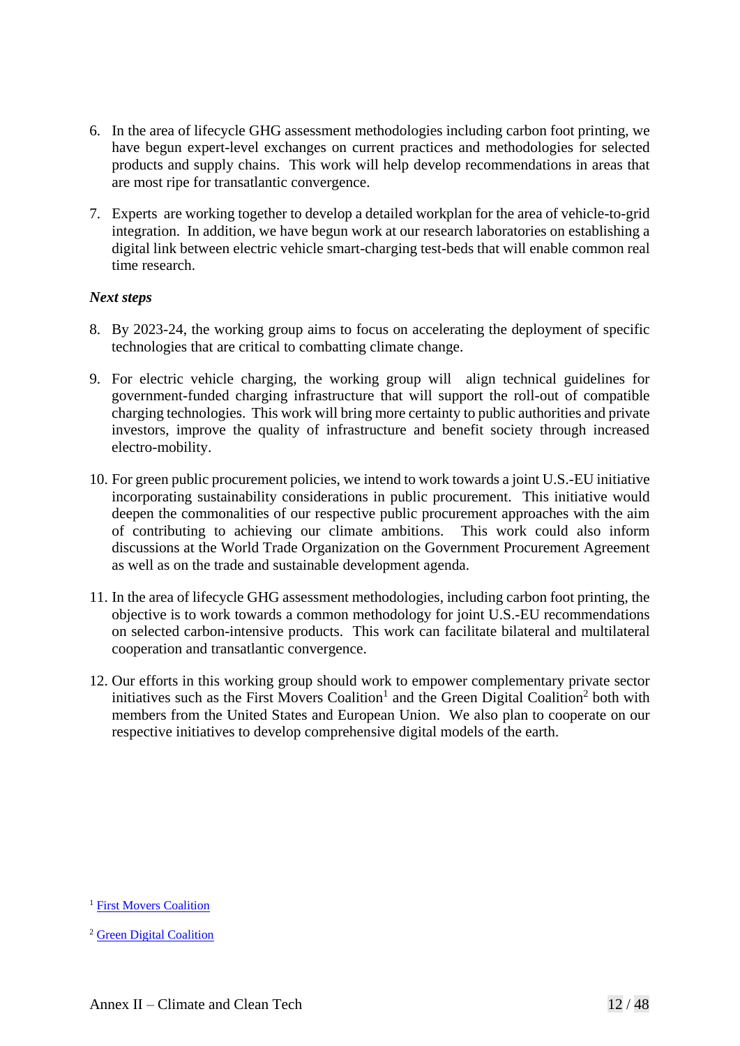6. In the area of lifecycle GHG assessment methodologies including carbon foot printing, we have begun expert-level exchanges on current practices and methodologies for selected products and supply chains. This work will help develop recommendations in areas that are most ripe for transatlantic convergence.

7. Experts are working together to develop a detailed workplan for the area of vehicle-to-grid integration. In addition, we have begun work at our research laboratories on establishing a digital link between electric vehicle smart-charging test-beds that will enable common real time research.

*Next steps*

8. By 2023-24, the working group aims to focus on accelerating the deployment of specific technologies that are critical to combatting climate change.

9. For electric vehicle charging, the working group will align technical guidelines for government-funded charging infrastructure that will support the roll-out of compatible charging technologies. This work will bring more certainty to public authorities and private investors, improve the quality of infrastructure and benefit society through increased electro-mobility.

10. For green public procurement policies, we intend to work towards a joint U.S.-EU initiative incorporating sustainability considerations in public procurement. This initiative would deepen the commonalities of our respective public procurement approaches with the aim of contributing to achieving our climate ambitions. This work could also inform discussions at the World Trade Organization on the Government Procurement Agreement as well as on the trade and sustainable development agenda.

11. In the area of lifecycle GHG assessment methodologies, including carbon foot printing, the objective is to work towards a common methodology for joint U.S.-EU recommendations on selected carbon-intensive products. This work can facilitate bilateral and multilateral cooperation and transatlantic convergence.

12. Our efforts in this working group should work to empower complementary private sector initiatives such as the First Movers Coalition[1] and the Green Digital Coalition[2] both with members from the United States and European Union. We also plan to cooperate on our respective initiatives to develop comprehensive digital models of the earth.

[1] First Movers Coalition

[2] Green Digital Coalition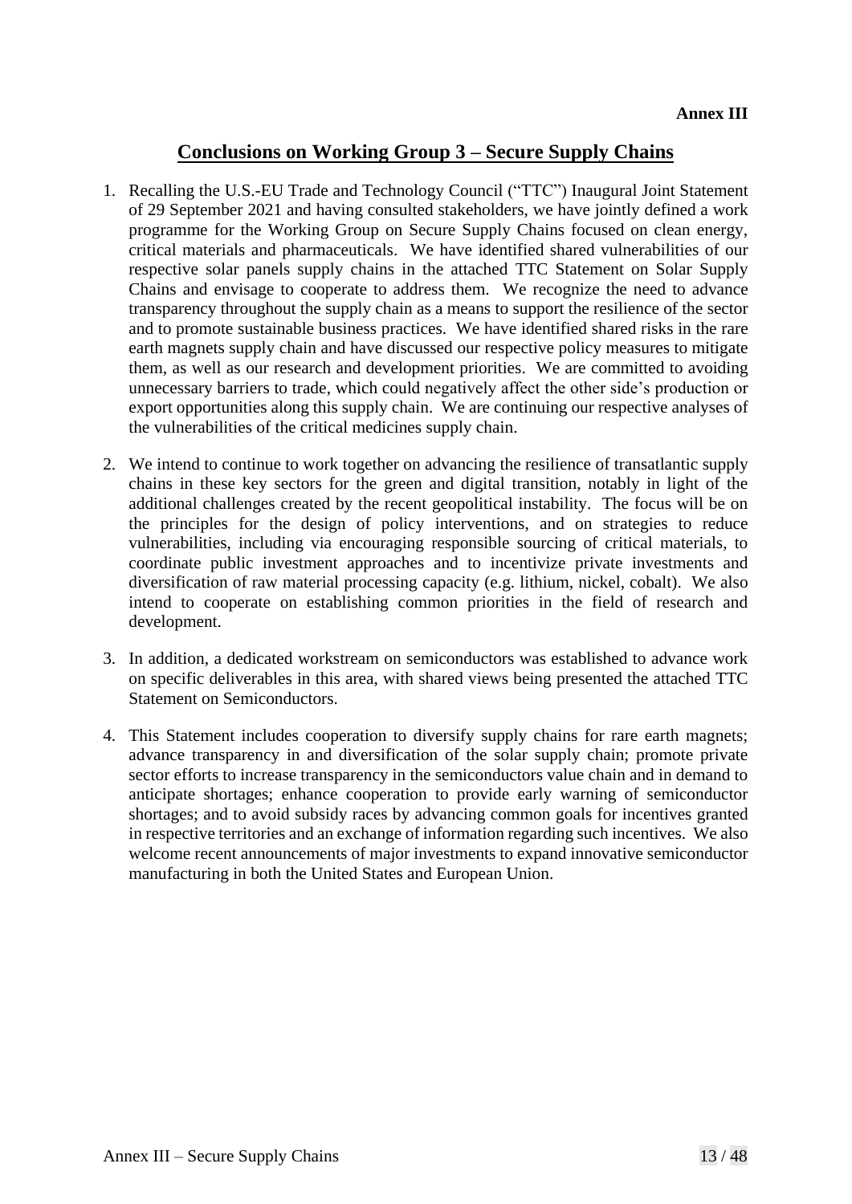**Annex III**

# Conclusions on Working Group 3 – Secure Supply Chains

1. Recalling the U.S.-EU Trade and Technology Council ("TTC") Inaugural Joint Statement of 29 September 2021 and having consulted stakeholders, we have jointly defined a work programme for the Working Group on Secure Supply Chains focused on clean energy, critical materials and pharmaceuticals. We have identified shared vulnerabilities of our respective solar panels supply chains in the attached TTC Statement on Solar Supply Chains and envisage to cooperate to address them. We recognize the need to advance transparency throughout the supply chain as a means to support the resilience of the sector and to promote sustainable business practices. We have identified shared risks in the rare earth magnets supply chain and have discussed our respective policy measures to mitigate them, as well as our research and development priorities. We are committed to avoiding unnecessary barriers to trade, which could negatively affect the other side's production or export opportunities along this supply chain. We are continuing our respective analyses of the vulnerabilities of the critical medicines supply chain.

2. We intend to continue to work together on advancing the resilience of transatlantic supply chains in these key sectors for the green and digital transition, notably in light of the additional challenges created by the recent geopolitical instability. The focus will be on the principles for the design of policy interventions, and on strategies to reduce vulnerabilities, including via encouraging responsible sourcing of critical materials, to coordinate public investment approaches and to incentivize private investments and diversification of raw material processing capacity (e.g. lithium, nickel, cobalt). We also intend to cooperate on establishing common priorities in the field of research and development.

3. In addition, a dedicated workstream on semiconductors was established to advance work on specific deliverables in this area, with shared views being presented the attached TTC Statement on Semiconductors.

4. This Statement includes cooperation to diversify supply chains for rare earth magnets; advance transparency in and diversification of the solar supply chain; promote private sector efforts to increase transparency in the semiconductors value chain and in demand to anticipate shortages; enhance cooperation to provide early warning of semiconductor shortages; and to avoid subsidy races by advancing common goals for incentives granted in respective territories and an exchange of information regarding such incentives. We also welcome recent announcements of major investments to expand innovative semiconductor manufacturing in both the United States and European Union.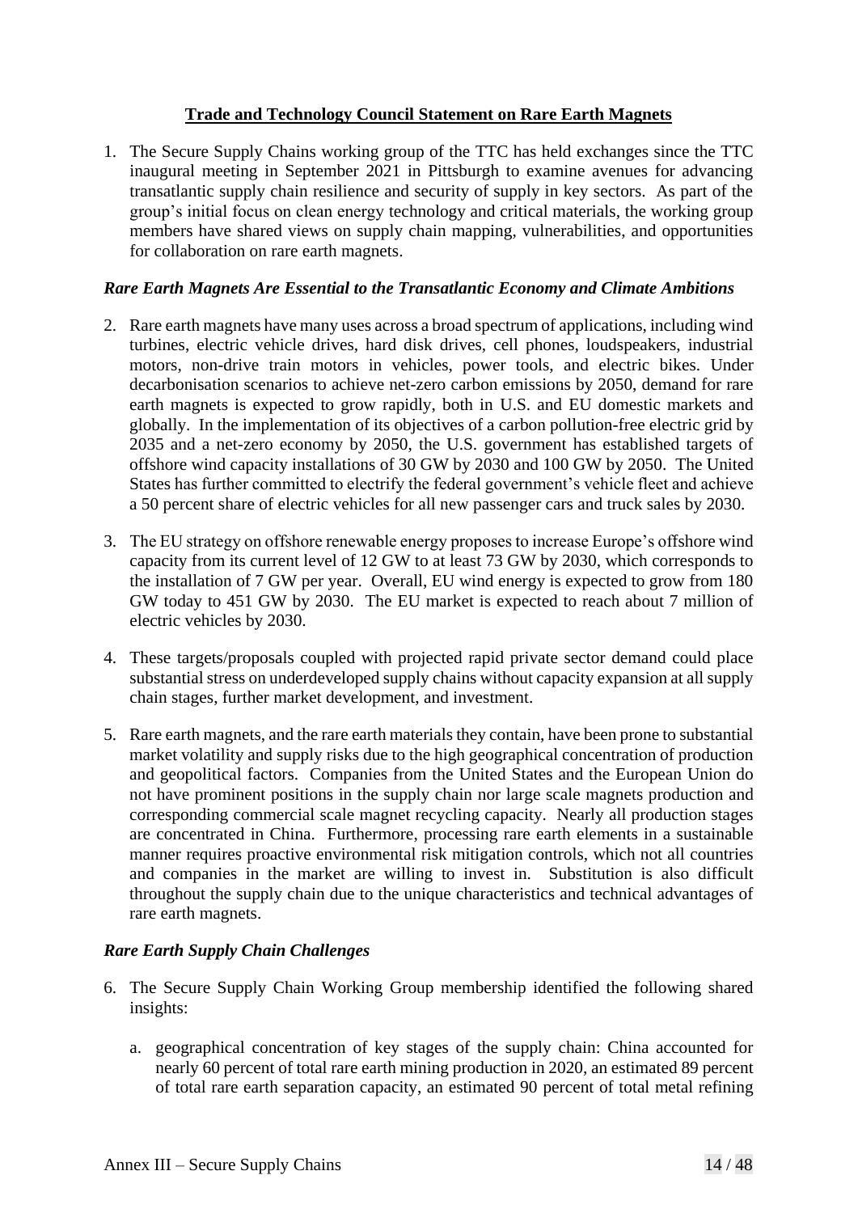**Trade and Technology Council Statement on Rare Earth Magnets**

1. The Secure Supply Chains working group of the TTC has held exchanges since the TTC inaugural meeting in September 2021 in Pittsburgh to examine avenues for advancing transatlantic supply chain resilience and security of supply in key sectors. As part of the group's initial focus on clean energy technology and critical materials, the working group members have shared views on supply chain mapping, vulnerabilities, and opportunities for collaboration on rare earth magnets.

### *Rare Earth Magnets Are Essential to the Transatlantic Economy and Climate Ambitions*

2. Rare earth magnets have many uses across a broad spectrum of applications, including wind turbines, electric vehicle drives, hard disk drives, cell phones, loudspeakers, industrial motors, non-drive train motors in vehicles, power tools, and electric bikes. Under decarbonisation scenarios to achieve net-zero carbon emissions by 2050, demand for rare earth magnets is expected to grow rapidly, both in U.S. and EU domestic markets and globally. In the implementation of its objectives of a carbon pollution-free electric grid by 2035 and a net-zero economy by 2050, the U.S. government has established targets of offshore wind capacity installations of 30 GW by 2030 and 100 GW by 2050. The United States has further committed to electrify the federal government's vehicle fleet and achieve a 50 percent share of electric vehicles for all new passenger cars and truck sales by 2030.

3. The EU strategy on offshore renewable energy proposes to increase Europe's offshore wind capacity from its current level of 12 GW to at least 73 GW by 2030, which corresponds to the installation of 7 GW per year. Overall, EU wind energy is expected to grow from 180 GW today to 451 GW by 2030. The EU market is expected to reach about 7 million of electric vehicles by 2030.

4. These targets/proposals coupled with projected rapid private sector demand could place substantial stress on underdeveloped supply chains without capacity expansion at all supply chain stages, further market development, and investment.

5. Rare earth magnets, and the rare earth materials they contain, have been prone to substantial market volatility and supply risks due to the high geographical concentration of production and geopolitical factors. Companies from the United States and the European Union do not have prominent positions in the supply chain nor large scale magnets production and corresponding commercial scale magnet recycling capacity. Nearly all production stages are concentrated in China. Furthermore, processing rare earth elements in a sustainable manner requires proactive environmental risk mitigation controls, which not all countries and companies in the market are willing to invest in. Substitution is also difficult throughout the supply chain due to the unique characteristics and technical advantages of rare earth magnets.

### *Rare Earth Supply Chain Challenges*

6. The Secure Supply Chain Working Group membership identified the following shared insights:

   a. geographical concentration of key stages of the supply chain: China accounted for nearly 60 percent of total rare earth mining production in 2020, an estimated 89 percent of total rare earth separation capacity, an estimated 90 percent of total metal refining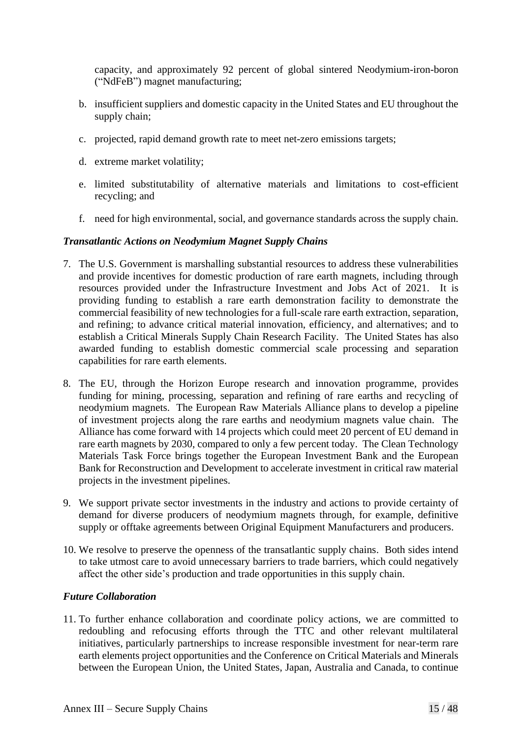capacity, and approximately 92 percent of global sintered Neodymium-iron-boron ("NdFeB") magnet manufacturing;

b. insufficient suppliers and domestic capacity in the United States and EU throughout the supply chain;

c. projected, rapid demand growth rate to meet net-zero emissions targets;

d. extreme market volatility;

e. limited substitutability of alternative materials and limitations to cost-efficient recycling; and

f. need for high environmental, social, and governance standards across the supply chain.

***Transatlantic Actions on Neodymium Magnet Supply Chains***

7. The U.S. Government is marshalling substantial resources to address these vulnerabilities and provide incentives for domestic production of rare earth magnets, including through resources provided under the Infrastructure Investment and Jobs Act of 2021. It is providing funding to establish a rare earth demonstration facility to demonstrate the commercial feasibility of new technologies for a full-scale rare earth extraction, separation, and refining; to advance critical material innovation, efficiency, and alternatives; and to establish a Critical Minerals Supply Chain Research Facility. The United States has also awarded funding to establish domestic commercial scale processing and separation capabilities for rare earth elements.

8. The EU, through the Horizon Europe research and innovation programme, provides funding for mining, processing, separation and refining of rare earths and recycling of neodymium magnets. The European Raw Materials Alliance plans to develop a pipeline of investment projects along the rare earths and neodymium magnets value chain. The Alliance has come forward with 14 projects which could meet 20 percent of EU demand in rare earth magnets by 2030, compared to only a few percent today. The Clean Technology Materials Task Force brings together the European Investment Bank and the European Bank for Reconstruction and Development to accelerate investment in critical raw material projects in the investment pipelines.

9. We support private sector investments in the industry and actions to provide certainty of demand for diverse producers of neodymium magnets through, for example, definitive supply or offtake agreements between Original Equipment Manufacturers and producers.

10. We resolve to preserve the openness of the transatlantic supply chains. Both sides intend to take utmost care to avoid unnecessary barriers to trade barriers, which could negatively affect the other side's production and trade opportunities in this supply chain.

***Future Collaboration***

11. To further enhance collaboration and coordinate policy actions, we are committed to redoubling and refocusing efforts through the TTC and other relevant multilateral initiatives, particularly partnerships to increase responsible investment for near-term rare earth elements project opportunities and the Conference on Critical Materials and Minerals between the European Union, the United States, Japan, Australia and Canada, to continue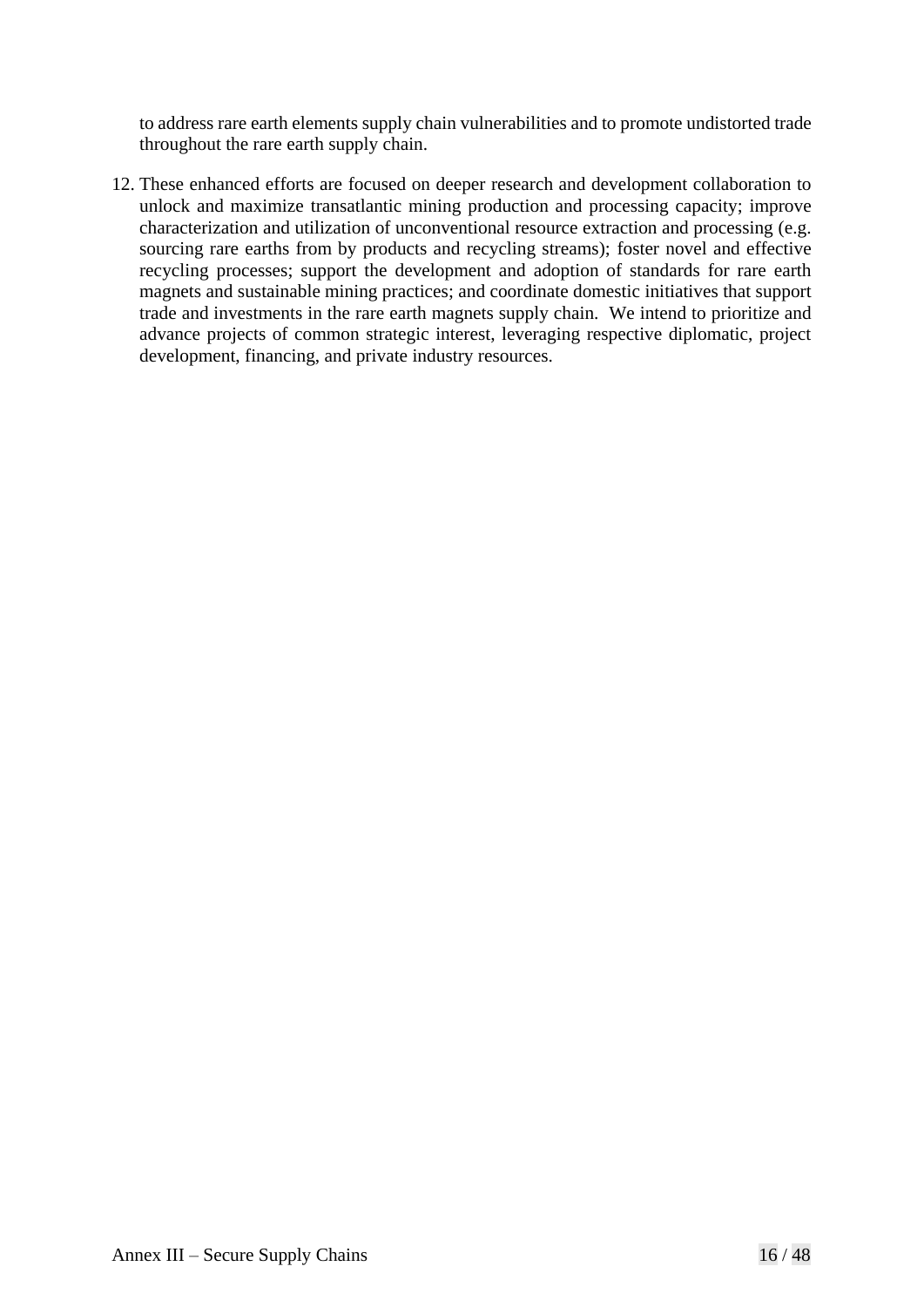to address rare earth elements supply chain vulnerabilities and to promote undistorted trade throughout the rare earth supply chain.

12. These enhanced efforts are focused on deeper research and development collaboration to unlock and maximize transatlantic mining production and processing capacity; improve characterization and utilization of unconventional resource extraction and processing (e.g. sourcing rare earths from by products and recycling streams); foster novel and effective recycling processes; support the development and adoption of standards for rare earth magnets and sustainable mining practices; and coordinate domestic initiatives that support trade and investments in the rare earth magnets supply chain. We intend to prioritize and advance projects of common strategic interest, leveraging respective diplomatic, project development, financing, and private industry resources.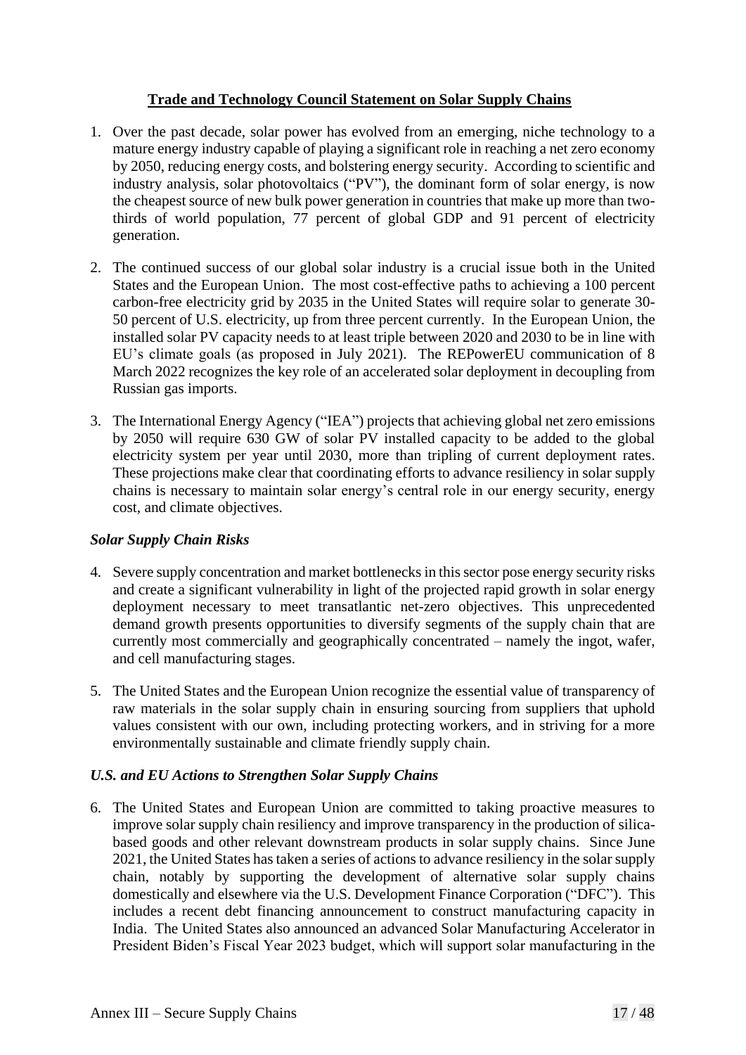## Trade and Technology Council Statement on Solar Supply Chains

1. Over the past decade, solar power has evolved from an emerging, niche technology to a mature energy industry capable of playing a significant role in reaching a net zero economy by 2050, reducing energy costs, and bolstering energy security. According to scientific and industry analysis, solar photovoltaics ("PV"), the dominant form of solar energy, is now the cheapest source of new bulk power generation in countries that make up more than two-thirds of world population, 77 percent of global GDP and 91 percent of electricity generation.

2. The continued success of our global solar industry is a crucial issue both in the United States and the European Union. The most cost-effective paths to achieving a 100 percent carbon-free electricity grid by 2035 in the United States will require solar to generate 30-50 percent of U.S. electricity, up from three percent currently. In the European Union, the installed solar PV capacity needs to at least triple between 2020 and 2030 to be in line with EU's climate goals (as proposed in July 2021). The REPowerEU communication of 8 March 2022 recognizes the key role of an accelerated solar deployment in decoupling from Russian gas imports.

3. The International Energy Agency ("IEA") projects that achieving global net zero emissions by 2050 will require 630 GW of solar PV installed capacity to be added to the global electricity system per year until 2030, more than tripling of current deployment rates. These projections make clear that coordinating efforts to advance resiliency in solar supply chains is necessary to maintain solar energy's central role in our energy security, energy cost, and climate objectives.

### *Solar Supply Chain Risks*

4. Severe supply concentration and market bottlenecks in this sector pose energy security risks and create a significant vulnerability in light of the projected rapid growth in solar energy deployment necessary to meet transatlantic net-zero objectives. This unprecedented demand growth presents opportunities to diversify segments of the supply chain that are currently most commercially and geographically concentrated – namely the ingot, wafer, and cell manufacturing stages.

5. The United States and the European Union recognize the essential value of transparency of raw materials in the solar supply chain in ensuring sourcing from suppliers that uphold values consistent with our own, including protecting workers, and in striving for a more environmentally sustainable and climate friendly supply chain.

### *U.S. and EU Actions to Strengthen Solar Supply Chains*

6. The United States and European Union are committed to taking proactive measures to improve solar supply chain resiliency and improve transparency in the production of silica-based goods and other relevant downstream products in solar supply chains. Since June 2021, the United States has taken a series of actions to advance resiliency in the solar supply chain, notably by supporting the development of alternative solar supply chains domestically and elsewhere via the U.S. Development Finance Corporation ("DFC"). This includes a recent debt financing announcement to construct manufacturing capacity in India. The United States also announced an advanced Solar Manufacturing Accelerator in President Biden's Fiscal Year 2023 budget, which will support solar manufacturing in the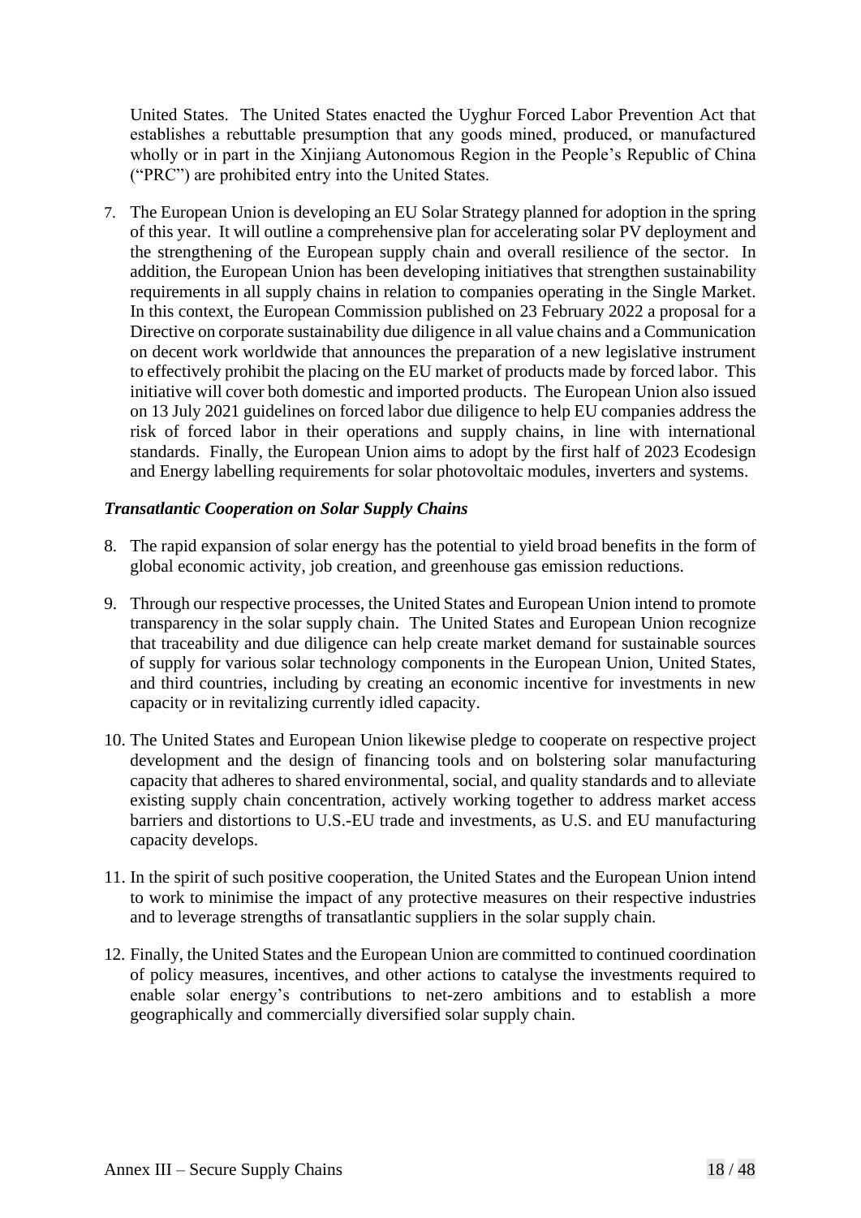United States. The United States enacted the Uyghur Forced Labor Prevention Act that establishes a rebuttable presumption that any goods mined, produced, or manufactured wholly or in part in the Xinjiang Autonomous Region in the People's Republic of China ("PRC") are prohibited entry into the United States.

7. The European Union is developing an EU Solar Strategy planned for adoption in the spring of this year. It will outline a comprehensive plan for accelerating solar PV deployment and the strengthening of the European supply chain and overall resilience of the sector. In addition, the European Union has been developing initiatives that strengthen sustainability requirements in all supply chains in relation to companies operating in the Single Market. In this context, the European Commission published on 23 February 2022 a proposal for a Directive on corporate sustainability due diligence in all value chains and a Communication on decent work worldwide that announces the preparation of a new legislative instrument to effectively prohibit the placing on the EU market of products made by forced labor. This initiative will cover both domestic and imported products. The European Union also issued on 13 July 2021 guidelines on forced labor due diligence to help EU companies address the risk of forced labor in their operations and supply chains, in line with international standards. Finally, the European Union aims to adopt by the first half of 2023 Ecodesign and Energy labelling requirements for solar photovoltaic modules, inverters and systems.

***Transatlantic Cooperation on Solar Supply Chains***

8. The rapid expansion of solar energy has the potential to yield broad benefits in the form of global economic activity, job creation, and greenhouse gas emission reductions.

9. Through our respective processes, the United States and European Union intend to promote transparency in the solar supply chain. The United States and European Union recognize that traceability and due diligence can help create market demand for sustainable sources of supply for various solar technology components in the European Union, United States, and third countries, including by creating an economic incentive for investments in new capacity or in revitalizing currently idled capacity.

10. The United States and European Union likewise pledge to cooperate on respective project development and the design of financing tools and on bolstering solar manufacturing capacity that adheres to shared environmental, social, and quality standards and to alleviate existing supply chain concentration, actively working together to address market access barriers and distortions to U.S.-EU trade and investments, as U.S. and EU manufacturing capacity develops.

11. In the spirit of such positive cooperation, the United States and the European Union intend to work to minimise the impact of any protective measures on their respective industries and to leverage strengths of transatlantic suppliers in the solar supply chain.

12. Finally, the United States and the European Union are committed to continued coordination of policy measures, incentives, and other actions to catalyse the investments required to enable solar energy's contributions to net-zero ambitions and to establish a more geographically and commercially diversified solar supply chain.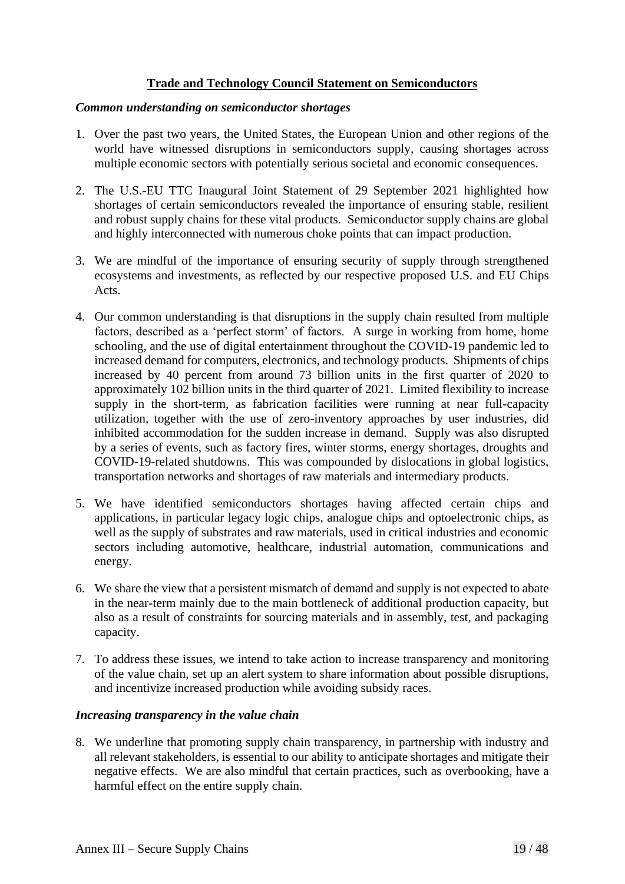## Trade and Technology Council Statement on Semiconductors

### *Common understanding on semiconductor shortages*

1. Over the past two years, the United States, the European Union and other regions of the world have witnessed disruptions in semiconductors supply, causing shortages across multiple economic sectors with potentially serious societal and economic consequences.

2. The U.S.-EU TTC Inaugural Joint Statement of 29 September 2021 highlighted how shortages of certain semiconductors revealed the importance of ensuring stable, resilient and robust supply chains for these vital products. Semiconductor supply chains are global and highly interconnected with numerous choke points that can impact production.

3. We are mindful of the importance of ensuring security of supply through strengthened ecosystems and investments, as reflected by our respective proposed U.S. and EU Chips Acts.

4. Our common understanding is that disruptions in the supply chain resulted from multiple factors, described as a 'perfect storm' of factors. A surge in working from home, home schooling, and the use of digital entertainment throughout the COVID-19 pandemic led to increased demand for computers, electronics, and technology products. Shipments of chips increased by 40 percent from around 73 billion units in the first quarter of 2020 to approximately 102 billion units in the third quarter of 2021. Limited flexibility to increase supply in the short-term, as fabrication facilities were running at near full-capacity utilization, together with the use of zero-inventory approaches by user industries, did inhibited accommodation for the sudden increase in demand. Supply was also disrupted by a series of events, such as factory fires, winter storms, energy shortages, droughts and COVID-19-related shutdowns. This was compounded by dislocations in global logistics, transportation networks and shortages of raw materials and intermediary products.

5. We have identified semiconductors shortages having affected certain chips and applications, in particular legacy logic chips, analogue chips and optoelectronic chips, as well as the supply of substrates and raw materials, used in critical industries and economic sectors including automotive, healthcare, industrial automation, communications and energy.

6. We share the view that a persistent mismatch of demand and supply is not expected to abate in the near-term mainly due to the main bottleneck of additional production capacity, but also as a result of constraints for sourcing materials and in assembly, test, and packaging capacity.

7. To address these issues, we intend to take action to increase transparency and monitoring of the value chain, set up an alert system to share information about possible disruptions, and incentivize increased production while avoiding subsidy races.

### *Increasing transparency in the value chain*

8. We underline that promoting supply chain transparency, in partnership with industry and all relevant stakeholders, is essential to our ability to anticipate shortages and mitigate their negative effects. We are also mindful that certain practices, such as overbooking, have a harmful effect on the entire supply chain.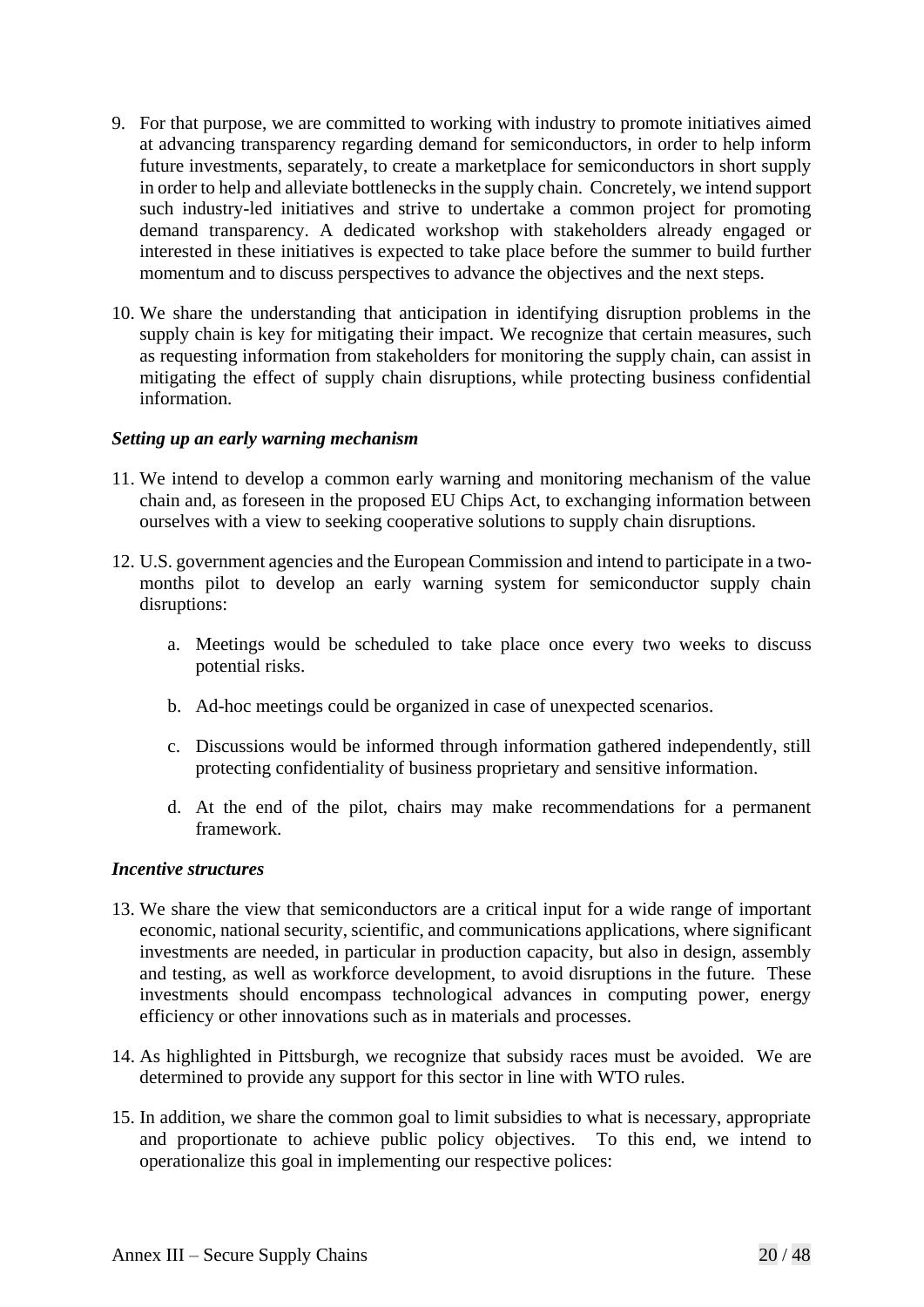9. For that purpose, we are committed to working with industry to promote initiatives aimed at advancing transparency regarding demand for semiconductors, in order to help inform future investments, separately, to create a marketplace for semiconductors in short supply in order to help and alleviate bottlenecks in the supply chain. Concretely, we intend support such industry-led initiatives and strive to undertake a common project for promoting demand transparency. A dedicated workshop with stakeholders already engaged or interested in these initiatives is expected to take place before the summer to build further momentum and to discuss perspectives to advance the objectives and the next steps.

10. We share the understanding that anticipation in identifying disruption problems in the supply chain is key for mitigating their impact. We recognize that certain measures, such as requesting information from stakeholders for monitoring the supply chain, can assist in mitigating the effect of supply chain disruptions, while protecting business confidential information.

***Setting up an early warning mechanism***

11. We intend to develop a common early warning and monitoring mechanism of the value chain and, as foreseen in the proposed EU Chips Act, to exchanging information between ourselves with a view to seeking cooperative solutions to supply chain disruptions.

12. U.S. government agencies and the European Commission and intend to participate in a two-months pilot to develop an early warning system for semiconductor supply chain disruptions:

    a. Meetings would be scheduled to take place once every two weeks to discuss potential risks.

    b. Ad-hoc meetings could be organized in case of unexpected scenarios.

    c. Discussions would be informed through information gathered independently, still protecting confidentiality of business proprietary and sensitive information.

    d. At the end of the pilot, chairs may make recommendations for a permanent framework.

***Incentive structures***

13. We share the view that semiconductors are a critical input for a wide range of important economic, national security, scientific, and communications applications, where significant investments are needed, in particular in production capacity, but also in design, assembly and testing, as well as workforce development, to avoid disruptions in the future. These investments should encompass technological advances in computing power, energy efficiency or other innovations such as in materials and processes.

14. As highlighted in Pittsburgh, we recognize that subsidy races must be avoided. We are determined to provide any support for this sector in line with WTO rules.

15. In addition, we share the common goal to limit subsidies to what is necessary, appropriate and proportionate to achieve public policy objectives. To this end, we intend to operationalize this goal in implementing our respective polices: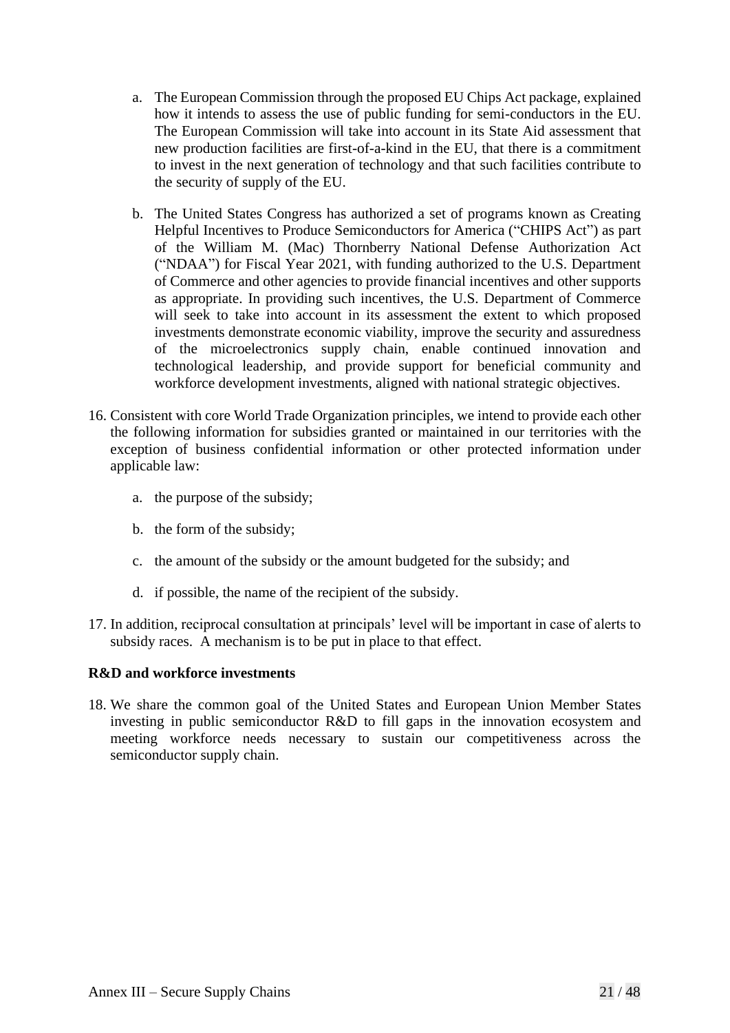a. The European Commission through the proposed EU Chips Act package, explained how it intends to assess the use of public funding for semi-conductors in the EU. The European Commission will take into account in its State Aid assessment that new production facilities are first-of-a-kind in the EU, that there is a commitment to invest in the next generation of technology and that such facilities contribute to the security of supply of the EU.

b. The United States Congress has authorized a set of programs known as Creating Helpful Incentives to Produce Semiconductors for America ("CHIPS Act") as part of the William M. (Mac) Thornberry National Defense Authorization Act ("NDAA") for Fiscal Year 2021, with funding authorized to the U.S. Department of Commerce and other agencies to provide financial incentives and other supports as appropriate. In providing such incentives, the U.S. Department of Commerce will seek to take into account in its assessment the extent to which proposed investments demonstrate economic viability, improve the security and assuredness of the microelectronics supply chain, enable continued innovation and technological leadership, and provide support for beneficial community and workforce development investments, aligned with national strategic objectives.

16. Consistent with core World Trade Organization principles, we intend to provide each other the following information for subsidies granted or maintained in our territories with the exception of business confidential information or other protected information under applicable law:

    a. the purpose of the subsidy;

    b. the form of the subsidy;

    c. the amount of the subsidy or the amount budgeted for the subsidy; and

    d. if possible, the name of the recipient of the subsidy.

17. In addition, reciprocal consultation at principals' level will be important in case of alerts to subsidy races. A mechanism is to be put in place to that effect.

**R&D and workforce investments**

18. We share the common goal of the United States and European Union Member States investing in public semiconductor R&D to fill gaps in the innovation ecosystem and meeting workforce needs necessary to sustain our competitiveness across the semiconductor supply chain.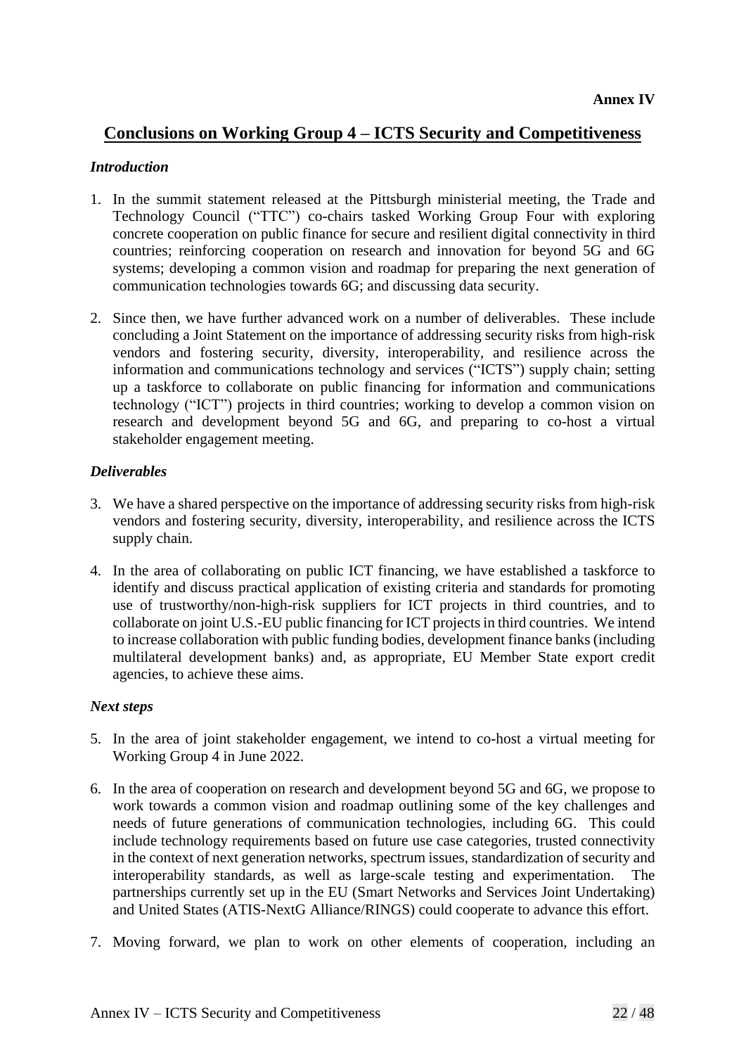**Annex IV**

# Conclusions on Working Group 4 – ICTS Security and Competitiveness

### *Introduction*

1. In the summit statement released at the Pittsburgh ministerial meeting, the Trade and Technology Council ("TTC") co-chairs tasked Working Group Four with exploring concrete cooperation on public finance for secure and resilient digital connectivity in third countries; reinforcing cooperation on research and innovation for beyond 5G and 6G systems; developing a common vision and roadmap for preparing the next generation of communication technologies towards 6G; and discussing data security.

2. Since then, we have further advanced work on a number of deliverables. These include concluding a Joint Statement on the importance of addressing security risks from high-risk vendors and fostering security, diversity, interoperability, and resilience across the information and communications technology and services ("ICTS") supply chain; setting up a taskforce to collaborate on public financing for information and communications technology ("ICT") projects in third countries; working to develop a common vision on research and development beyond 5G and 6G, and preparing to co-host a virtual stakeholder engagement meeting.

### *Deliverables*

3. We have a shared perspective on the importance of addressing security risks from high-risk vendors and fostering security, diversity, interoperability, and resilience across the ICTS supply chain.

4. In the area of collaborating on public ICT financing, we have established a taskforce to identify and discuss practical application of existing criteria and standards for promoting use of trustworthy/non-high-risk suppliers for ICT projects in third countries, and to collaborate on joint U.S.-EU public financing for ICT projects in third countries. We intend to increase collaboration with public funding bodies, development finance banks (including multilateral development banks) and, as appropriate, EU Member State export credit agencies, to achieve these aims.

### *Next steps*

5. In the area of joint stakeholder engagement, we intend to co-host a virtual meeting for Working Group 4 in June 2022.

6. In the area of cooperation on research and development beyond 5G and 6G, we propose to work towards a common vision and roadmap outlining some of the key challenges and needs of future generations of communication technologies, including 6G. This could include technology requirements based on future use case categories, trusted connectivity in the context of next generation networks, spectrum issues, standardization of security and interoperability standards, as well as large-scale testing and experimentation. The partnerships currently set up in the EU (Smart Networks and Services Joint Undertaking) and United States (ATIS-NextG Alliance/RINGS) could cooperate to advance this effort.

7. Moving forward, we plan to work on other elements of cooperation, including an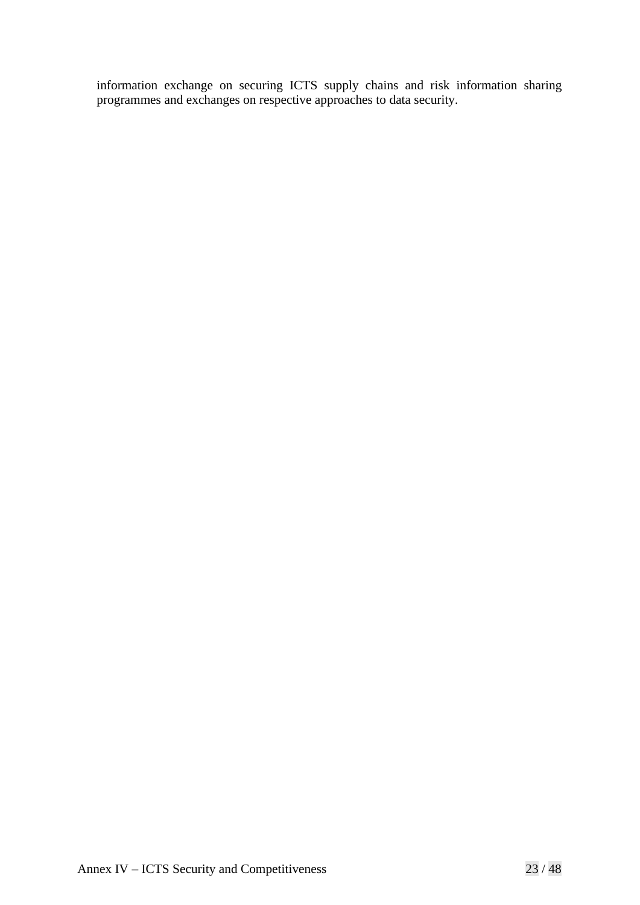information exchange on securing ICTS supply chains and risk information sharing programmes and exchanges on respective approaches to data security.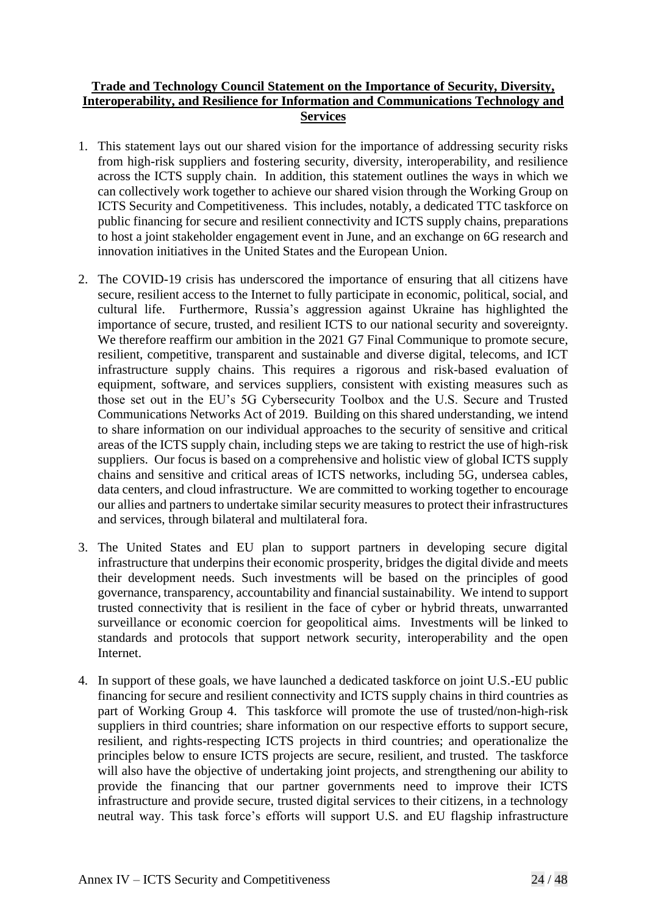**Trade and Technology Council Statement on the Importance of Security, Diversity, Interoperability, and Resilience for Information and Communications Technology and Services**

1. This statement lays out our shared vision for the importance of addressing security risks from high-risk suppliers and fostering security, diversity, interoperability, and resilience across the ICTS supply chain. In addition, this statement outlines the ways in which we can collectively work together to achieve our shared vision through the Working Group on ICTS Security and Competitiveness. This includes, notably, a dedicated TTC taskforce on public financing for secure and resilient connectivity and ICTS supply chains, preparations to host a joint stakeholder engagement event in June, and an exchange on 6G research and innovation initiatives in the United States and the European Union.

2. The COVID-19 crisis has underscored the importance of ensuring that all citizens have secure, resilient access to the Internet to fully participate in economic, political, social, and cultural life. Furthermore, Russia's aggression against Ukraine has highlighted the importance of secure, trusted, and resilient ICTS to our national security and sovereignty. We therefore reaffirm our ambition in the 2021 G7 Final Communique to promote secure, resilient, competitive, transparent and sustainable and diverse digital, telecoms, and ICT infrastructure supply chains. This requires a rigorous and risk-based evaluation of equipment, software, and services suppliers, consistent with existing measures such as those set out in the EU's 5G Cybersecurity Toolbox and the U.S. Secure and Trusted Communications Networks Act of 2019. Building on this shared understanding, we intend to share information on our individual approaches to the security of sensitive and critical areas of the ICTS supply chain, including steps we are taking to restrict the use of high-risk suppliers. Our focus is based on a comprehensive and holistic view of global ICTS supply chains and sensitive and critical areas of ICTS networks, including 5G, undersea cables, data centers, and cloud infrastructure. We are committed to working together to encourage our allies and partners to undertake similar security measures to protect their infrastructures and services, through bilateral and multilateral fora.

3. The United States and EU plan to support partners in developing secure digital infrastructure that underpins their economic prosperity, bridges the digital divide and meets their development needs. Such investments will be based on the principles of good governance, transparency, accountability and financial sustainability. We intend to support trusted connectivity that is resilient in the face of cyber or hybrid threats, unwarranted surveillance or economic coercion for geopolitical aims. Investments will be linked to standards and protocols that support network security, interoperability and the open Internet.

4. In support of these goals, we have launched a dedicated taskforce on joint U.S.-EU public financing for secure and resilient connectivity and ICTS supply chains in third countries as part of Working Group 4. This taskforce will promote the use of trusted/non-high-risk suppliers in third countries; share information on our respective efforts to support secure, resilient, and rights-respecting ICTS projects in third countries; and operationalize the principles below to ensure ICTS projects are secure, resilient, and trusted. The taskforce will also have the objective of undertaking joint projects, and strengthening our ability to provide the financing that our partner governments need to improve their ICTS infrastructure and provide secure, trusted digital services to their citizens, in a technology neutral way. This task force's efforts will support U.S. and EU flagship infrastructure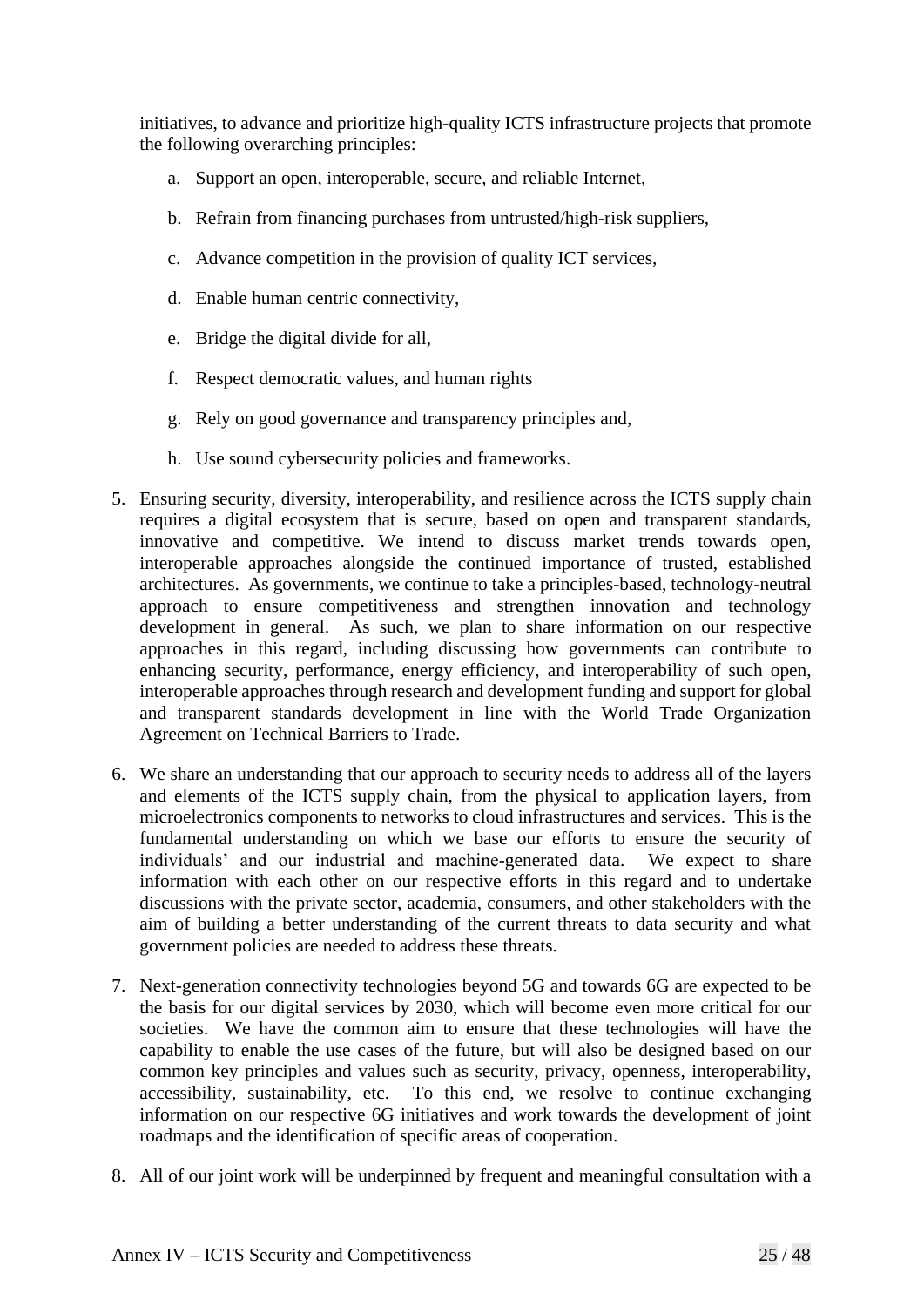initiatives, to advance and prioritize high-quality ICTS infrastructure projects that promote the following overarching principles:

   a. Support an open, interoperable, secure, and reliable Internet,

   b. Refrain from financing purchases from untrusted/high-risk suppliers,

   c. Advance competition in the provision of quality ICT services,

   d. Enable human centric connectivity,

   e. Bridge the digital divide for all,

   f. Respect democratic values, and human rights

   g. Rely on good governance and transparency principles and,

   h. Use sound cybersecurity policies and frameworks.

5. Ensuring security, diversity, interoperability, and resilience across the ICTS supply chain requires a digital ecosystem that is secure, based on open and transparent standards, innovative and competitive. We intend to discuss market trends towards open, interoperable approaches alongside the continued importance of trusted, established architectures. As governments, we continue to take a principles-based, technology-neutral approach to ensure competitiveness and strengthen innovation and technology development in general. As such, we plan to share information on our respective approaches in this regard, including discussing how governments can contribute to enhancing security, performance, energy efficiency, and interoperability of such open, interoperable approaches through research and development funding and support for global and transparent standards development in line with the World Trade Organization Agreement on Technical Barriers to Trade.

6. We share an understanding that our approach to security needs to address all of the layers and elements of the ICTS supply chain, from the physical to application layers, from microelectronics components to networks to cloud infrastructures and services. This is the fundamental understanding on which we base our efforts to ensure the security of individuals' and our industrial and machine-generated data. We expect to share information with each other on our respective efforts in this regard and to undertake discussions with the private sector, academia, consumers, and other stakeholders with the aim of building a better understanding of the current threats to data security and what government policies are needed to address these threats.

7. Next-generation connectivity technologies beyond 5G and towards 6G are expected to be the basis for our digital services by 2030, which will become even more critical for our societies. We have the common aim to ensure that these technologies will have the capability to enable the use cases of the future, but will also be designed based on our common key principles and values such as security, privacy, openness, interoperability, accessibility, sustainability, etc. To this end, we resolve to continue exchanging information on our respective 6G initiatives and work towards the development of joint roadmaps and the identification of specific areas of cooperation.

8. All of our joint work will be underpinned by frequent and meaningful consultation with a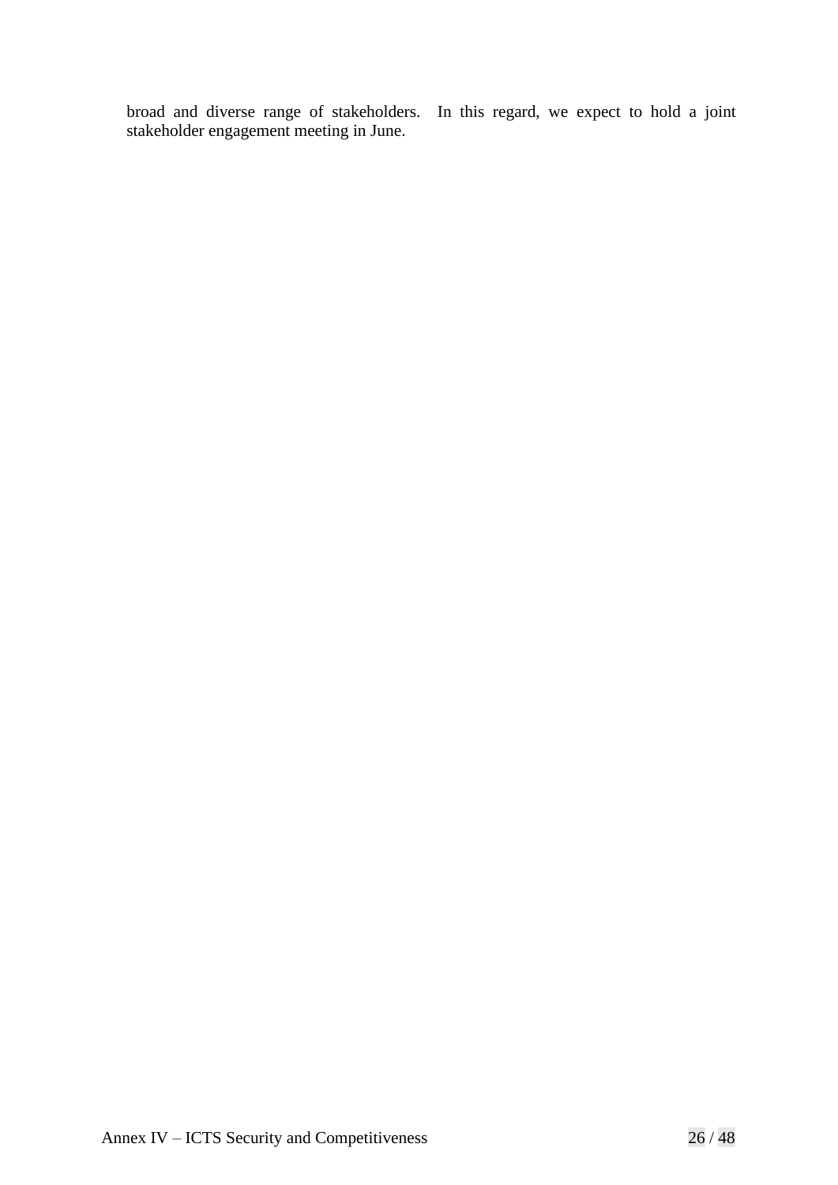broad and diverse range of stakeholders. In this regard, we expect to hold a joint stakeholder engagement meeting in June.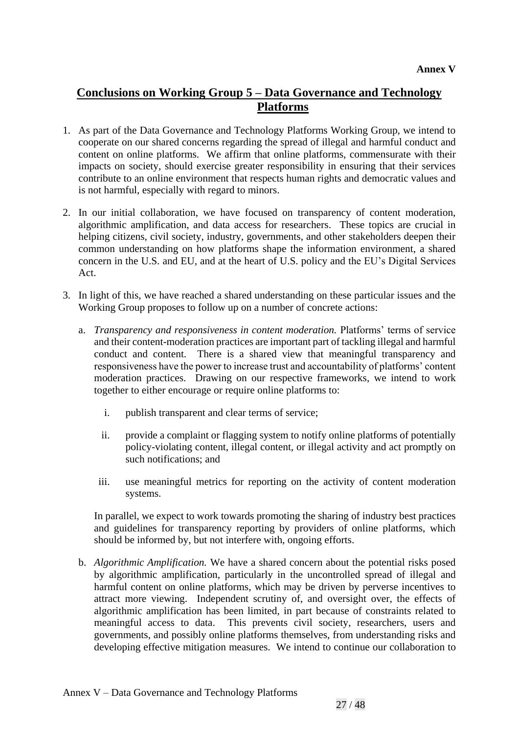**Annex V**

## Conclusions on Working Group 5 – Data Governance and Technology Platforms

1. As part of the Data Governance and Technology Platforms Working Group, we intend to cooperate on our shared concerns regarding the spread of illegal and harmful conduct and content on online platforms. We affirm that online platforms, commensurate with their impacts on society, should exercise greater responsibility in ensuring that their services contribute to an online environment that respects human rights and democratic values and is not harmful, especially with regard to minors.

2. In our initial collaboration, we have focused on transparency of content moderation, algorithmic amplification, and data access for researchers. These topics are crucial in helping citizens, civil society, industry, governments, and other stakeholders deepen their common understanding on how platforms shape the information environment, a shared concern in the U.S. and EU, and at the heart of U.S. policy and the EU's Digital Services Act.

3. In light of this, we have reached a shared understanding on these particular issues and the Working Group proposes to follow up on a number of concrete actions:

   a. *Transparency and responsiveness in content moderation.* Platforms' terms of service and their content-moderation practices are important part of tackling illegal and harmful conduct and content. There is a shared view that meaningful transparency and responsiveness have the power to increase trust and accountability of platforms' content moderation practices. Drawing on our respective frameworks, we intend to work together to either encourage or require online platforms to:

      i. publish transparent and clear terms of service;

      ii. provide a complaint or flagging system to notify online platforms of potentially policy-violating content, illegal content, or illegal activity and act promptly on such notifications; and

      iii. use meaningful metrics for reporting on the activity of content moderation systems.

   In parallel, we expect to work towards promoting the sharing of industry best practices and guidelines for transparency reporting by providers of online platforms, which should be informed by, but not interfere with, ongoing efforts.

   b. *Algorithmic Amplification.* We have a shared concern about the potential risks posed by algorithmic amplification, particularly in the uncontrolled spread of illegal and harmful content on online platforms, which may be driven by perverse incentives to attract more viewing. Independent scrutiny of, and oversight over, the effects of algorithmic amplification has been limited, in part because of constraints related to meaningful access to data. This prevents civil society, researchers, users and governments, and possibly online platforms themselves, from understanding risks and developing effective mitigation measures. We intend to continue our collaboration to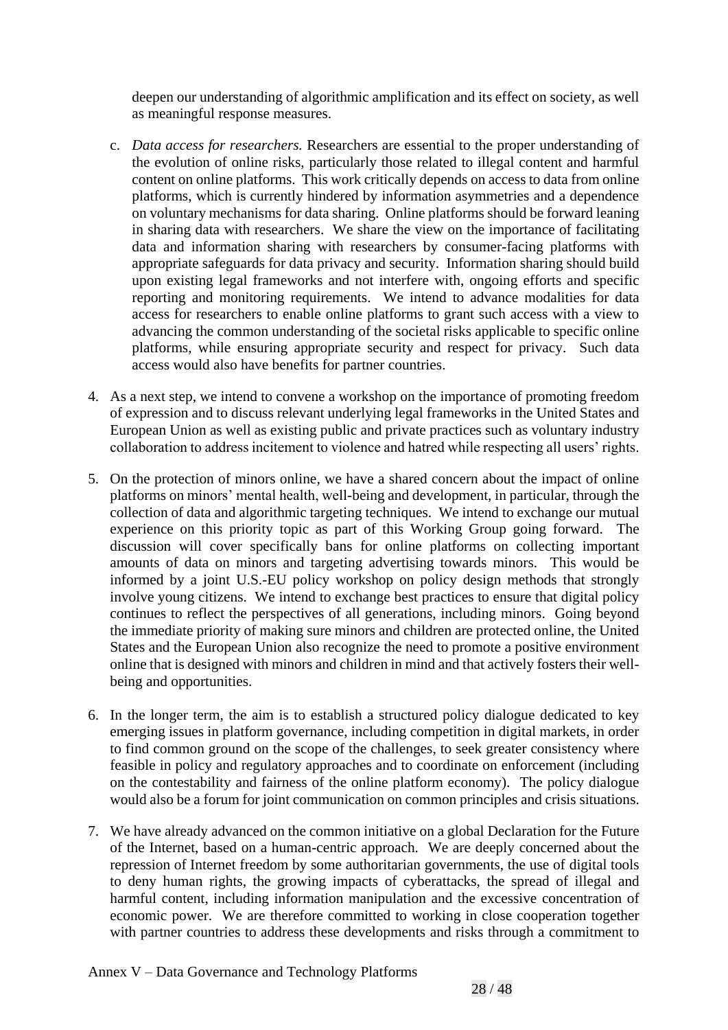deepen our understanding of algorithmic amplification and its effect on society, as well as meaningful response measures.

c. *Data access for researchers.* Researchers are essential to the proper understanding of the evolution of online risks, particularly those related to illegal content and harmful content on online platforms. This work critically depends on access to data from online platforms, which is currently hindered by information asymmetries and a dependence on voluntary mechanisms for data sharing. Online platforms should be forward leaning in sharing data with researchers. We share the view on the importance of facilitating data and information sharing with researchers by consumer-facing platforms with appropriate safeguards for data privacy and security. Information sharing should build upon existing legal frameworks and not interfere with, ongoing efforts and specific reporting and monitoring requirements. We intend to advance modalities for data access for researchers to enable online platforms to grant such access with a view to advancing the common understanding of the societal risks applicable to specific online platforms, while ensuring appropriate security and respect for privacy. Such data access would also have benefits for partner countries.

4. As a next step, we intend to convene a workshop on the importance of promoting freedom of expression and to discuss relevant underlying legal frameworks in the United States and European Union as well as existing public and private practices such as voluntary industry collaboration to address incitement to violence and hatred while respecting all users' rights.

5. On the protection of minors online, we have a shared concern about the impact of online platforms on minors' mental health, well-being and development, in particular, through the collection of data and algorithmic targeting techniques. We intend to exchange our mutual experience on this priority topic as part of this Working Group going forward. The discussion will cover specifically bans for online platforms on collecting important amounts of data on minors and targeting advertising towards minors. This would be informed by a joint U.S.-EU policy workshop on policy design methods that strongly involve young citizens. We intend to exchange best practices to ensure that digital policy continues to reflect the perspectives of all generations, including minors. Going beyond the immediate priority of making sure minors and children are protected online, the United States and the European Union also recognize the need to promote a positive environment online that is designed with minors and children in mind and that actively fosters their well-being and opportunities.

6. In the longer term, the aim is to establish a structured policy dialogue dedicated to key emerging issues in platform governance, including competition in digital markets, in order to find common ground on the scope of the challenges, to seek greater consistency where feasible in policy and regulatory approaches and to coordinate on enforcement (including on the contestability and fairness of the online platform economy). The policy dialogue would also be a forum for joint communication on common principles and crisis situations.

7. We have already advanced on the common initiative on a global Declaration for the Future of the Internet, based on a human-centric approach. We are deeply concerned about the repression of Internet freedom by some authoritarian governments, the use of digital tools to deny human rights, the growing impacts of cyberattacks, the spread of illegal and harmful content, including information manipulation and the excessive concentration of economic power. We are therefore committed to working in close cooperation together with partner countries to address these developments and risks through a commitment to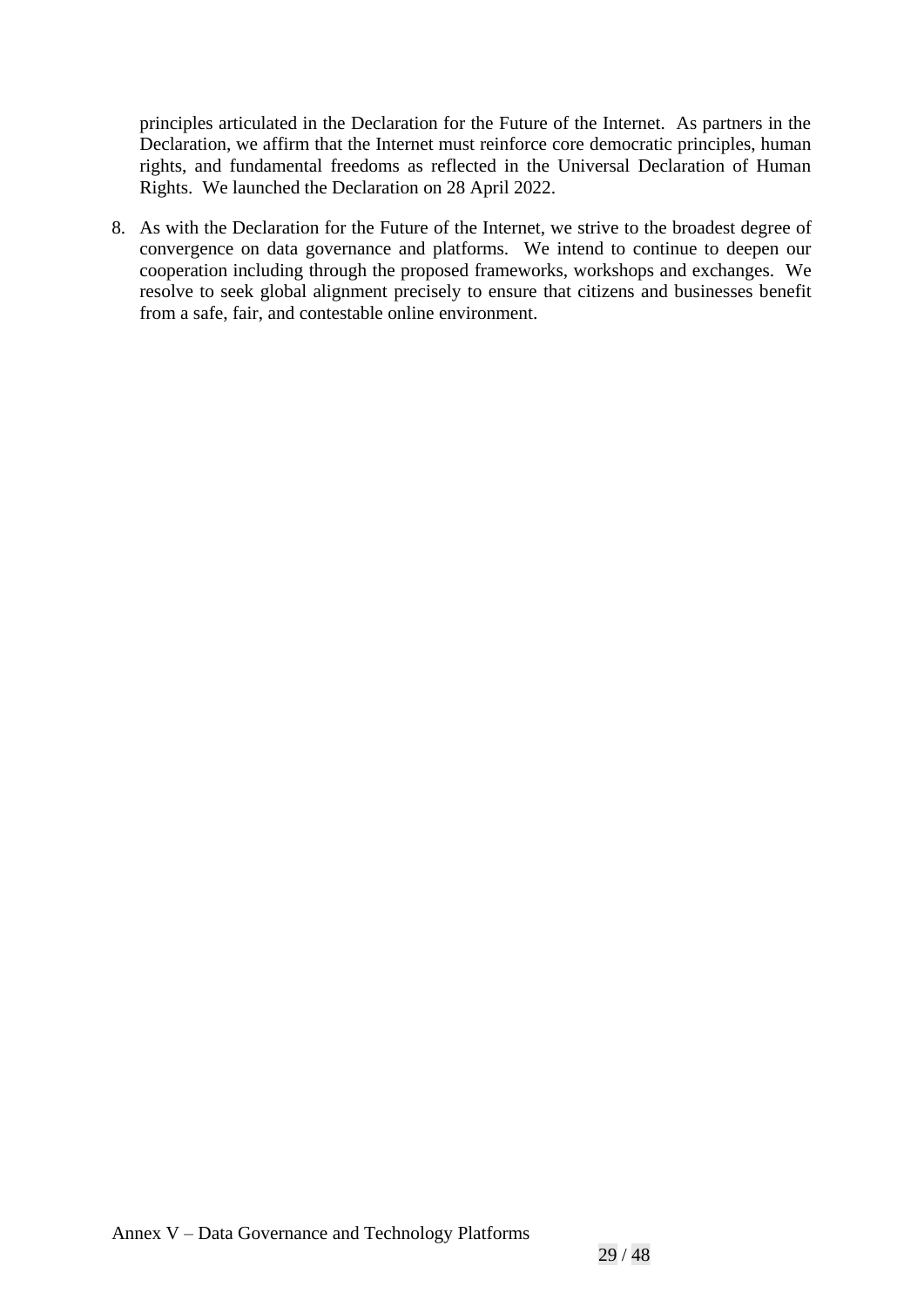principles articulated in the Declaration for the Future of the Internet. As partners in the Declaration, we affirm that the Internet must reinforce core democratic principles, human rights, and fundamental freedoms as reflected in the Universal Declaration of Human Rights. We launched the Declaration on 28 April 2022.

8. As with the Declaration for the Future of the Internet, we strive to the broadest degree of convergence on data governance and platforms. We intend to continue to deepen our cooperation including through the proposed frameworks, workshops and exchanges. We resolve to seek global alignment precisely to ensure that citizens and businesses benefit from a safe, fair, and contestable online environment.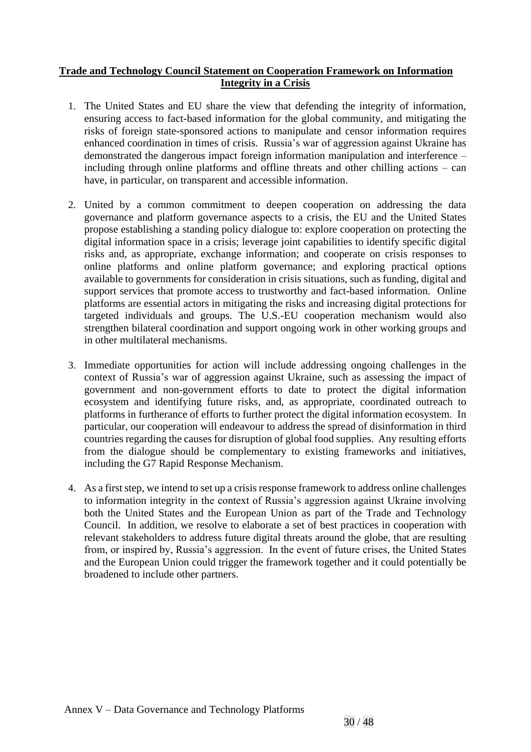**Trade and Technology Council Statement on Cooperation Framework on Information Integrity in a Crisis**

1. The United States and EU share the view that defending the integrity of information, ensuring access to fact-based information for the global community, and mitigating the risks of foreign state-sponsored actions to manipulate and censor information requires enhanced coordination in times of crisis. Russia's war of aggression against Ukraine has demonstrated the dangerous impact foreign information manipulation and interference – including through online platforms and offline threats and other chilling actions – can have, in particular, on transparent and accessible information.

2. United by a common commitment to deepen cooperation on addressing the data governance and platform governance aspects to a crisis, the EU and the United States propose establishing a standing policy dialogue to: explore cooperation on protecting the digital information space in a crisis; leverage joint capabilities to identify specific digital risks and, as appropriate, exchange information; and cooperate on crisis responses to online platforms and online platform governance; and exploring practical options available to governments for consideration in crisis situations, such as funding, digital and support services that promote access to trustworthy and fact-based information. Online platforms are essential actors in mitigating the risks and increasing digital protections for targeted individuals and groups. The U.S.-EU cooperation mechanism would also strengthen bilateral coordination and support ongoing work in other working groups and in other multilateral mechanisms.

3. Immediate opportunities for action will include addressing ongoing challenges in the context of Russia's war of aggression against Ukraine, such as assessing the impact of government and non-government efforts to date to protect the digital information ecosystem and identifying future risks, and, as appropriate, coordinated outreach to platforms in furtherance of efforts to further protect the digital information ecosystem. In particular, our cooperation will endeavour to address the spread of disinformation in third countries regarding the causes for disruption of global food supplies. Any resulting efforts from the dialogue should be complementary to existing frameworks and initiatives, including the G7 Rapid Response Mechanism.

4. As a first step, we intend to set up a crisis response framework to address online challenges to information integrity in the context of Russia's aggression against Ukraine involving both the United States and the European Union as part of the Trade and Technology Council. In addition, we resolve to elaborate a set of best practices in cooperation with relevant stakeholders to address future digital threats around the globe, that are resulting from, or inspired by, Russia's aggression. In the event of future crises, the United States and the European Union could trigger the framework together and it could potentially be broadened to include other partners.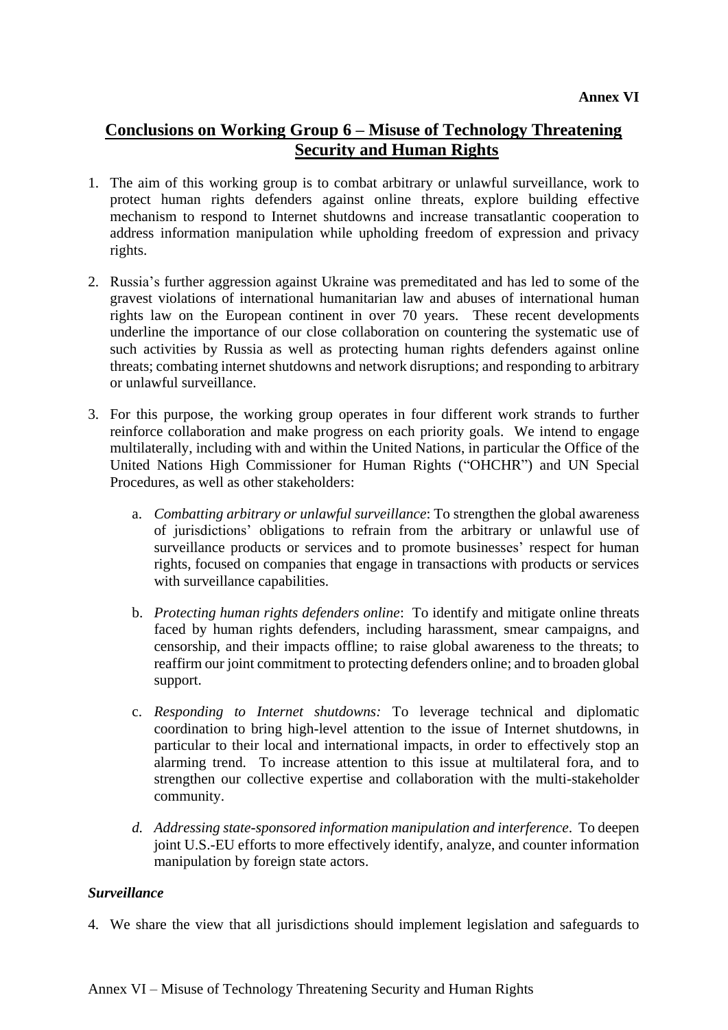**Annex VI**

## Conclusions on Working Group 6 – Misuse of Technology Threatening Security and Human Rights

1. The aim of this working group is to combat arbitrary or unlawful surveillance, work to protect human rights defenders against online threats, explore building effective mechanism to respond to Internet shutdowns and increase transatlantic cooperation to address information manipulation while upholding freedom of expression and privacy rights.

2. Russia's further aggression against Ukraine was premeditated and has led to some of the gravest violations of international humanitarian law and abuses of international human rights law on the European continent in over 70 years. These recent developments underline the importance of our close collaboration on countering the systematic use of such activities by Russia as well as protecting human rights defenders against online threats; combating internet shutdowns and network disruptions; and responding to arbitrary or unlawful surveillance.

3. For this purpose, the working group operates in four different work strands to further reinforce collaboration and make progress on each priority goals. We intend to engage multilaterally, including with and within the United Nations, in particular the Office of the United Nations High Commissioner for Human Rights ("OHCHR") and UN Special Procedures, as well as other stakeholders:

   a. *Combatting arbitrary or unlawful surveillance*: To strengthen the global awareness of jurisdictions' obligations to refrain from the arbitrary or unlawful use of surveillance products or services and to promote businesses' respect for human rights, focused on companies that engage in transactions with products or services with surveillance capabilities.

   b. *Protecting human rights defenders online*: To identify and mitigate online threats faced by human rights defenders, including harassment, smear campaigns, and censorship, and their impacts offline; to raise global awareness to the threats; to reaffirm our joint commitment to protecting defenders online; and to broaden global support.

   c. *Responding to Internet shutdowns:* To leverage technical and diplomatic coordination to bring high-level attention to the issue of Internet shutdowns, in particular to their local and international impacts, in order to effectively stop an alarming trend. To increase attention to this issue at multilateral fora, and to strengthen our collective expertise and collaboration with the multi-stakeholder community.

   d. *Addressing state-sponsored information manipulation and interference*. To deepen joint U.S.-EU efforts to more effectively identify, analyze, and counter information manipulation by foreign state actors.

***Surveillance***

4. We share the view that all jurisdictions should implement legislation and safeguards to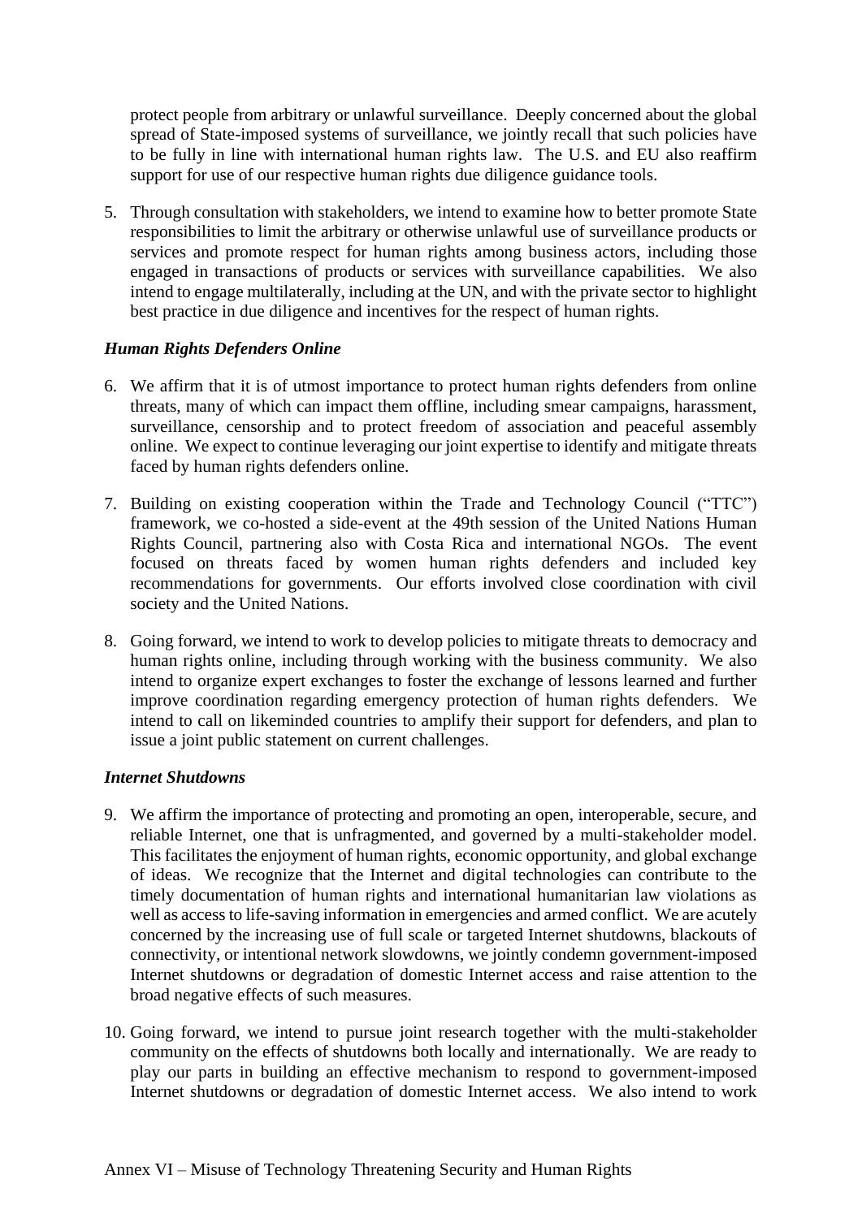protect people from arbitrary or unlawful surveillance. Deeply concerned about the global spread of State-imposed systems of surveillance, we jointly recall that such policies have to be fully in line with international human rights law. The U.S. and EU also reaffirm support for use of our respective human rights due diligence guidance tools.

5. Through consultation with stakeholders, we intend to examine how to better promote State responsibilities to limit the arbitrary or otherwise unlawful use of surveillance products or services and promote respect for human rights among business actors, including those engaged in transactions of products or services with surveillance capabilities. We also intend to engage multilaterally, including at the UN, and with the private sector to highlight best practice in due diligence and incentives for the respect of human rights.

***Human Rights Defenders Online***

6. We affirm that it is of utmost importance to protect human rights defenders from online threats, many of which can impact them offline, including smear campaigns, harassment, surveillance, censorship and to protect freedom of association and peaceful assembly online. We expect to continue leveraging our joint expertise to identify and mitigate threats faced by human rights defenders online.

7. Building on existing cooperation within the Trade and Technology Council ("TTC") framework, we co-hosted a side-event at the 49th session of the United Nations Human Rights Council, partnering also with Costa Rica and international NGOs. The event focused on threats faced by women human rights defenders and included key recommendations for governments. Our efforts involved close coordination with civil society and the United Nations.

8. Going forward, we intend to work to develop policies to mitigate threats to democracy and human rights online, including through working with the business community. We also intend to organize expert exchanges to foster the exchange of lessons learned and further improve coordination regarding emergency protection of human rights defenders. We intend to call on likeminded countries to amplify their support for defenders, and plan to issue a joint public statement on current challenges.

***Internet Shutdowns***

9. We affirm the importance of protecting and promoting an open, interoperable, secure, and reliable Internet, one that is unfragmented, and governed by a multi-stakeholder model. This facilitates the enjoyment of human rights, economic opportunity, and global exchange of ideas. We recognize that the Internet and digital technologies can contribute to the timely documentation of human rights and international humanitarian law violations as well as access to life-saving information in emergencies and armed conflict. We are acutely concerned by the increasing use of full scale or targeted Internet shutdowns, blackouts of connectivity, or intentional network slowdowns, we jointly condemn government-imposed Internet shutdowns or degradation of domestic Internet access and raise attention to the broad negative effects of such measures.

10. Going forward, we intend to pursue joint research together with the multi-stakeholder community on the effects of shutdowns both locally and internationally. We are ready to play our parts in building an effective mechanism to respond to government-imposed Internet shutdowns or degradation of domestic Internet access. We also intend to work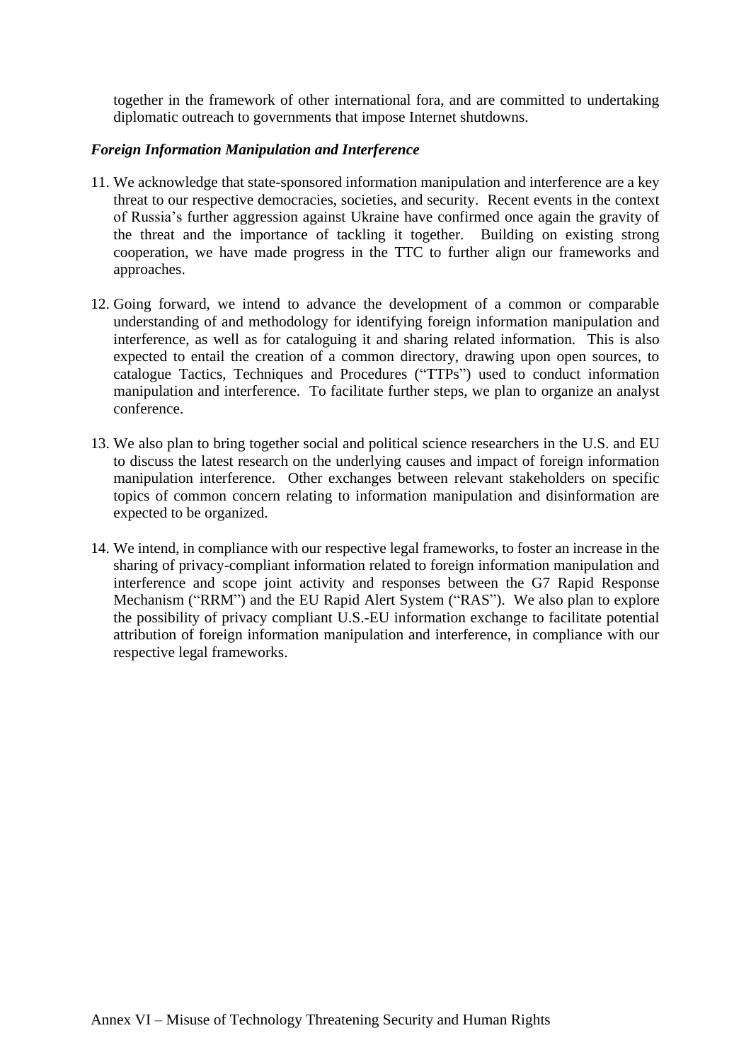together in the framework of other international fora, and are committed to undertaking diplomatic outreach to governments that impose Internet shutdowns.

***Foreign Information Manipulation and Interference***

11. We acknowledge that state-sponsored information manipulation and interference are a key threat to our respective democracies, societies, and security. Recent events in the context of Russia's further aggression against Ukraine have confirmed once again the gravity of the threat and the importance of tackling it together. Building on existing strong cooperation, we have made progress in the TTC to further align our frameworks and approaches.

12. Going forward, we intend to advance the development of a common or comparable understanding of and methodology for identifying foreign information manipulation and interference, as well as for cataloguing it and sharing related information. This is also expected to entail the creation of a common directory, drawing upon open sources, to catalogue Tactics, Techniques and Procedures ("TTPs") used to conduct information manipulation and interference. To facilitate further steps, we plan to organize an analyst conference.

13. We also plan to bring together social and political science researchers in the U.S. and EU to discuss the latest research on the underlying causes and impact of foreign information manipulation interference. Other exchanges between relevant stakeholders on specific topics of common concern relating to information manipulation and disinformation are expected to be organized.

14. We intend, in compliance with our respective legal frameworks, to foster an increase in the sharing of privacy-compliant information related to foreign information manipulation and interference and scope joint activity and responses between the G7 Rapid Response Mechanism ("RRM") and the EU Rapid Alert System ("RAS"). We also plan to explore the possibility of privacy compliant U.S.-EU information exchange to facilitate potential attribution of foreign information manipulation and interference, in compliance with our respective legal frameworks.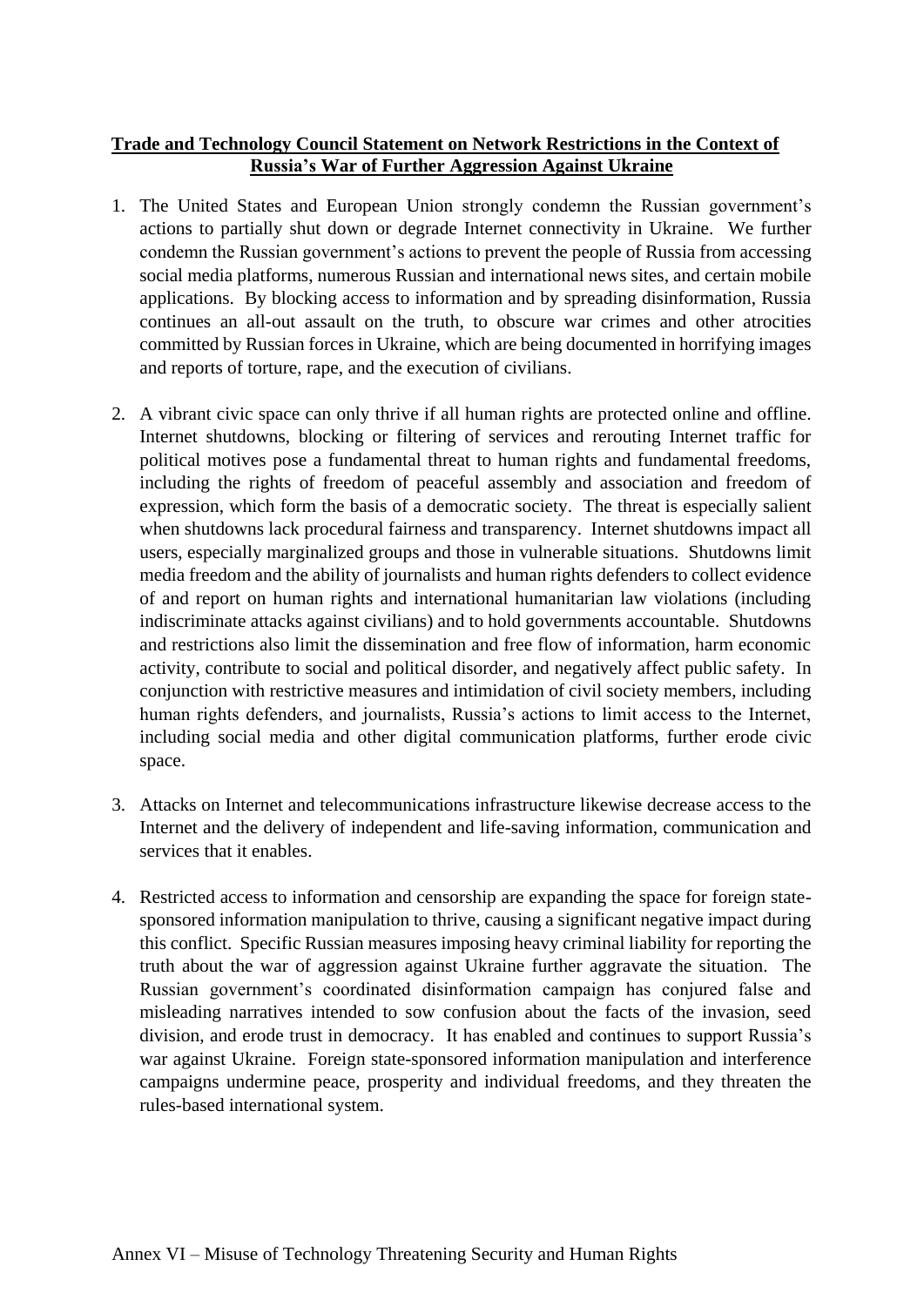**Trade and Technology Council Statement on Network Restrictions in the Context of Russia's War of Further Aggression Against Ukraine**

1. The United States and European Union strongly condemn the Russian government's actions to partially shut down or degrade Internet connectivity in Ukraine. We further condemn the Russian government's actions to prevent the people of Russia from accessing social media platforms, numerous Russian and international news sites, and certain mobile applications. By blocking access to information and by spreading disinformation, Russia continues an all-out assault on the truth, to obscure war crimes and other atrocities committed by Russian forces in Ukraine, which are being documented in horrifying images and reports of torture, rape, and the execution of civilians.

2. A vibrant civic space can only thrive if all human rights are protected online and offline. Internet shutdowns, blocking or filtering of services and rerouting Internet traffic for political motives pose a fundamental threat to human rights and fundamental freedoms, including the rights of freedom of peaceful assembly and association and freedom of expression, which form the basis of a democratic society. The threat is especially salient when shutdowns lack procedural fairness and transparency. Internet shutdowns impact all users, especially marginalized groups and those in vulnerable situations. Shutdowns limit media freedom and the ability of journalists and human rights defenders to collect evidence of and report on human rights and international humanitarian law violations (including indiscriminate attacks against civilians) and to hold governments accountable. Shutdowns and restrictions also limit the dissemination and free flow of information, harm economic activity, contribute to social and political disorder, and negatively affect public safety. In conjunction with restrictive measures and intimidation of civil society members, including human rights defenders, and journalists, Russia's actions to limit access to the Internet, including social media and other digital communication platforms, further erode civic space.

3. Attacks on Internet and telecommunications infrastructure likewise decrease access to the Internet and the delivery of independent and life-saving information, communication and services that it enables.

4. Restricted access to information and censorship are expanding the space for foreign state-sponsored information manipulation to thrive, causing a significant negative impact during this conflict. Specific Russian measures imposing heavy criminal liability for reporting the truth about the war of aggression against Ukraine further aggravate the situation. The Russian government's coordinated disinformation campaign has conjured false and misleading narratives intended to sow confusion about the facts of the invasion, seed division, and erode trust in democracy. It has enabled and continues to support Russia's war against Ukraine. Foreign state-sponsored information manipulation and interference campaigns undermine peace, prosperity and individual freedoms, and they threaten the rules-based international system.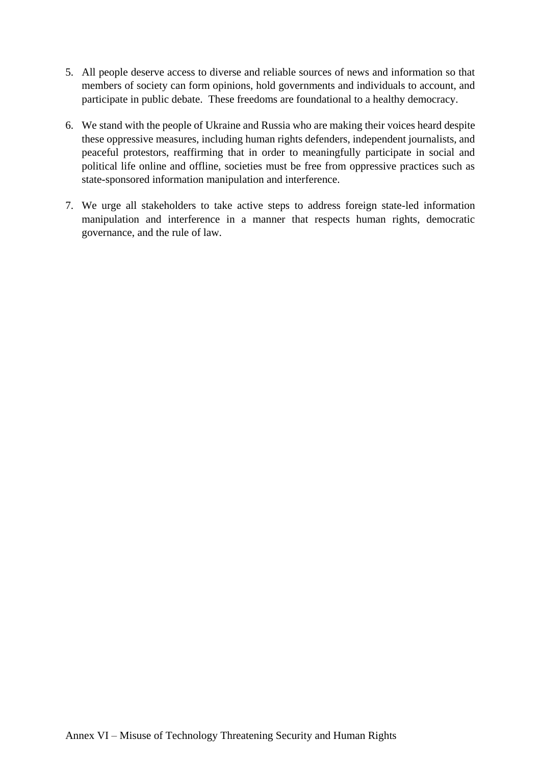5. All people deserve access to diverse and reliable sources of news and information so that members of society can form opinions, hold governments and individuals to account, and participate in public debate. These freedoms are foundational to a healthy democracy.

6. We stand with the people of Ukraine and Russia who are making their voices heard despite these oppressive measures, including human rights defenders, independent journalists, and peaceful protestors, reaffirming that in order to meaningfully participate in social and political life online and offline, societies must be free from oppressive practices such as state-sponsored information manipulation and interference.

7. We urge all stakeholders to take active steps to address foreign state-led information manipulation and interference in a manner that respects human rights, democratic governance, and the rule of law.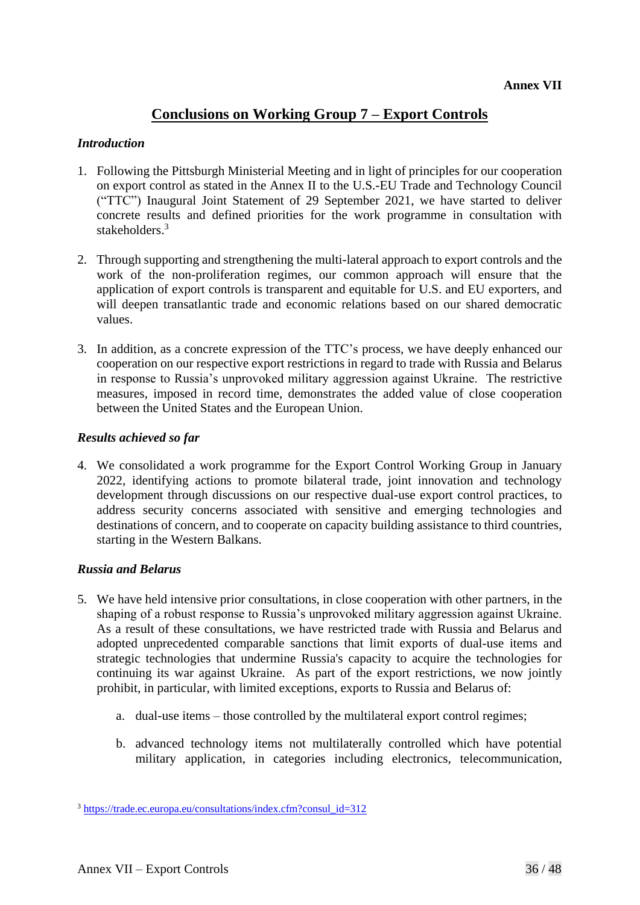**Annex VII**

## Conclusions on Working Group 7 – Export Controls

***Introduction***

1. Following the Pittsburgh Ministerial Meeting and in light of principles for our cooperation on export control as stated in the Annex II to the U.S.-EU Trade and Technology Council ("TTC") Inaugural Joint Statement of 29 September 2021, we have started to deliver concrete results and defined priorities for the work programme in consultation with stakeholders.[3]

2. Through supporting and strengthening the multi-lateral approach to export controls and the work of the non-proliferation regimes, our common approach will ensure that the application of export controls is transparent and equitable for U.S. and EU exporters, and will deepen transatlantic trade and economic relations based on our shared democratic values.

3. In addition, as a concrete expression of the TTC's process, we have deeply enhanced our cooperation on our respective export restrictions in regard to trade with Russia and Belarus in response to Russia's unprovoked military aggression against Ukraine. The restrictive measures, imposed in record time, demonstrates the added value of close cooperation between the United States and the European Union.

***Results achieved so far***

4. We consolidated a work programme for the Export Control Working Group in January 2022, identifying actions to promote bilateral trade, joint innovation and technology development through discussions on our respective dual-use export control practices, to address security concerns associated with sensitive and emerging technologies and destinations of concern, and to cooperate on capacity building assistance to third countries, starting in the Western Balkans.

***Russia and Belarus***

5. We have held intensive prior consultations, in close cooperation with other partners, in the shaping of a robust response to Russia's unprovoked military aggression against Ukraine. As a result of these consultations, we have restricted trade with Russia and Belarus and adopted unprecedented comparable sanctions that limit exports of dual-use items and strategic technologies that undermine Russia's capacity to acquire the technologies for continuing its war against Ukraine. As part of the export restrictions, we now jointly prohibit, in particular, with limited exceptions, exports to Russia and Belarus of:

   a. dual-use items – those controlled by the multilateral export control regimes;

   b. advanced technology items not multilaterally controlled which have potential military application, in categories including electronics, telecommunication,

[3] https://trade.ec.europa.eu/consultations/index.cfm?consul_id=312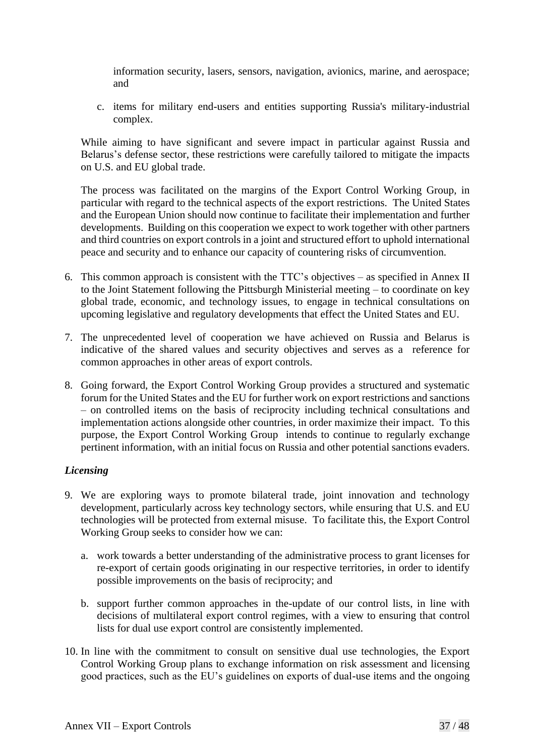information security, lasers, sensors, navigation, avionics, marine, and aerospace; and

c. items for military end-users and entities supporting Russia's military-industrial complex.

While aiming to have significant and severe impact in particular against Russia and Belarus's defense sector, these restrictions were carefully tailored to mitigate the impacts on U.S. and EU global trade.

The process was facilitated on the margins of the Export Control Working Group, in particular with regard to the technical aspects of the export restrictions. The United States and the European Union should now continue to facilitate their implementation and further developments. Building on this cooperation we expect to work together with other partners and third countries on export controls in a joint and structured effort to uphold international peace and security and to enhance our capacity of countering risks of circumvention.

6. This common approach is consistent with the TTC's objectives – as specified in Annex II to the Joint Statement following the Pittsburgh Ministerial meeting – to coordinate on key global trade, economic, and technology issues, to engage in technical consultations on upcoming legislative and regulatory developments that effect the United States and EU.

7. The unprecedented level of cooperation we have achieved on Russia and Belarus is indicative of the shared values and security objectives and serves as a reference for common approaches in other areas of export controls.

8. Going forward, the Export Control Working Group provides a structured and systematic forum for the United States and the EU for further work on export restrictions and sanctions – on controlled items on the basis of reciprocity including technical consultations and implementation actions alongside other countries, in order maximize their impact. To this purpose, the Export Control Working Group intends to continue to regularly exchange pertinent information, with an initial focus on Russia and other potential sanctions evaders.

***Licensing***

9. We are exploring ways to promote bilateral trade, joint innovation and technology development, particularly across key technology sectors, while ensuring that U.S. and EU technologies will be protected from external misuse. To facilitate this, the Export Control Working Group seeks to consider how we can:

   a. work towards a better understanding of the administrative process to grant licenses for re-export of certain goods originating in our respective territories, in order to identify possible improvements on the basis of reciprocity; and

   b. support further common approaches in the-update of our control lists, in line with decisions of multilateral export control regimes, with a view to ensuring that control lists for dual use export control are consistently implemented.

10. In line with the commitment to consult on sensitive dual use technologies, the Export Control Working Group plans to exchange information on risk assessment and licensing good practices, such as the EU's guidelines on exports of dual-use items and the ongoing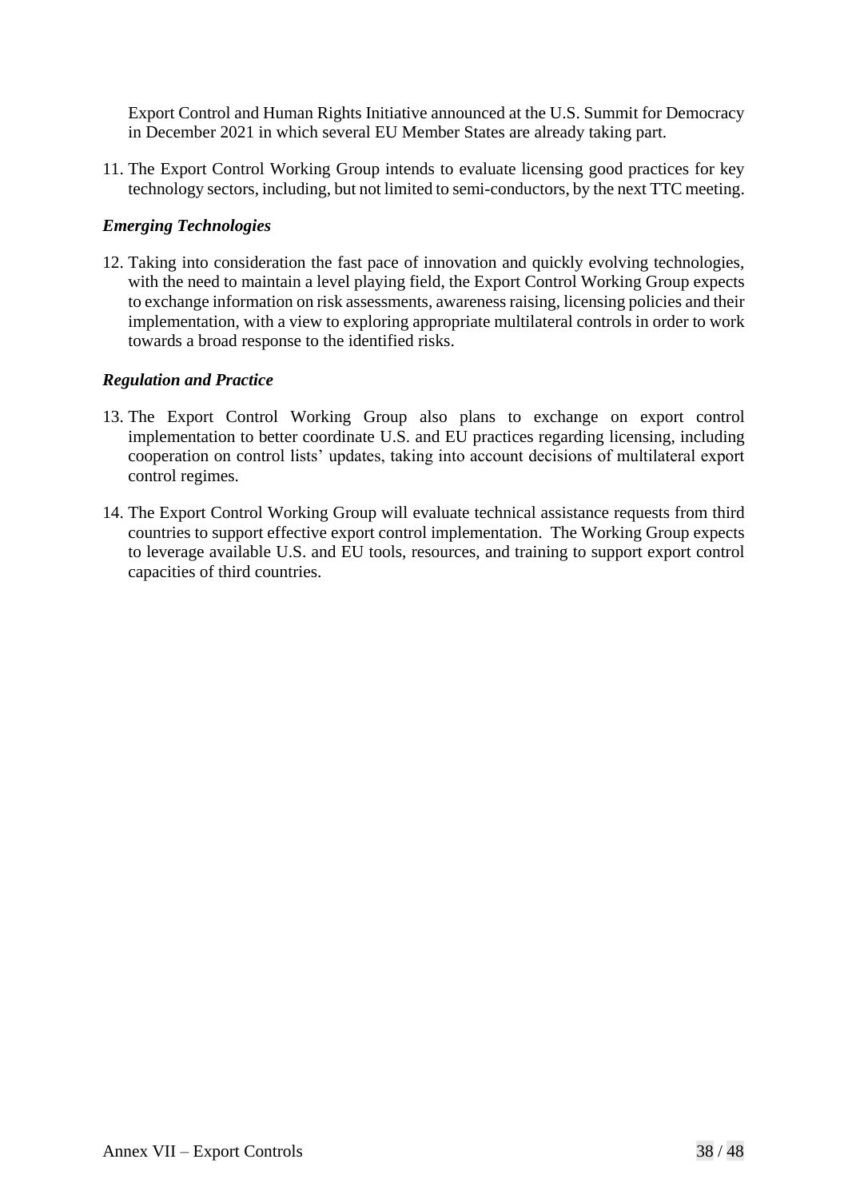Export Control and Human Rights Initiative announced at the U.S. Summit for Democracy in December 2021 in which several EU Member States are already taking part.

11. The Export Control Working Group intends to evaluate licensing good practices for key technology sectors, including, but not limited to semi-conductors, by the next TTC meeting.

***Emerging Technologies***

12. Taking into consideration the fast pace of innovation and quickly evolving technologies, with the need to maintain a level playing field, the Export Control Working Group expects to exchange information on risk assessments, awareness raising, licensing policies and their implementation, with a view to exploring appropriate multilateral controls in order to work towards a broad response to the identified risks.

***Regulation and Practice***

13. The Export Control Working Group also plans to exchange on export control implementation to better coordinate U.S. and EU practices regarding licensing, including cooperation on control lists' updates, taking into account decisions of multilateral export control regimes.

14. The Export Control Working Group will evaluate technical assistance requests from third countries to support effective export control implementation. The Working Group expects to leverage available U.S. and EU tools, resources, and training to support export control capacities of third countries.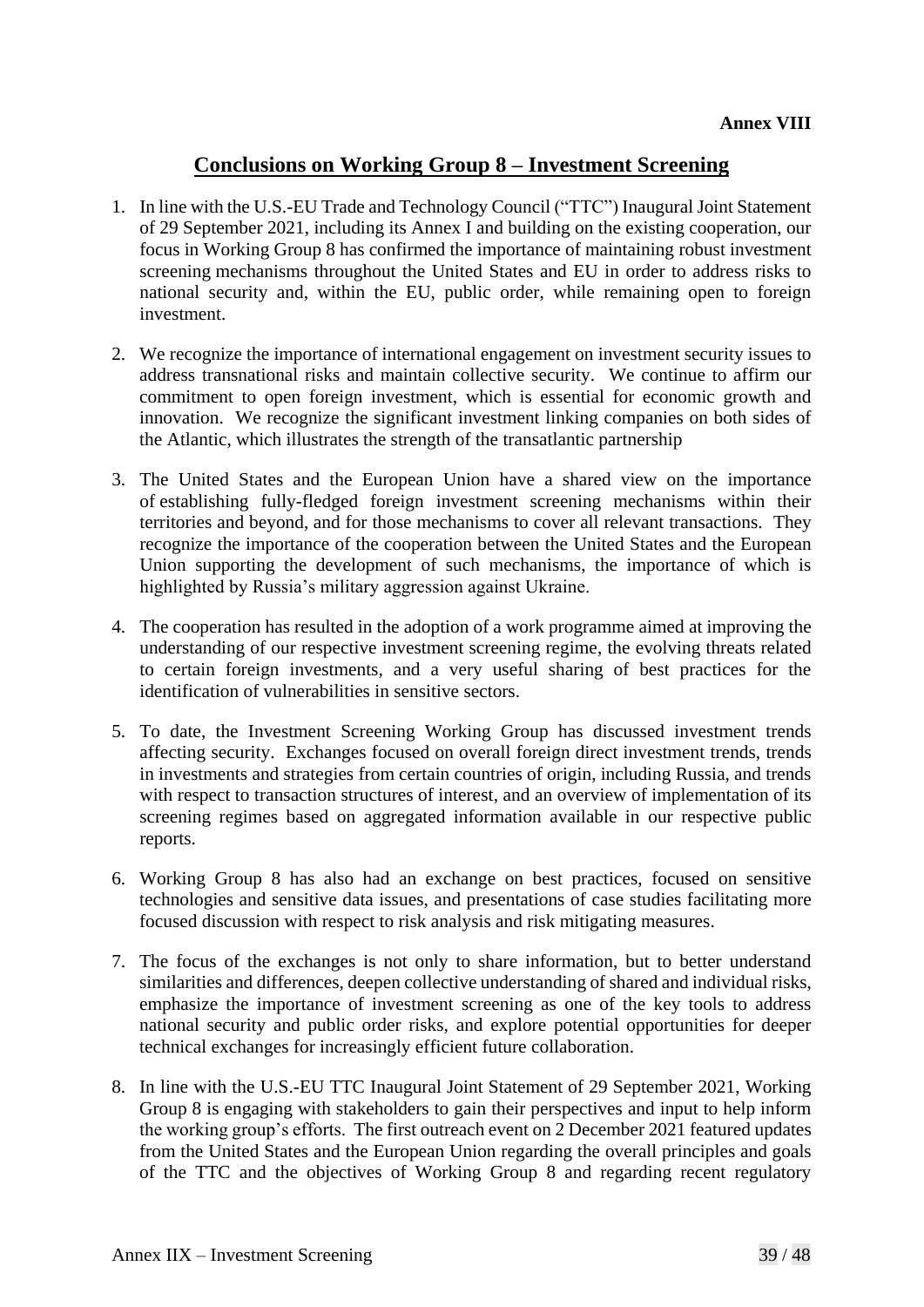**Annex VIII**

## Conclusions on Working Group 8 – Investment Screening

1. In line with the U.S.-EU Trade and Technology Council ("TTC") Inaugural Joint Statement of 29 September 2021, including its Annex I and building on the existing cooperation, our focus in Working Group 8 has confirmed the importance of maintaining robust investment screening mechanisms throughout the United States and EU in order to address risks to national security and, within the EU, public order, while remaining open to foreign investment.

2. We recognize the importance of international engagement on investment security issues to address transnational risks and maintain collective security. We continue to affirm our commitment to open foreign investment, which is essential for economic growth and innovation. We recognize the significant investment linking companies on both sides of the Atlantic, which illustrates the strength of the transatlantic partnership

3. The United States and the European Union have a shared view on the importance of establishing fully-fledged foreign investment screening mechanisms within their territories and beyond, and for those mechanisms to cover all relevant transactions. They recognize the importance of the cooperation between the United States and the European Union supporting the development of such mechanisms, the importance of which is highlighted by Russia's military aggression against Ukraine.

4. The cooperation has resulted in the adoption of a work programme aimed at improving the understanding of our respective investment screening regime, the evolving threats related to certain foreign investments, and a very useful sharing of best practices for the identification of vulnerabilities in sensitive sectors.

5. To date, the Investment Screening Working Group has discussed investment trends affecting security. Exchanges focused on overall foreign direct investment trends, trends in investments and strategies from certain countries of origin, including Russia, and trends with respect to transaction structures of interest, and an overview of implementation of its screening regimes based on aggregated information available in our respective public reports.

6. Working Group 8 has also had an exchange on best practices, focused on sensitive technologies and sensitive data issues, and presentations of case studies facilitating more focused discussion with respect to risk analysis and risk mitigating measures.

7. The focus of the exchanges is not only to share information, but to better understand similarities and differences, deepen collective understanding of shared and individual risks, emphasize the importance of investment screening as one of the key tools to address national security and public order risks, and explore potential opportunities for deeper technical exchanges for increasingly efficient future collaboration.

8. In line with the U.S.-EU TTC Inaugural Joint Statement of 29 September 2021, Working Group 8 is engaging with stakeholders to gain their perspectives and input to help inform the working group's efforts. The first outreach event on 2 December 2021 featured updates from the United States and the European Union regarding the overall principles and goals of the TTC and the objectives of Working Group 8 and regarding recent regulatory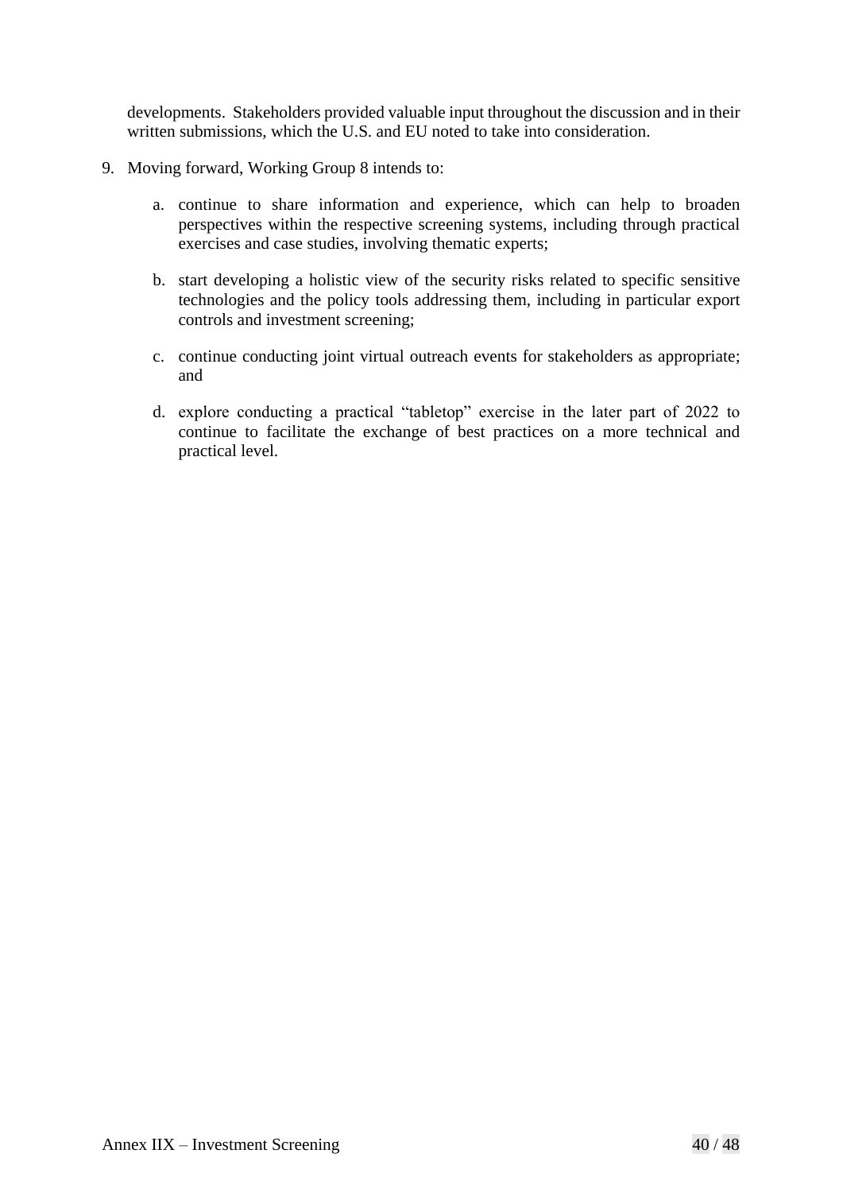developments. Stakeholders provided valuable input throughout the discussion and in their written submissions, which the U.S. and EU noted to take into consideration.

9. Moving forward, Working Group 8 intends to:

   a. continue to share information and experience, which can help to broaden perspectives within the respective screening systems, including through practical exercises and case studies, involving thematic experts;

   b. start developing a holistic view of the security risks related to specific sensitive technologies and the policy tools addressing them, including in particular export controls and investment screening;

   c. continue conducting joint virtual outreach events for stakeholders as appropriate; and

   d. explore conducting a practical "tabletop" exercise in the later part of 2022 to continue to facilitate the exchange of best practices on a more technical and practical level.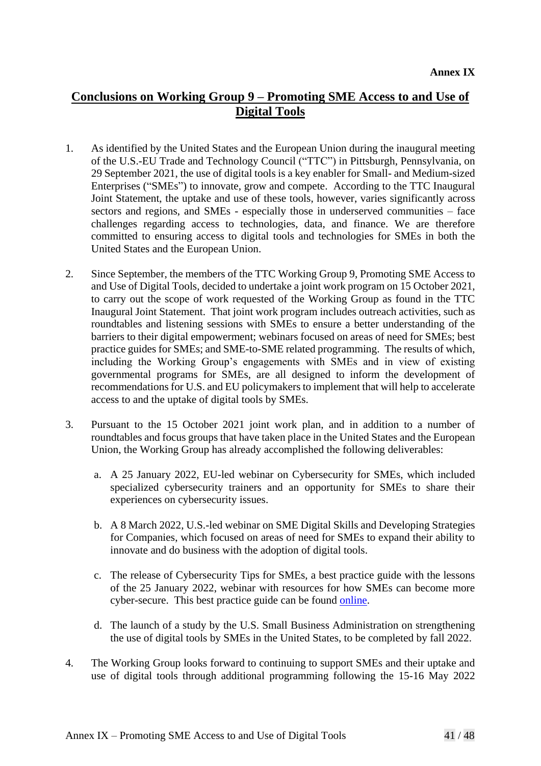**Annex IX**

# Conclusions on Working Group 9 – Promoting SME Access to and Use of Digital Tools

1. As identified by the United States and the European Union during the inaugural meeting of the U.S.-EU Trade and Technology Council ("TTC") in Pittsburgh, Pennsylvania, on 29 September 2021, the use of digital tools is a key enabler for Small- and Medium-sized Enterprises ("SMEs") to innovate, grow and compete. According to the TTC Inaugural Joint Statement, the uptake and use of these tools, however, varies significantly across sectors and regions, and SMEs - especially those in underserved communities – face challenges regarding access to technologies, data, and finance. We are therefore committed to ensuring access to digital tools and technologies for SMEs in both the United States and the European Union.

2. Since September, the members of the TTC Working Group 9, Promoting SME Access to and Use of Digital Tools, decided to undertake a joint work program on 15 October 2021, to carry out the scope of work requested of the Working Group as found in the TTC Inaugural Joint Statement. That joint work program includes outreach activities, such as roundtables and listening sessions with SMEs to ensure a better understanding of the barriers to their digital empowerment; webinars focused on areas of need for SMEs; best practice guides for SMEs; and SME-to-SME related programming. The results of which, including the Working Group's engagements with SMEs and in view of existing governmental programs for SMEs, are all designed to inform the development of recommendations for U.S. and EU policymakers to implement that will help to accelerate access to and the uptake of digital tools by SMEs.

3. Pursuant to the 15 October 2021 joint work plan, and in addition to a number of roundtables and focus groups that have taken place in the United States and the European Union, the Working Group has already accomplished the following deliverables:

   a. A 25 January 2022, EU-led webinar on Cybersecurity for SMEs, which included specialized cybersecurity trainers and an opportunity for SMEs to share their experiences on cybersecurity issues.

   b. A 8 March 2022, U.S.-led webinar on SME Digital Skills and Developing Strategies for Companies, which focused on areas of need for SMEs to expand their ability to innovate and do business with the adoption of digital tools.

   c. The release of Cybersecurity Tips for SMEs, a best practice guide with the lessons of the 25 January 2022, webinar with resources for how SMEs can become more cyber-secure. This best practice guide can be found online.

   d. The launch of a study by the U.S. Small Business Administration on strengthening the use of digital tools by SMEs in the United States, to be completed by fall 2022.

4. The Working Group looks forward to continuing to support SMEs and their uptake and use of digital tools through additional programming following the 15-16 May 2022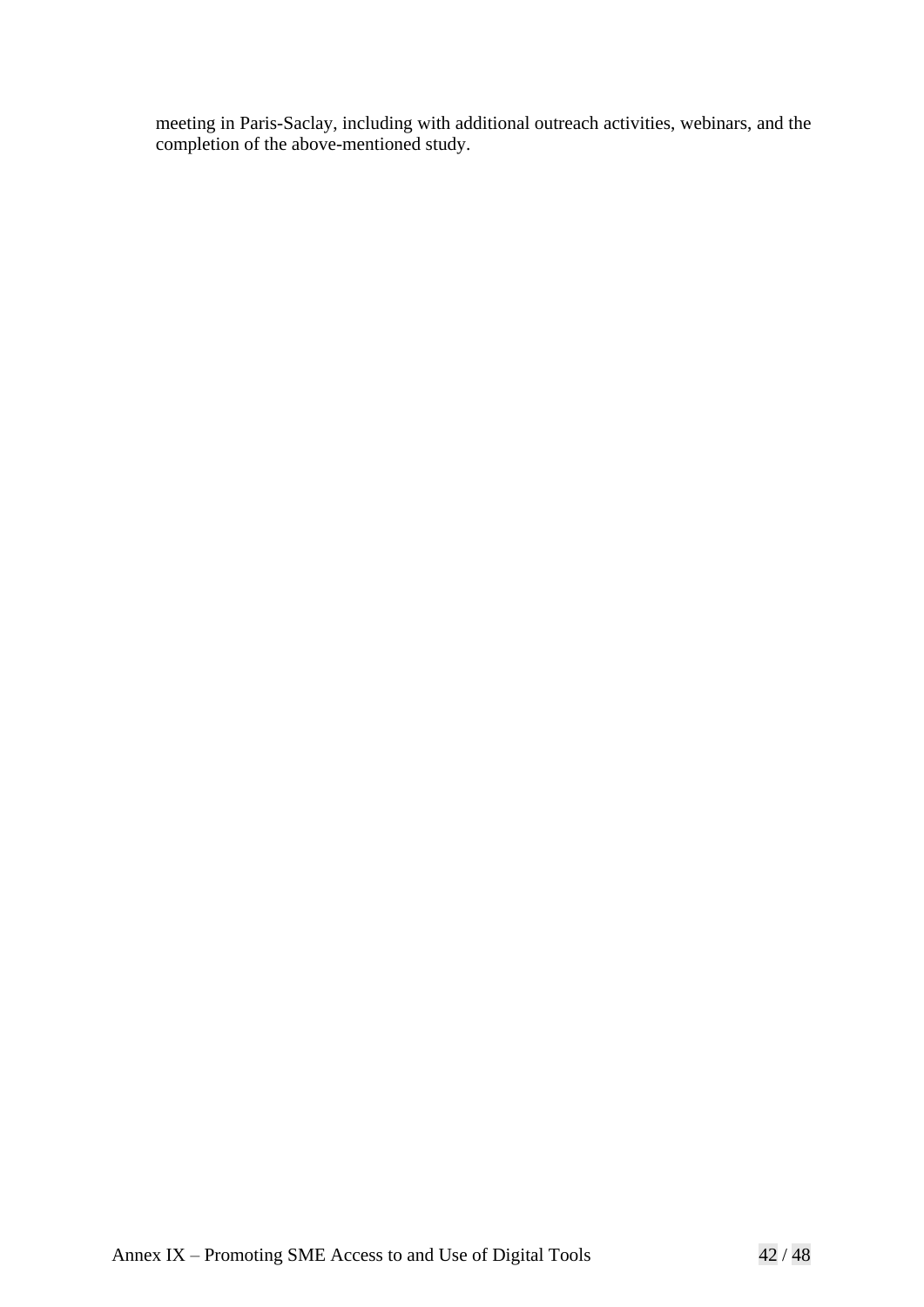meeting in Paris-Saclay, including with additional outreach activities, webinars, and the completion of the above-mentioned study.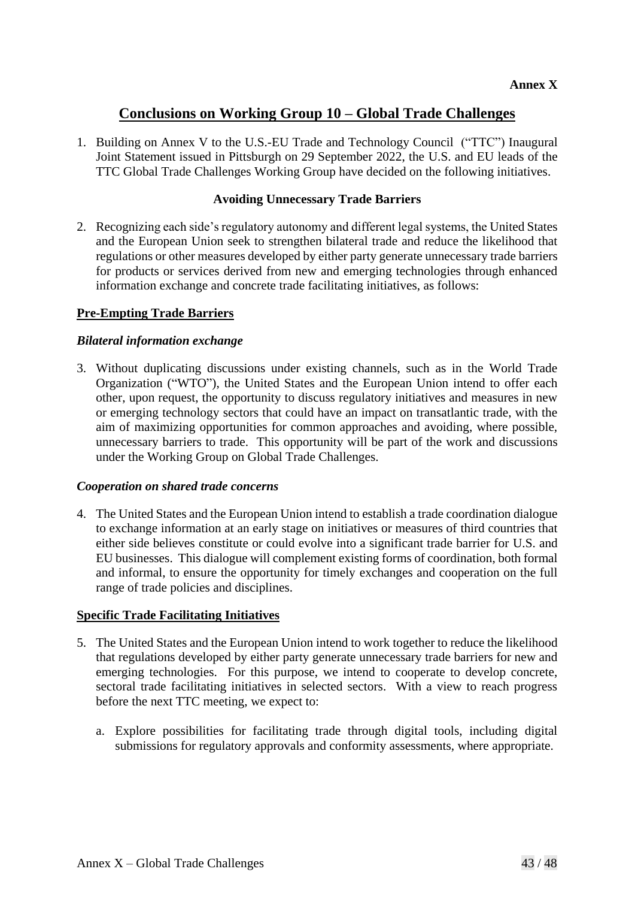**Annex X**

# Conclusions on Working Group 10 – Global Trade Challenges

1. Building on Annex V to the U.S.-EU Trade and Technology Council ("TTC") Inaugural Joint Statement issued in Pittsburgh on 29 September 2022, the U.S. and EU leads of the TTC Global Trade Challenges Working Group have decided on the following initiatives.

## Avoiding Unnecessary Trade Barriers

2. Recognizing each side's regulatory autonomy and different legal systems, the United States and the European Union seek to strengthen bilateral trade and reduce the likelihood that regulations or other measures developed by either party generate unnecessary trade barriers for products or services derived from new and emerging technologies through enhanced information exchange and concrete trade facilitating initiatives, as follows:

### Pre-Empting Trade Barriers

#### *Bilateral information exchange*

3. Without duplicating discussions under existing channels, such as in the World Trade Organization ("WTO"), the United States and the European Union intend to offer each other, upon request, the opportunity to discuss regulatory initiatives and measures in new or emerging technology sectors that could have an impact on transatlantic trade, with the aim of maximizing opportunities for common approaches and avoiding, where possible, unnecessary barriers to trade. This opportunity will be part of the work and discussions under the Working Group on Global Trade Challenges.

#### *Cooperation on shared trade concerns*

4. The United States and the European Union intend to establish a trade coordination dialogue to exchange information at an early stage on initiatives or measures of third countries that either side believes constitute or could evolve into a significant trade barrier for U.S. and EU businesses. This dialogue will complement existing forms of coordination, both formal and informal, to ensure the opportunity for timely exchanges and cooperation on the full range of trade policies and disciplines.

### Specific Trade Facilitating Initiatives

5. The United States and the European Union intend to work together to reduce the likelihood that regulations developed by either party generate unnecessary trade barriers for new and emerging technologies. For this purpose, we intend to cooperate to develop concrete, sectoral trade facilitating initiatives in selected sectors. With a view to reach progress before the next TTC meeting, we expect to:

   a. Explore possibilities for facilitating trade through digital tools, including digital submissions for regulatory approvals and conformity assessments, where appropriate.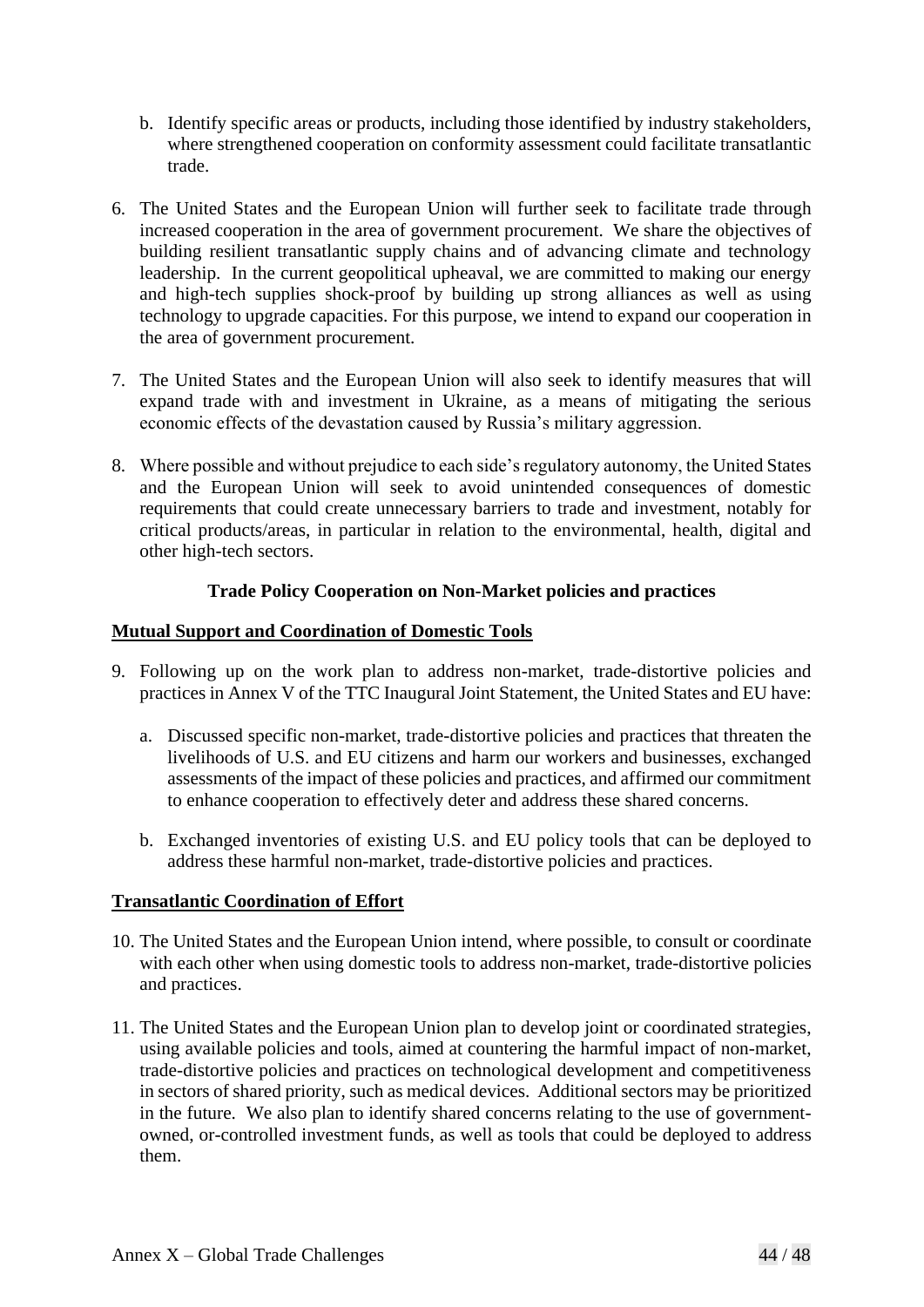b. Identify specific areas or products, including those identified by industry stakeholders, where strengthened cooperation on conformity assessment could facilitate transatlantic trade.

6. The United States and the European Union will further seek to facilitate trade through increased cooperation in the area of government procurement. We share the objectives of building resilient transatlantic supply chains and of advancing climate and technology leadership. In the current geopolitical upheaval, we are committed to making our energy and high-tech supplies shock-proof by building up strong alliances as well as using technology to upgrade capacities. For this purpose, we intend to expand our cooperation in the area of government procurement.

7. The United States and the European Union will also seek to identify measures that will expand trade with and investment in Ukraine, as a means of mitigating the serious economic effects of the devastation caused by Russia's military aggression.

8. Where possible and without prejudice to each side's regulatory autonomy, the United States and the European Union will seek to avoid unintended consequences of domestic requirements that could create unnecessary barriers to trade and investment, notably for critical products/areas, in particular in relation to the environmental, health, digital and other high-tech sectors.

### Trade Policy Cooperation on Non-Market policies and practices

#### Mutual Support and Coordination of Domestic Tools

9. Following up on the work plan to address non-market, trade-distortive policies and practices in Annex V of the TTC Inaugural Joint Statement, the United States and EU have:

   a. Discussed specific non-market, trade-distortive policies and practices that threaten the livelihoods of U.S. and EU citizens and harm our workers and businesses, exchanged assessments of the impact of these policies and practices, and affirmed our commitment to enhance cooperation to effectively deter and address these shared concerns.

   b. Exchanged inventories of existing U.S. and EU policy tools that can be deployed to address these harmful non-market, trade-distortive policies and practices.

#### Transatlantic Coordination of Effort

10. The United States and the European Union intend, where possible, to consult or coordinate with each other when using domestic tools to address non-market, trade-distortive policies and practices.

11. The United States and the European Union plan to develop joint or coordinated strategies, using available policies and tools, aimed at countering the harmful impact of non-market, trade-distortive policies and practices on technological development and competitiveness in sectors of shared priority, such as medical devices. Additional sectors may be prioritized in the future. We also plan to identify shared concerns relating to the use of government-owned, or-controlled investment funds, as well as tools that could be deployed to address them.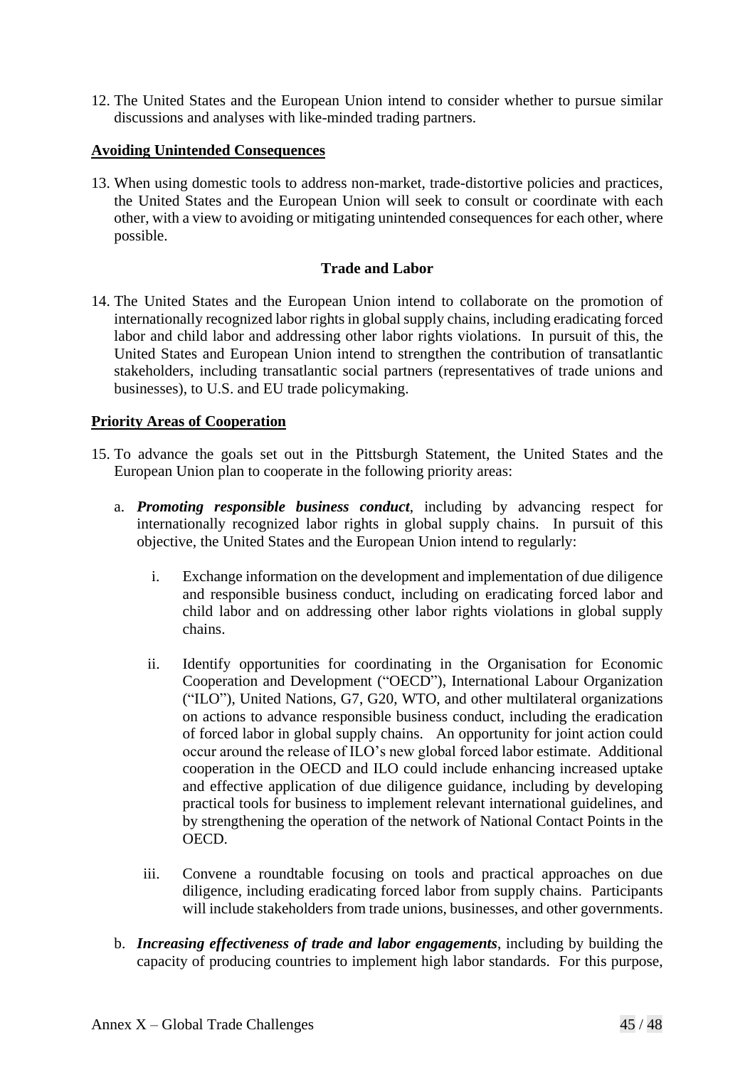12. The United States and the European Union intend to consider whether to pursue similar discussions and analyses with like-minded trading partners.

**Avoiding Unintended Consequences**

13. When using domestic tools to address non-market, trade-distortive policies and practices, the United States and the European Union will seek to consult or coordinate with each other, with a view to avoiding or mitigating unintended consequences for each other, where possible.

## Trade and Labor

14. The United States and the European Union intend to collaborate on the promotion of internationally recognized labor rights in global supply chains, including eradicating forced labor and child labor and addressing other labor rights violations. In pursuit of this, the United States and European Union intend to strengthen the contribution of transatlantic stakeholders, including transatlantic social partners (representatives of trade unions and businesses), to U.S. and EU trade policymaking.

**Priority Areas of Cooperation**

15. To advance the goals set out in the Pittsburgh Statement, the United States and the European Union plan to cooperate in the following priority areas:

    a. ***Promoting responsible business conduct***, including by advancing respect for internationally recognized labor rights in global supply chains. In pursuit of this objective, the United States and the European Union intend to regularly:

        i. Exchange information on the development and implementation of due diligence and responsible business conduct, including on eradicating forced labor and child labor and on addressing other labor rights violations in global supply chains.

        ii. Identify opportunities for coordinating in the Organisation for Economic Cooperation and Development ("OECD"), International Labour Organization ("ILO"), United Nations, G7, G20, WTO, and other multilateral organizations on actions to advance responsible business conduct, including the eradication of forced labor in global supply chains. An opportunity for joint action could occur around the release of ILO's new global forced labor estimate. Additional cooperation in the OECD and ILO could include enhancing increased uptake and effective application of due diligence guidance, including by developing practical tools for business to implement relevant international guidelines, and by strengthening the operation of the network of National Contact Points in the OECD.

        iii. Convene a roundtable focusing on tools and practical approaches on due diligence, including eradicating forced labor from supply chains. Participants will include stakeholders from trade unions, businesses, and other governments.

    b. ***Increasing effectiveness of trade and labor engagements***, including by building the capacity of producing countries to implement high labor standards. For this purpose,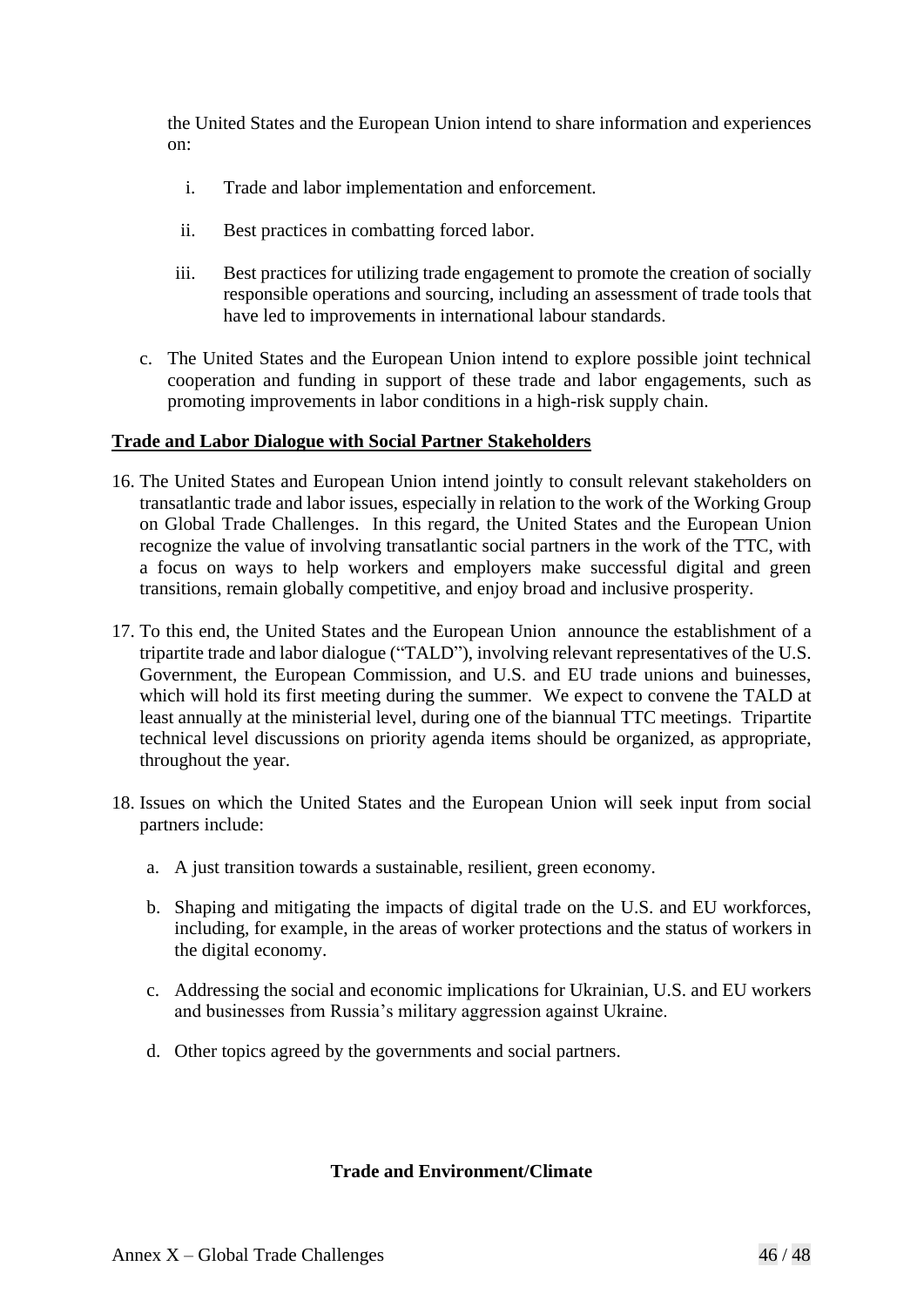the United States and the European Union intend to share information and experiences on:

i. Trade and labor implementation and enforcement.

ii. Best practices in combatting forced labor.

iii. Best practices for utilizing trade engagement to promote the creation of socially responsible operations and sourcing, including an assessment of trade tools that have led to improvements in international labour standards.

c. The United States and the European Union intend to explore possible joint technical cooperation and funding in support of these trade and labor engagements, such as promoting improvements in labor conditions in a high-risk supply chain.

**Trade and Labor Dialogue with Social Partner Stakeholders**

16. The United States and European Union intend jointly to consult relevant stakeholders on transatlantic trade and labor issues, especially in relation to the work of the Working Group on Global Trade Challenges. In this regard, the United States and the European Union recognize the value of involving transatlantic social partners in the work of the TTC, with a focus on ways to help workers and employers make successful digital and green transitions, remain globally competitive, and enjoy broad and inclusive prosperity.

17. To this end, the United States and the European Union announce the establishment of a tripartite trade and labor dialogue ("TALD"), involving relevant representatives of the U.S. Government, the European Commission, and U.S. and EU trade unions and buinesses, which will hold its first meeting during the summer. We expect to convene the TALD at least annually at the ministerial level, during one of the biannual TTC meetings. Tripartite technical level discussions on priority agenda items should be organized, as appropriate, throughout the year.

18. Issues on which the United States and the European Union will seek input from social partners include:

    a. A just transition towards a sustainable, resilient, green economy.

    b. Shaping and mitigating the impacts of digital trade on the U.S. and EU workforces, including, for example, in the areas of worker protections and the status of workers in the digital economy.

    c. Addressing the social and economic implications for Ukrainian, U.S. and EU workers and businesses from Russia's military aggression against Ukraine.

    d. Other topics agreed by the governments and social partners.

**Trade and Environment/Climate**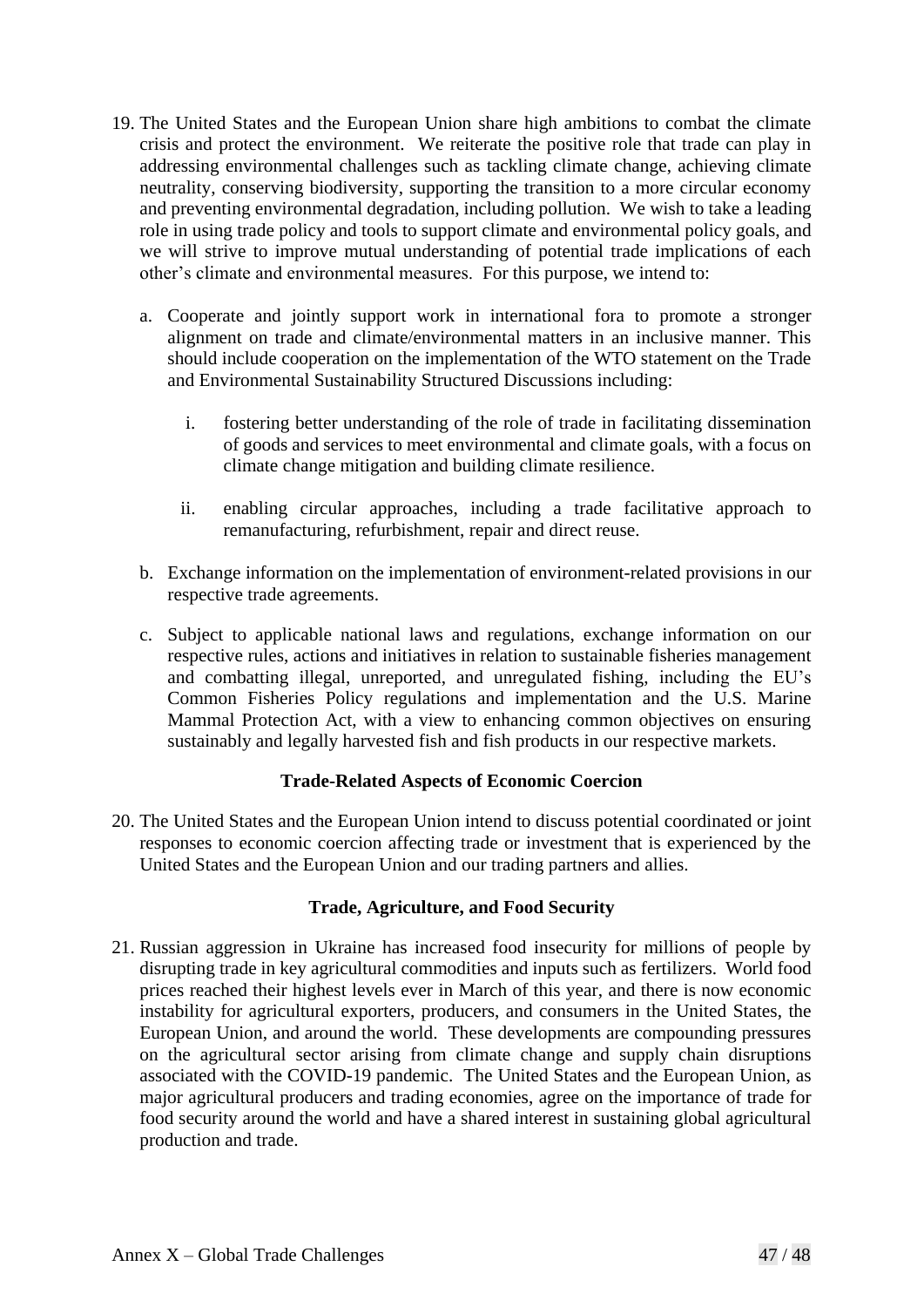19. The United States and the European Union share high ambitions to combat the climate crisis and protect the environment. We reiterate the positive role that trade can play in addressing environmental challenges such as tackling climate change, achieving climate neutrality, conserving biodiversity, supporting the transition to a more circular economy and preventing environmental degradation, including pollution. We wish to take a leading role in using trade policy and tools to support climate and environmental policy goals, and we will strive to improve mutual understanding of potential trade implications of each other's climate and environmental measures. For this purpose, we intend to:

    a. Cooperate and jointly support work in international fora to promote a stronger alignment on trade and climate/environmental matters in an inclusive manner. This should include cooperation on the implementation of the WTO statement on the Trade and Environmental Sustainability Structured Discussions including:

        i. fostering better understanding of the role of trade in facilitating dissemination of goods and services to meet environmental and climate goals, with a focus on climate change mitigation and building climate resilience.

        ii. enabling circular approaches, including a trade facilitative approach to remanufacturing, refurbishment, repair and direct reuse.

    b. Exchange information on the implementation of environment-related provisions in our respective trade agreements.

    c. Subject to applicable national laws and regulations, exchange information on our respective rules, actions and initiatives in relation to sustainable fisheries management and combatting illegal, unreported, and unregulated fishing, including the EU's Common Fisheries Policy regulations and implementation and the U.S. Marine Mammal Protection Act, with a view to enhancing common objectives on ensuring sustainably and legally harvested fish and fish products in our respective markets.

**Trade-Related Aspects of Economic Coercion**

20. The United States and the European Union intend to discuss potential coordinated or joint responses to economic coercion affecting trade or investment that is experienced by the United States and the European Union and our trading partners and allies.

**Trade, Agriculture, and Food Security**

21. Russian aggression in Ukraine has increased food insecurity for millions of people by disrupting trade in key agricultural commodities and inputs such as fertilizers. World food prices reached their highest levels ever in March of this year, and there is now economic instability for agricultural exporters, producers, and consumers in the United States, the European Union, and around the world. These developments are compounding pressures on the agricultural sector arising from climate change and supply chain disruptions associated with the COVID-19 pandemic. The United States and the European Union, as major agricultural producers and trading economies, agree on the importance of trade for food security around the world and have a shared interest in sustaining global agricultural production and trade.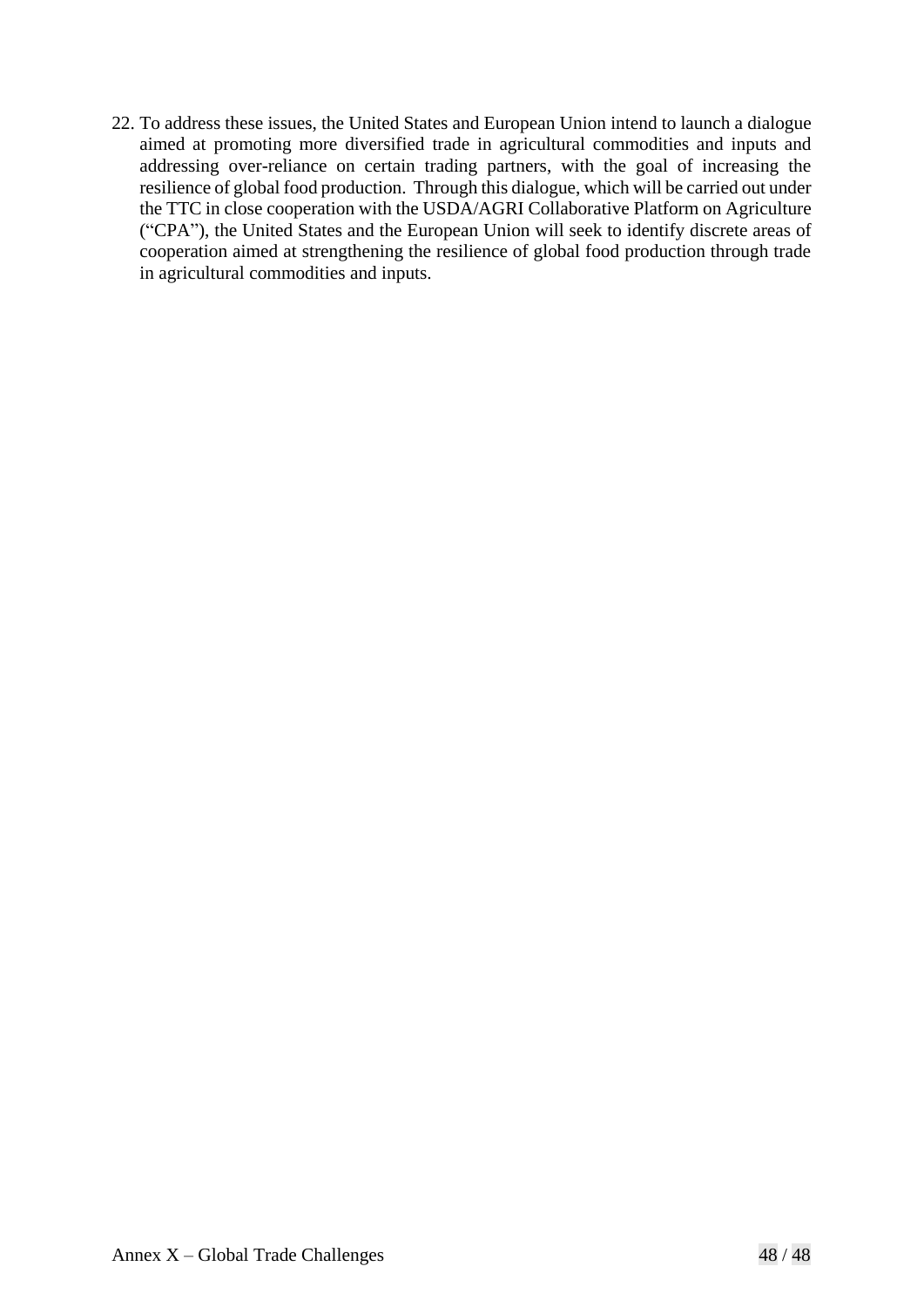22. To address these issues, the United States and European Union intend to launch a dialogue aimed at promoting more diversified trade in agricultural commodities and inputs and addressing over-reliance on certain trading partners, with the goal of increasing the resilience of global food production. Through this dialogue, which will be carried out under the TTC in close cooperation with the USDA/AGRI Collaborative Platform on Agriculture ("CPA"), the United States and the European Union will seek to identify discrete areas of cooperation aimed at strengthening the resilience of global food production through trade in agricultural commodities and inputs.